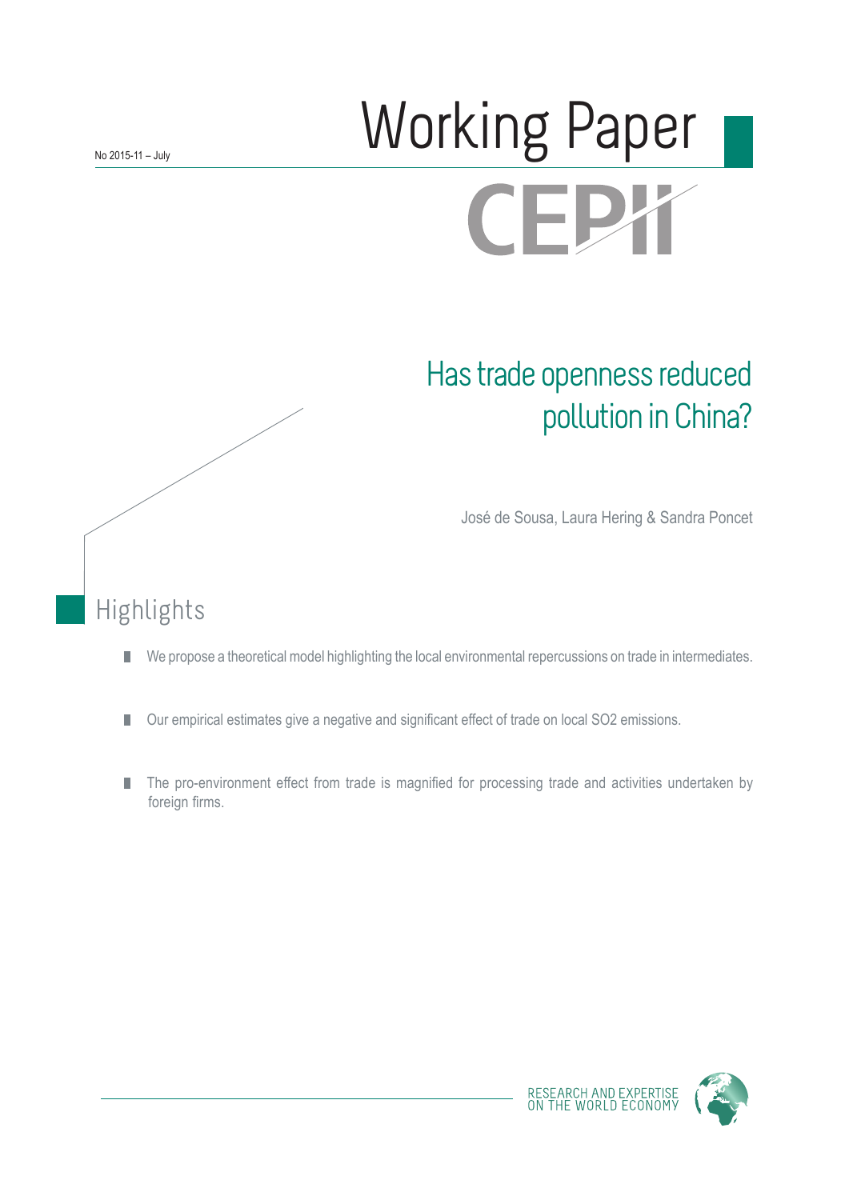No 2015-11 – July

# Working Paper

CEPII

# Has trade openness reduced pollution in China?

José de Sousa, Laura Hering & Sandra Poncet

## Highlights

- We propose a theoretical model highlighting the local environmental repercussions on trade in intermediates.
- Our empirical estimates give a negative and significant effect of trade on local $SO_2$ emissions.
- The pro-environment effect from trade is magnified for processing trade and activities undertaken by foreign firms.

RESEARCH AND EXPERTISE ON THE WORLD ECONOMY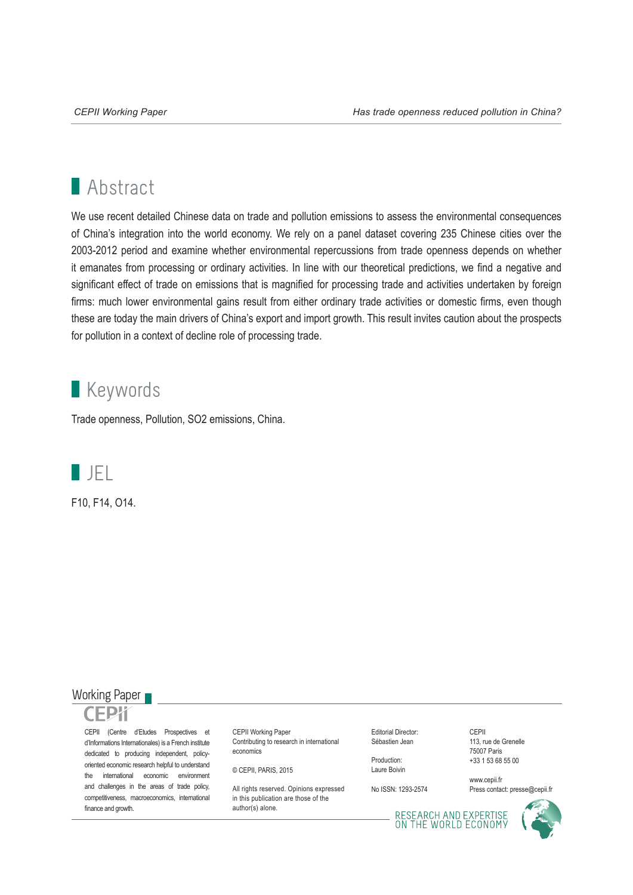## Abstract

We use recent detailed Chinese data on trade and pollution emissions to assess the environmental consequences of China's integration into the world economy. We rely on a panel dataset covering 235 Chinese cities over the 2003-2012 period and examine whether environmental repercussions from trade openness depends on whether it emanates from processing or ordinary activities. In line with our theoretical predictions, we find a negative and significant effect of trade on emissions that is magnified for processing trade and activities undertaken by foreign firms: much lower environmental gains result from either ordinary trade activities or domestic firms, even though these are today the main drivers of China's export and import growth. This result invites caution about the prospects for pollution in a context of decline role of processing trade.

## Keywords

Trade openness, Pollution, SO2 emissions, China.

## JEL

F10, F14, O14.

Working Paper

CEPII

CEPII (Centre d'Etudes Prospectives et d'Informations Internationales) is a French institute dedicated to producing independent, policy-oriented economic research helpful to understand the international economic environment and challenges in the areas of trade policy, competitiveness, macroeconomics, international finance and growth.

CEPII Working Paper
Contributing to research in international economics

© CEPII, PARIS, 2015

All rights reserved. Opinions expressed in this publication are those of the author(s) alone.

Editorial Director:
Sébastien Jean

Production:
Laure Boivin

No ISSN: 1293-2574

CEPII
113, rue de Grenelle
75007 Paris
+33 1 53 68 55 00

www.cepii.fr
Press contact: presse@cepii.fr

RESEARCH AND EXPERTISE ON THE WORLD ECONOMY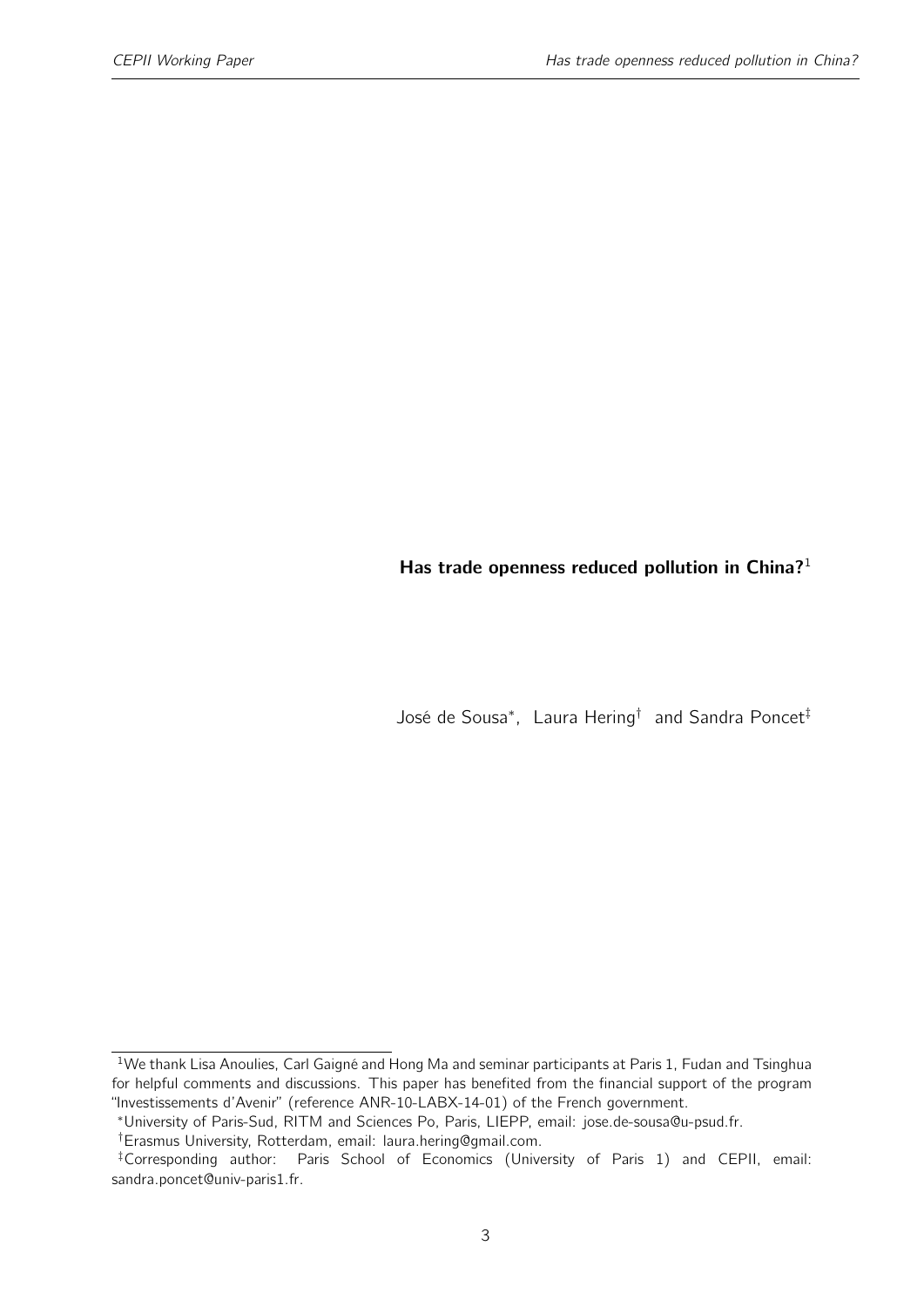**Has trade openness reduced pollution in China?**[1]

José de Sousa[*], Laura Hering[†] and Sandra Poncet[‡]

---

[1]We thank Lisa Anoulies, Carl Gaigné and Hong Ma and seminar participants at Paris 1, Fudan and Tsinghua for helpful comments and discussions. This paper has benefited from the financial support of the program "Investissements d'Avenir" (reference ANR-10-LABX-14-01) of the French government.

[*]University of Paris-Sud, RITM and Sciences Po, Paris, LIEPP, email: jose.de-sousa@u-psud.fr.

[†]Erasmus University, Rotterdam, email: laura.hering@gmail.com.

[‡]Corresponding author: Paris School of Economics (University of Paris 1) and CEPII, email: sandra.poncet@univ-paris1.fr.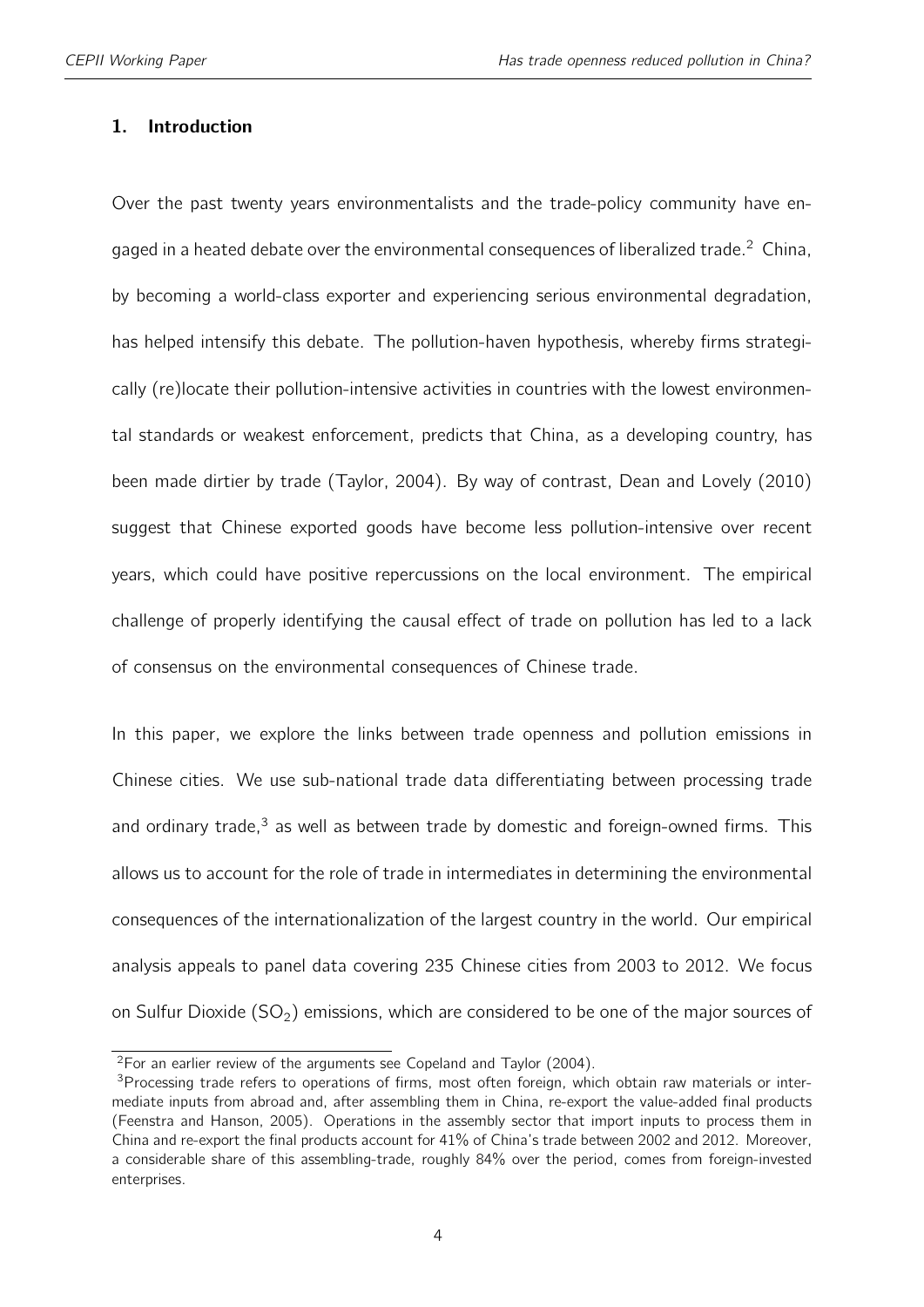## 1. Introduction

Over the past twenty years environmentalists and the trade-policy community have engaged in a heated debate over the environmental consequences of liberalized trade.[2] China, by becoming a world-class exporter and experiencing serious environmental degradation, has helped intensify this debate. The pollution-haven hypothesis, whereby firms strategically (re)locate their pollution-intensive activities in countries with the lowest environmental standards or weakest enforcement, predicts that China, as a developing country, has been made dirtier by trade (Taylor, 2004). By way of contrast, Dean and Lovely (2010) suggest that Chinese exported goods have become less pollution-intensive over recent years, which could have positive repercussions on the local environment. The empirical challenge of properly identifying the causal effect of trade on pollution has led to a lack of consensus on the environmental consequences of Chinese trade.

In this paper, we explore the links between trade openness and pollution emissions in Chinese cities. We use sub-national trade data differentiating between processing trade and ordinary trade,[3] as well as between trade by domestic and foreign-owned firms. This allows us to account for the role of trade in intermediates in determining the environmental consequences of the internationalization of the largest country in the world. Our empirical analysis appeals to panel data covering 235 Chinese cities from 2003 to 2012. We focus on Sulfur Dioxide ($SO_2$) emissions, which are considered to be one of the major sources of

[2] For an earlier review of the arguments see Copeland and Taylor (2004).

[3] Processing trade refers to operations of firms, most often foreign, which obtain raw materials or intermediate inputs from abroad and, after assembling them in China, re-export the value-added final products (Feenstra and Hanson, 2005). Operations in the assembly sector that import inputs to process them in China and re-export the final products account for 41% of China's trade between 2002 and 2012. Moreover, a considerable share of this assembling-trade, roughly 84% over the period, comes from foreign-invested enterprises.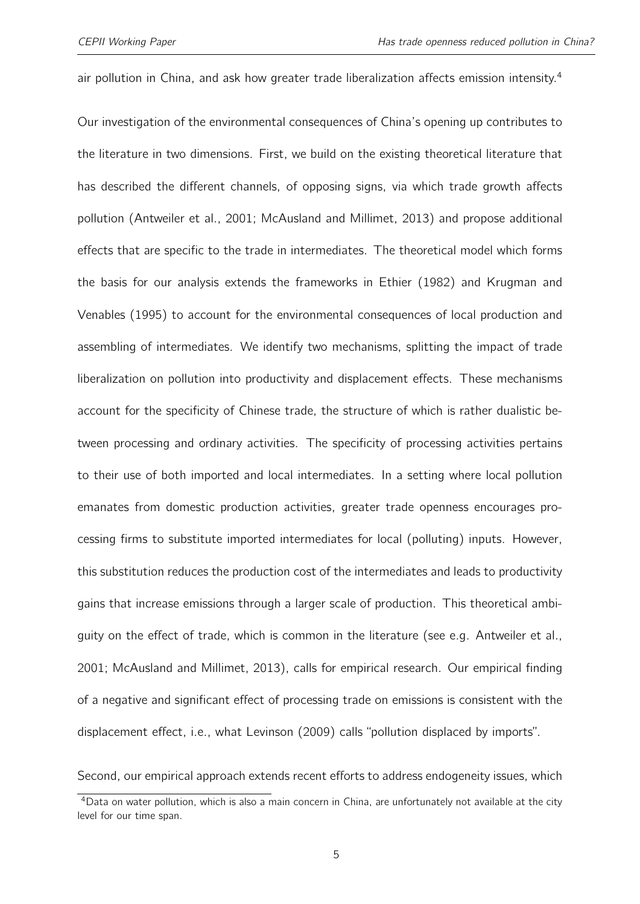air pollution in China, and ask how greater trade liberalization affects emission intensity.[4]

Our investigation of the environmental consequences of China's opening up contributes to the literature in two dimensions. First, we build on the existing theoretical literature that has described the different channels, of opposing signs, via which trade growth affects pollution (Antweiler et al., 2001; McAusland and Millimet, 2013) and propose additional effects that are specific to the trade in intermediates. The theoretical model which forms the basis for our analysis extends the frameworks in Ethier (1982) and Krugman and Venables (1995) to account for the environmental consequences of local production and assembling of intermediates. We identify two mechanisms, splitting the impact of trade liberalization on pollution into productivity and displacement effects. These mechanisms account for the specificity of Chinese trade, the structure of which is rather dualistic between processing and ordinary activities. The specificity of processing activities pertains to their use of both imported and local intermediates. In a setting where local pollution emanates from domestic production activities, greater trade openness encourages processing firms to substitute imported intermediates for local (polluting) inputs. However, this substitution reduces the production cost of the intermediates and leads to productivity gains that increase emissions through a larger scale of production. This theoretical ambiguity on the effect of trade, which is common in the literature (see e.g. Antweiler et al., 2001; McAusland and Millimet, 2013), calls for empirical research. Our empirical finding of a negative and significant effect of processing trade on emissions is consistent with the displacement effect, i.e., what Levinson (2009) calls "pollution displaced by imports".

Second, our empirical approach extends recent efforts to address endogeneity issues, which

[4] Data on water pollution, which is also a main concern in China, are unfortunately not available at the city level for our time span.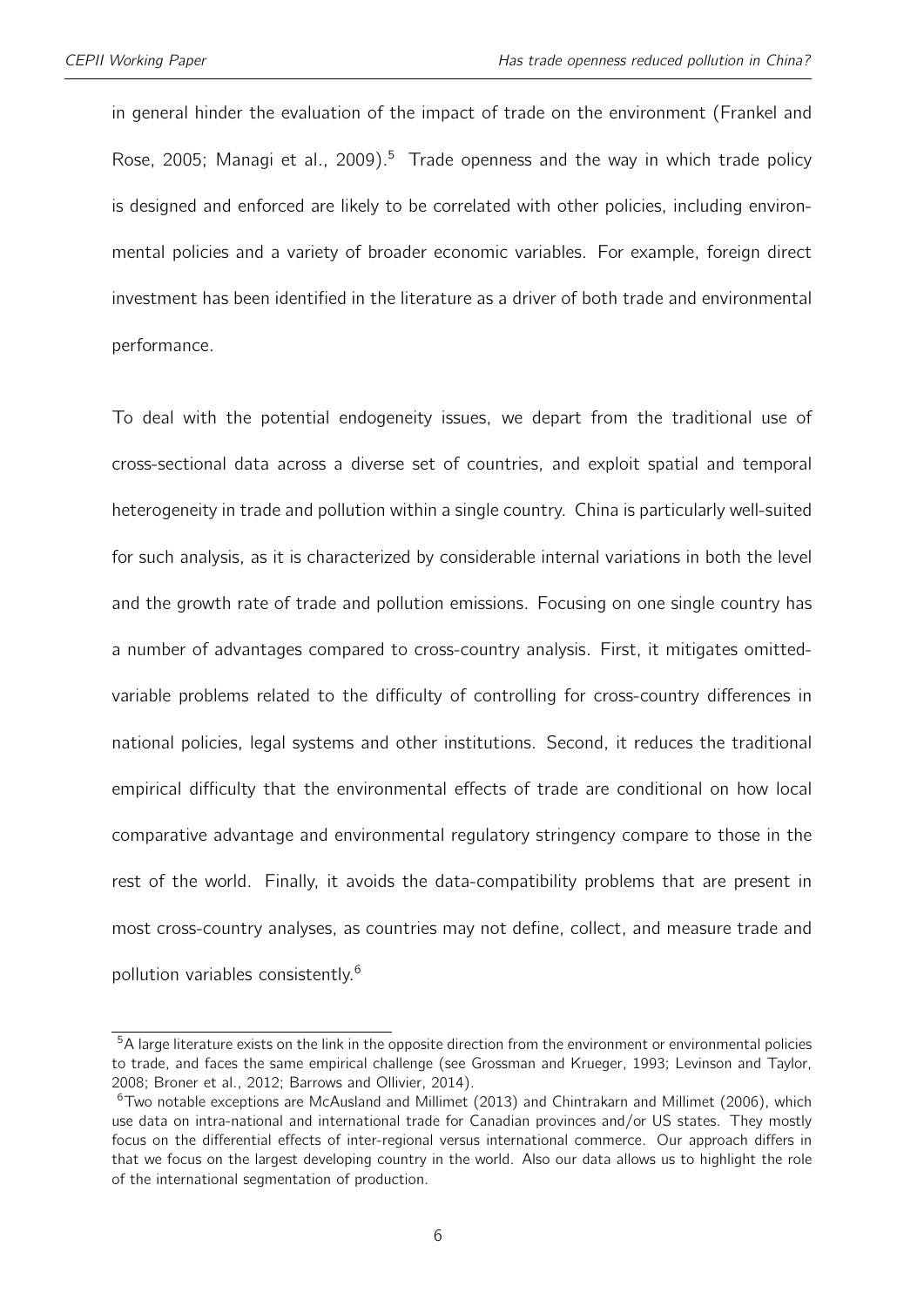in general hinder the evaluation of the impact of trade on the environment (Frankel and Rose, 2005; Managi et al., 2009).[5] Trade openness and the way in which trade policy is designed and enforced are likely to be correlated with other policies, including environmental policies and a variety of broader economic variables. For example, foreign direct investment has been identified in the literature as a driver of both trade and environmental performance.

To deal with the potential endogeneity issues, we depart from the traditional use of cross-sectional data across a diverse set of countries, and exploit spatial and temporal heterogeneity in trade and pollution within a single country. China is particularly well-suited for such analysis, as it is characterized by considerable internal variations in both the level and the growth rate of trade and pollution emissions. Focusing on one single country has a number of advantages compared to cross-country analysis. First, it mitigates omitted-variable problems related to the difficulty of controlling for cross-country differences in national policies, legal systems and other institutions. Second, it reduces the traditional empirical difficulty that the environmental effects of trade are conditional on how local comparative advantage and environmental regulatory stringency compare to those in the rest of the world. Finally, it avoids the data-compatibility problems that are present in most cross-country analyses, as countries may not define, collect, and measure trade and pollution variables consistently.[6]

---

[5] A large literature exists on the link in the opposite direction from the environment or environmental policies to trade, and faces the same empirical challenge (see Grossman and Krueger, 1993; Levinson and Taylor, 2008; Broner et al., 2012; Barrows and Ollivier, 2014).

[6] Two notable exceptions are McAusland and Millimet (2013) and Chintrakarn and Millimet (2006), which use data on intra-national and international trade for Canadian provinces and/or US states. They mostly focus on the differential effects of inter-regional versus international commerce. Our approach differs in that we focus on the largest developing country in the world. Also our data allows us to highlight the role of the international segmentation of production.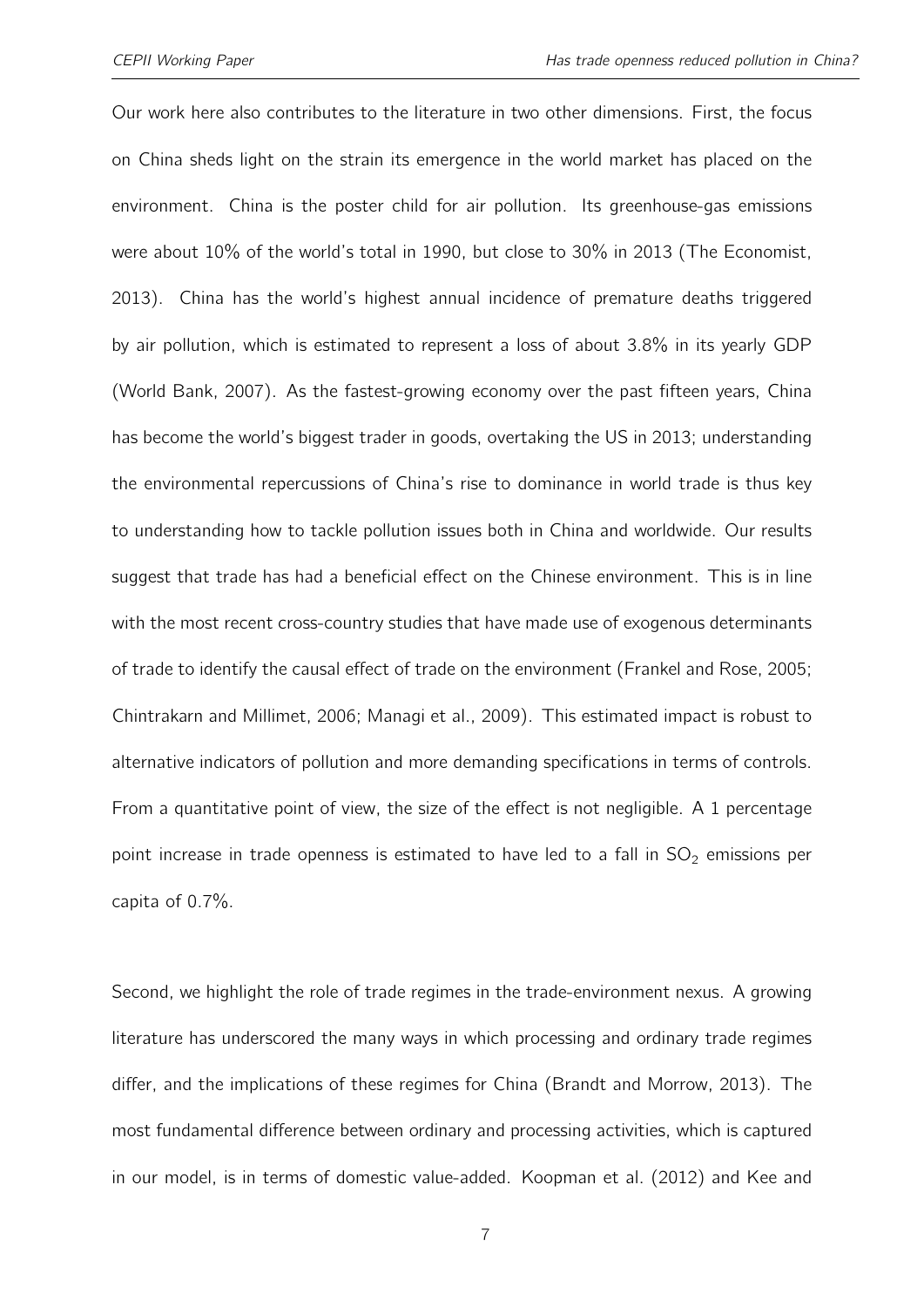Our work here also contributes to the literature in two other dimensions. First, the focus on China sheds light on the strain its emergence in the world market has placed on the environment. China is the poster child for air pollution. Its greenhouse-gas emissions were about 10% of the world's total in 1990, but close to 30% in 2013 (The Economist, 2013). China has the world's highest annual incidence of premature deaths triggered by air pollution, which is estimated to represent a loss of about 3.8% in its yearly GDP (World Bank, 2007). As the fastest-growing economy over the past fifteen years, China has become the world's biggest trader in goods, overtaking the US in 2013; understanding the environmental repercussions of China's rise to dominance in world trade is thus key to understanding how to tackle pollution issues both in China and worldwide. Our results suggest that trade has had a beneficial effect on the Chinese environment. This is in line with the most recent cross-country studies that have made use of exogenous determinants of trade to identify the causal effect of trade on the environment (Frankel and Rose, 2005; Chintrakarn and Millimet, 2006; Managi et al., 2009). This estimated impact is robust to alternative indicators of pollution and more demanding specifications in terms of controls. From a quantitative point of view, the size of the effect is not negligible. A 1 percentage point increase in trade openness is estimated to have led to a fall in $SO_2$ emissions per capita of 0.7%.

Second, we highlight the role of trade regimes in the trade-environment nexus. A growing literature has underscored the many ways in which processing and ordinary trade regimes differ, and the implications of these regimes for China (Brandt and Morrow, 2013). The most fundamental difference between ordinary and processing activities, which is captured in our model, is in terms of domestic value-added. Koopman et al. (2012) and Kee and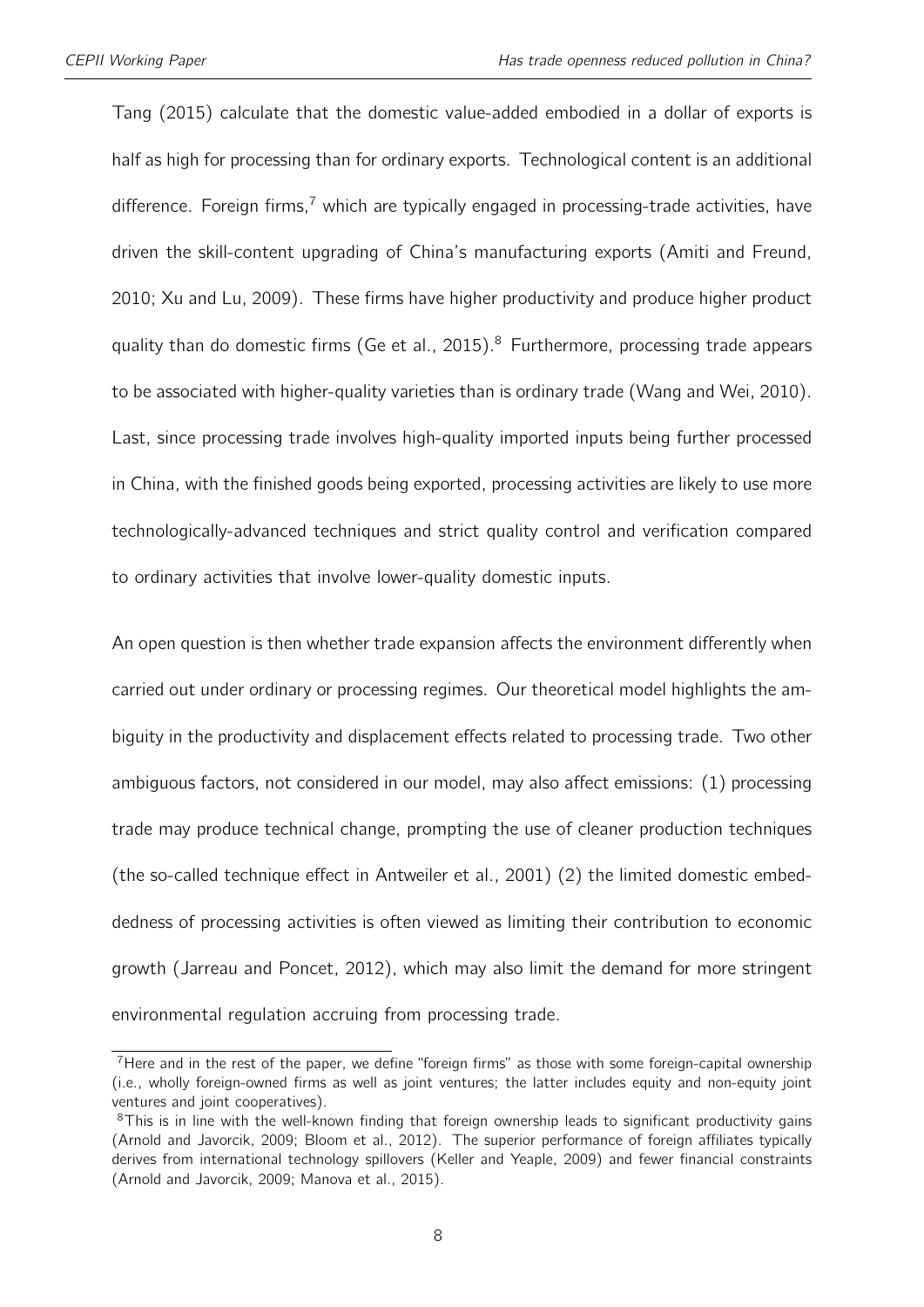Tang (2015) calculate that the domestic value-added embodied in a dollar of exports is half as high for processing than for ordinary exports. Technological content is an additional difference. Foreign firms,[7] which are typically engaged in processing-trade activities, have driven the skill-content upgrading of China's manufacturing exports (Amiti and Freund, 2010; Xu and Lu, 2009). These firms have higher productivity and produce higher product quality than do domestic firms (Ge et al., 2015).[8] Furthermore, processing trade appears to be associated with higher-quality varieties than is ordinary trade (Wang and Wei, 2010). Last, since processing trade involves high-quality imported inputs being further processed in China, with the finished goods being exported, processing activities are likely to use more technologically-advanced techniques and strict quality control and verification compared to ordinary activities that involve lower-quality domestic inputs.

An open question is then whether trade expansion affects the environment differently when carried out under ordinary or processing regimes. Our theoretical model highlights the ambiguity in the productivity and displacement effects related to processing trade. Two other ambiguous factors, not considered in our model, may also affect emissions: (1) processing trade may produce technical change, prompting the use of cleaner production techniques (the so-called technique effect in Antweiler et al., 2001) (2) the limited domestic embeddedness of processing activities is often viewed as limiting their contribution to economic growth (Jarreau and Poncet, 2012), which may also limit the demand for more stringent environmental regulation accruing from processing trade.

[7] Here and in the rest of the paper, we define "foreign firms" as those with some foreign-capital ownership (i.e., wholly foreign-owned firms as well as joint ventures; the latter includes equity and non-equity joint ventures and joint cooperatives).

[8] This is in line with the well-known finding that foreign ownership leads to significant productivity gains (Arnold and Javorcik, 2009; Bloom et al., 2012). The superior performance of foreign affiliates typically derives from international technology spillovers (Keller and Yeaple, 2009) and fewer financial constraints (Arnold and Javorcik, 2009; Manova et al., 2015).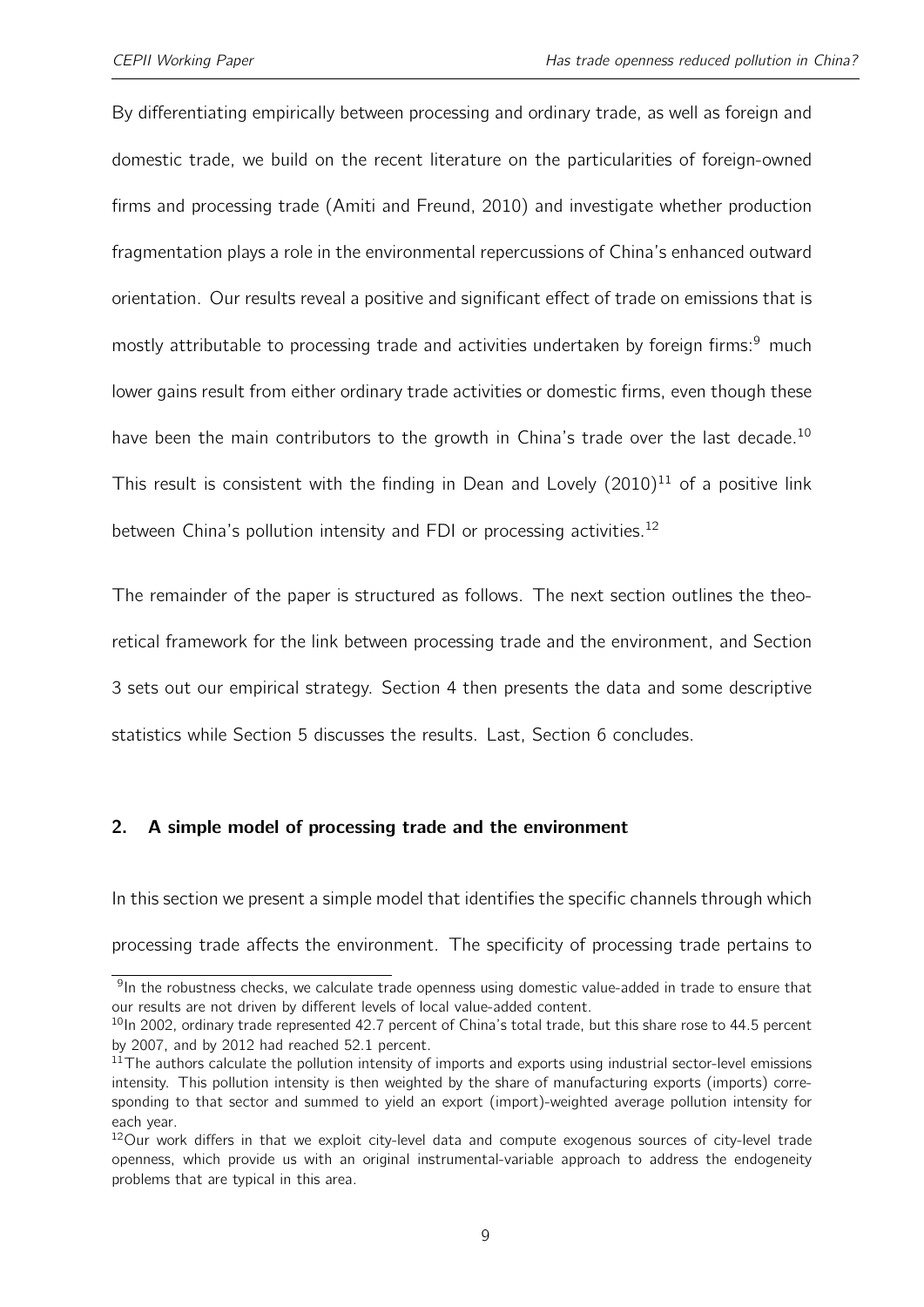By differentiating empirically between processing and ordinary trade, as well as foreign and domestic trade, we build on the recent literature on the particularities of foreign-owned firms and processing trade (Amiti and Freund, 2010) and investigate whether production fragmentation plays a role in the environmental repercussions of China's enhanced outward orientation. Our results reveal a positive and significant effect of trade on emissions that is mostly attributable to processing trade and activities undertaken by foreign firms:[9] much lower gains result from either ordinary trade activities or domestic firms, even though these have been the main contributors to the growth in China's trade over the last decade.[10] This result is consistent with the finding in Dean and Lovely (2010)[11] of a positive link between China's pollution intensity and FDI or processing activities.[12]

The remainder of the paper is structured as follows. The next section outlines the theoretical framework for the link between processing trade and the environment, and Section 3 sets out our empirical strategy. Section 4 then presents the data and some descriptive statistics while Section 5 discusses the results. Last, Section 6 concludes.

## 2. A simple model of processing trade and the environment

In this section we present a simple model that identifies the specific channels through which processing trade affects the environment. The specificity of processing trade pertains to

[9] In the robustness checks, we calculate trade openness using domestic value-added in trade to ensure that our results are not driven by different levels of local value-added content.

[10] In 2002, ordinary trade represented 42.7 percent of China's total trade, but this share rose to 44.5 percent by 2007, and by 2012 had reached 52.1 percent.

[11] The authors calculate the pollution intensity of imports and exports using industrial sector-level emissions intensity. This pollution intensity is then weighted by the share of manufacturing exports (imports) corresponding to that sector and summed to yield an export (import)-weighted average pollution intensity for each year.

[12] Our work differs in that we exploit city-level data and compute exogenous sources of city-level trade openness, which provide us with an original instrumental-variable approach to address the endogeneity problems that are typical in this area.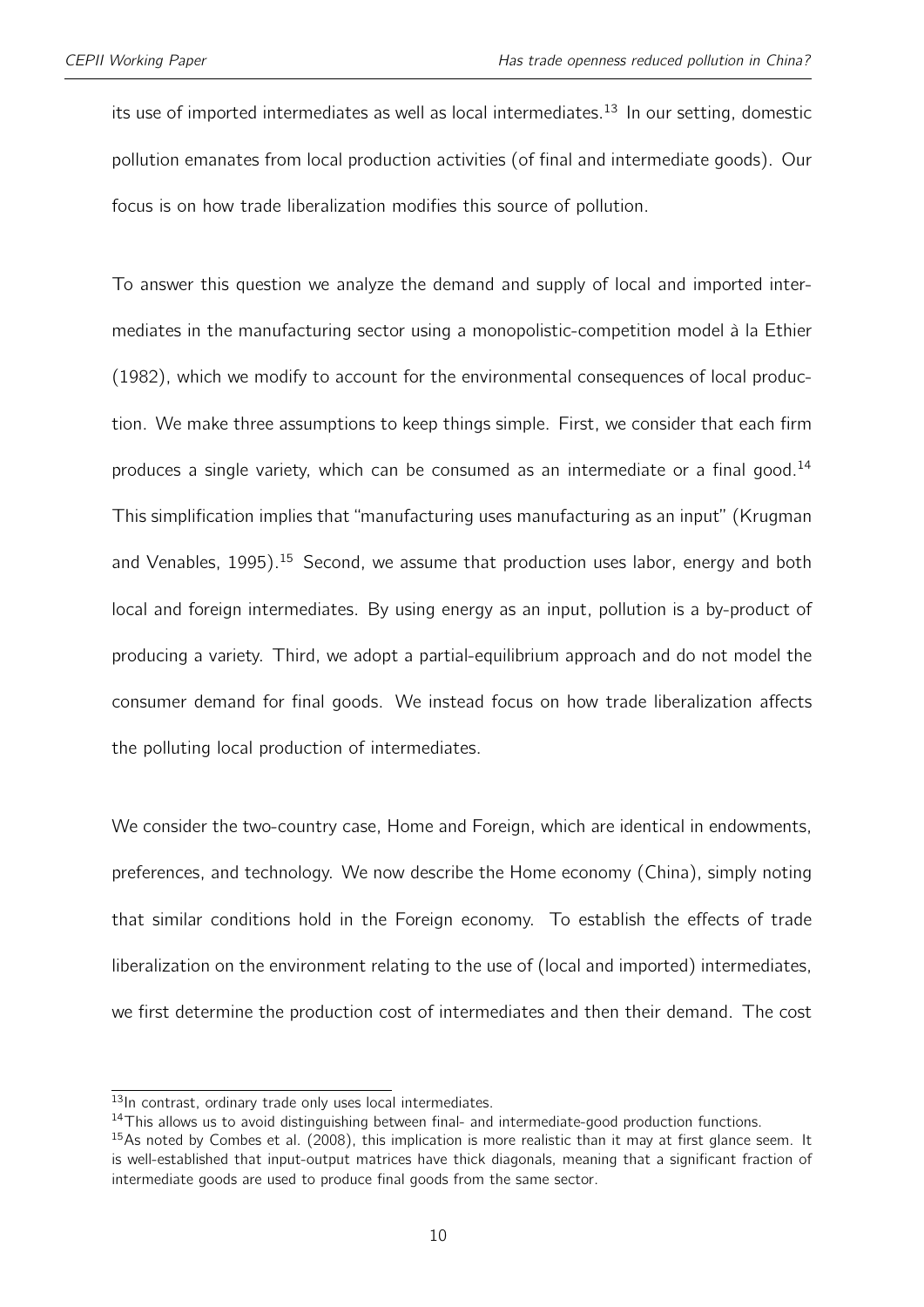its use of imported intermediates as well as local intermediates.[13] In our setting, domestic pollution emanates from local production activities (of final and intermediate goods). Our focus is on how trade liberalization modifies this source of pollution.

To answer this question we analyze the demand and supply of local and imported intermediates in the manufacturing sector using a monopolistic-competition model à la Ethier (1982), which we modify to account for the environmental consequences of local production. We make three assumptions to keep things simple. First, we consider that each firm produces a single variety, which can be consumed as an intermediate or a final good.[14] This simplification implies that "manufacturing uses manufacturing as an input" (Krugman and Venables, 1995).[15] Second, we assume that production uses labor, energy and both local and foreign intermediates. By using energy as an input, pollution is a by-product of producing a variety. Third, we adopt a partial-equilibrium approach and do not model the consumer demand for final goods. We instead focus on how trade liberalization affects the polluting local production of intermediates.

We consider the two-country case, Home and Foreign, which are identical in endowments, preferences, and technology. We now describe the Home economy (China), simply noting that similar conditions hold in the Foreign economy. To establish the effects of trade liberalization on the environment relating to the use of (local and imported) intermediates, we first determine the production cost of intermediates and then their demand. The cost

[13] In contrast, ordinary trade only uses local intermediates.

[14] This allows us to avoid distinguishing between final- and intermediate-good production functions.

[15] As noted by Combes et al. (2008), this implication is more realistic than it may at first glance seem. It is well-established that input-output matrices have thick diagonals, meaning that a significant fraction of intermediate goods are used to produce final goods from the same sector.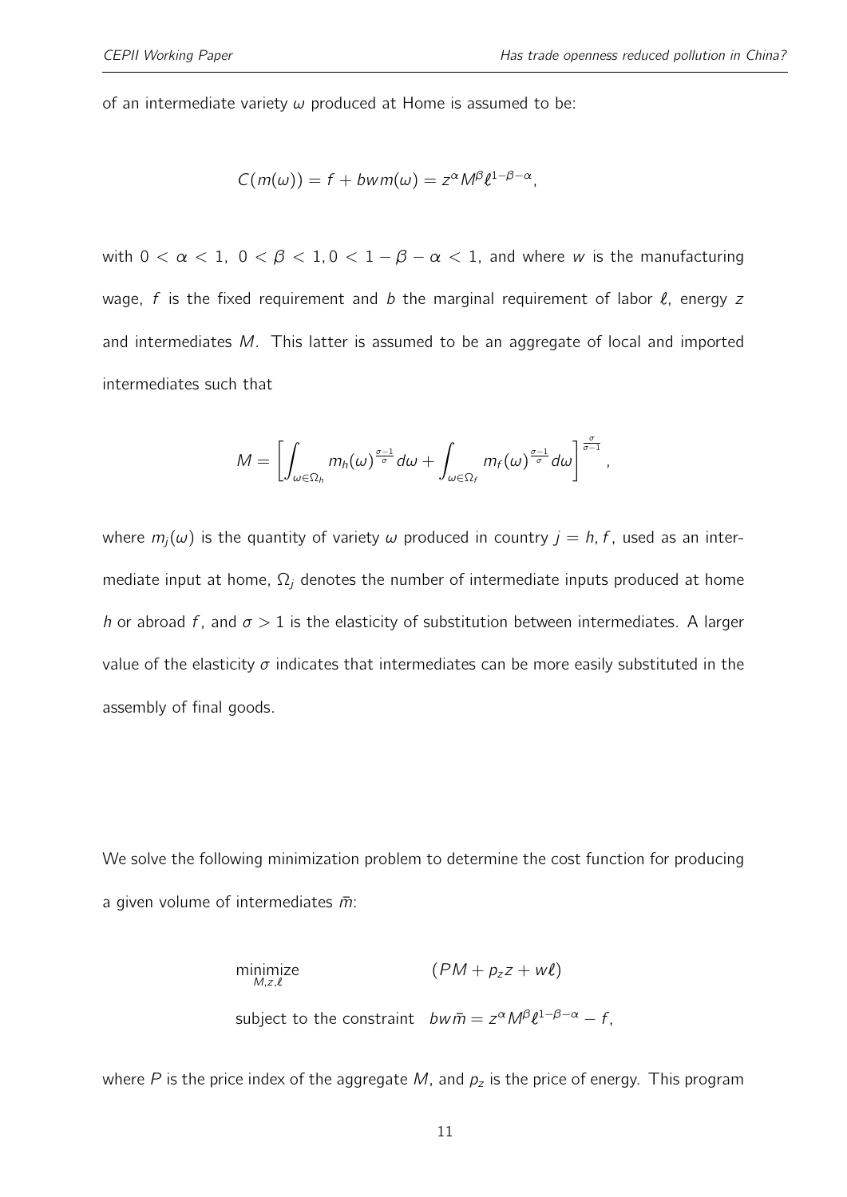of an intermediate variety $\omega$ produced at Home is assumed to be:

$$C(m(\omega)) = f + bwm(\omega) = z^{\alpha} M^{\beta} \ell^{1-\beta-\alpha},$$

with $0 < \alpha < 1$, $0 < \beta < 1, 0 < 1 - \beta - \alpha < 1$, and where $w$ is the manufacturing wage, $f$ is the fixed requirement and $b$ the marginal requirement of labor $\ell$, energy $z$ and intermediates $M$. This latter is assumed to be an aggregate of local and imported intermediates such that

$$M = \left[ \int_{\omega \in \Omega_h} m_h(\omega)^{\frac{\sigma-1}{\sigma}} d\omega + \int_{\omega \in \Omega_f} m_f(\omega)^{\frac{\sigma-1}{\sigma}} d\omega \right]^{\frac{\sigma}{\sigma-1}},$$

where $m_j(\omega)$ is the quantity of variety $\omega$ produced in country $j = h, f$, used as an intermediate input at home, $\Omega_j$ denotes the number of intermediate inputs produced at home $h$ or abroad $f$, and $\sigma > 1$ is the elasticity of substitution between intermediates. A larger value of the elasticity $\sigma$ indicates that intermediates can be more easily substituted in the assembly of final goods.

We solve the following minimization problem to determine the cost function for producing a given volume of intermediates $\bar{m}$:

$$\underset{M,z,\ell}{\text{minimize}} \qquad (PM + p_z z + w\ell)$$

$$\text{subject to the constraint} \quad bw\bar{m} = z^{\alpha} M^{\beta} \ell^{1-\beta-\alpha} - f,$$

where $P$ is the price index of the aggregate $M$, and $p_z$ is the price of energy. This program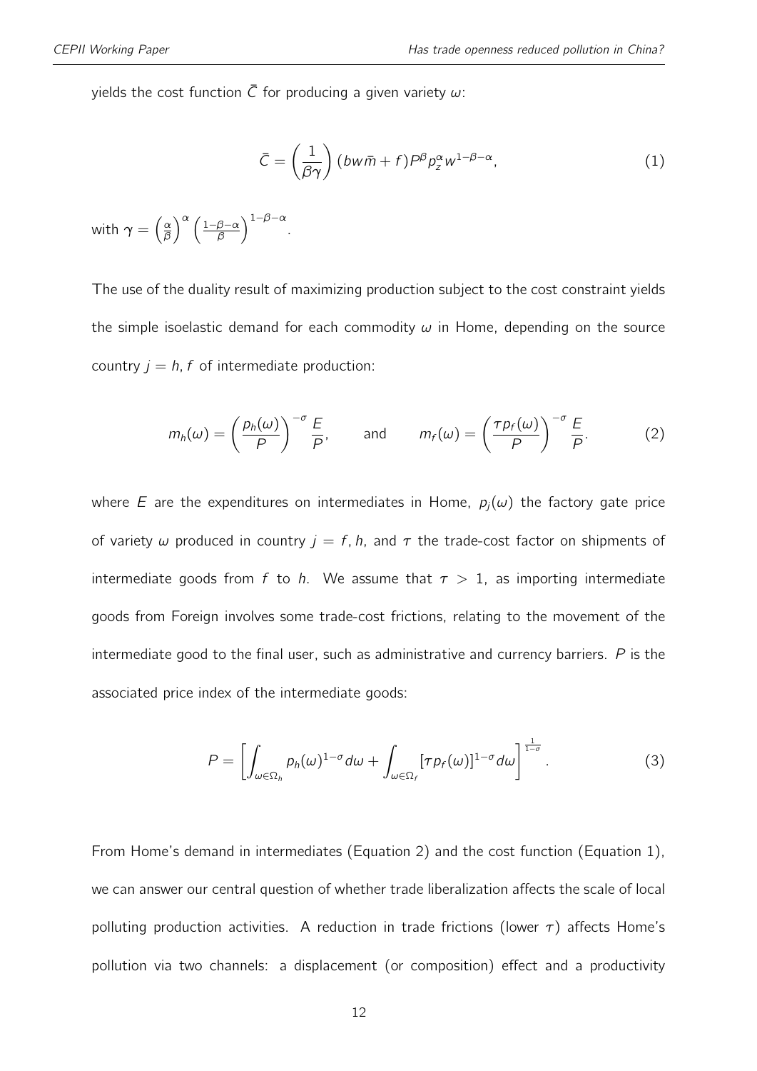yields the cost function $\bar{C}$ for producing a given variety $\omega$:

$$\bar{C} = \left(\frac{1}{\beta\gamma}\right)(bw\bar{m} + f)P^{\beta}p_z^{\alpha}w^{1-\beta-\alpha}, \tag{1}$$

with $\gamma = \left(\frac{\alpha}{\beta}\right)^{\alpha}\left(\frac{1-\beta-\alpha}{\beta}\right)^{1-\beta-\alpha}$.

The use of the duality result of maximizing production subject to the cost constraint yields the simple isoelastic demand for each commodity $\omega$ in Home, depending on the source country $j = h, f$ of intermediate production:

$$m_h(\omega) = \left(\frac{p_h(\omega)}{P}\right)^{-\sigma}\frac{E}{P}, \qquad \text{and} \qquad m_f(\omega) = \left(\frac{\tau p_f(\omega)}{P}\right)^{-\sigma}\frac{E}{P}. \tag{2}$$

where $E$ are the expenditures on intermediates in Home, $p_j(\omega)$ the factory gate price of variety $\omega$ produced in country $j = f, h$, and $\tau$ the trade-cost factor on shipments of intermediate goods from $f$ to $h$. We assume that $\tau > 1$, as importing intermediate goods from Foreign involves some trade-cost frictions, relating to the movement of the intermediate good to the final user, such as administrative and currency barriers. $P$ is the associated price index of the intermediate goods:

$$P = \left[\int_{\omega\in\Omega_h} p_h(\omega)^{1-\sigma}d\omega + \int_{\omega\in\Omega_f}[\tau p_f(\omega)]^{1-\sigma}d\omega\right]^{\frac{1}{1-\sigma}}. \tag{3}$$

From Home's demand in intermediates (Equation 2) and the cost function (Equation 1), we can answer our central question of whether trade liberalization affects the scale of local polluting production activities. A reduction in trade frictions (lower $\tau$) affects Home's pollution via two channels: a displacement (or composition) effect and a productivity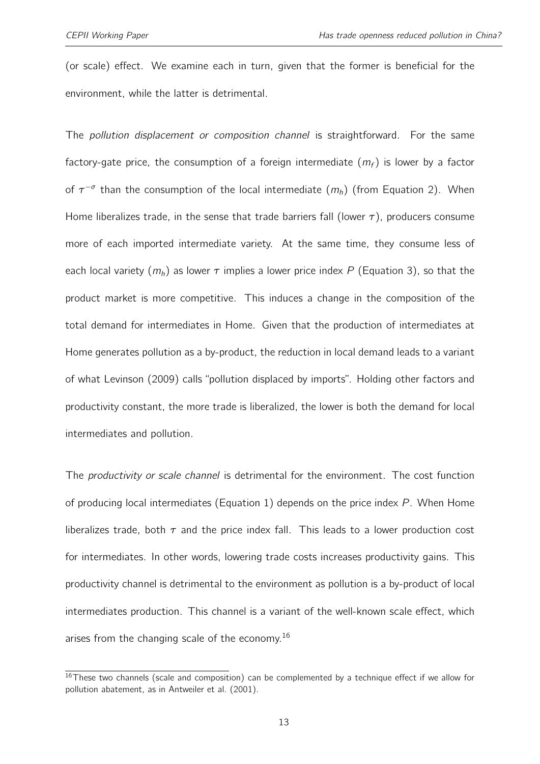(or scale) effect. We examine each in turn, given that the former is beneficial for the environment, while the latter is detrimental.

The *pollution displacement or composition channel* is straightforward. For the same factory-gate price, the consumption of a foreign intermediate ($m_f$) is lower by a factor of $\tau^{-\sigma}$ than the consumption of the local intermediate ($m_h$) (from Equation 2). When Home liberalizes trade, in the sense that trade barriers fall (lower $\tau$), producers consume more of each imported intermediate variety. At the same time, they consume less of each local variety ($m_h$) as lower $\tau$ implies a lower price index $P$ (Equation 3), so that the product market is more competitive. This induces a change in the composition of the total demand for intermediates in Home. Given that the production of intermediates at Home generates pollution as a by-product, the reduction in local demand leads to a variant of what Levinson (2009) calls "pollution displaced by imports". Holding other factors and productivity constant, the more trade is liberalized, the lower is both the demand for local intermediates and pollution.

The *productivity or scale channel* is detrimental for the environment. The cost function of producing local intermediates (Equation 1) depends on the price index $P$. When Home liberalizes trade, both $\tau$ and the price index fall. This leads to a lower production cost for intermediates. In other words, lowering trade costs increases productivity gains. This productivity channel is detrimental to the environment as pollution is a by-product of local intermediates production. This channel is a variant of the well-known scale effect, which arises from the changing scale of the economy.[16]

[16] These two channels (scale and composition) can be complemented by a technique effect if we allow for pollution abatement, as in Antweiler et al. (2001).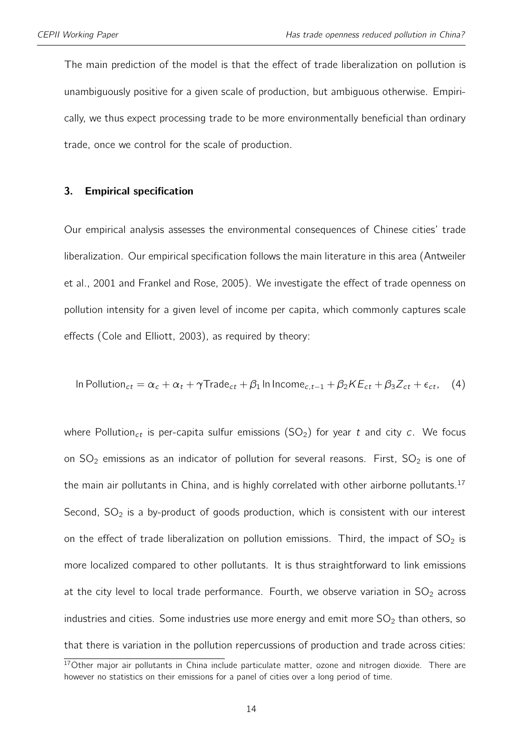The main prediction of the model is that the effect of trade liberalization on pollution is unambiguously positive for a given scale of production, but ambiguous otherwise. Empirically, we thus expect processing trade to be more environmentally beneficial than ordinary trade, once we control for the scale of production.

## 3. Empirical specification

Our empirical analysis assesses the environmental consequences of Chinese cities' trade liberalization. Our empirical specification follows the main literature in this area (Antweiler et al., 2001 and Frankel and Rose, 2005). We investigate the effect of trade openness on pollution intensity for a given level of income per capita, which commonly captures scale effects (Cole and Elliott, 2003), as required by theory:

$$\ln \text{Pollution}_{ct} = \alpha_c + \alpha_t + \gamma \text{Trade}_{ct} + \beta_1 \ln \text{Income}_{c,t-1} + \beta_2 KE_{ct} + \beta_3 Z_{ct} + \epsilon_{ct}, \quad (4)$$

where $\text{Pollution}_{ct}$ is per-capita sulfur emissions ($SO_2$) for year $t$ and city $c$. We focus on $SO_2$ emissions as an indicator of pollution for several reasons. First, $SO_2$ is one of the main air pollutants in China, and is highly correlated with other airborne pollutants.[17] Second, $SO_2$ is a by-product of goods production, which is consistent with our interest on the effect of trade liberalization on pollution emissions. Third, the impact of $SO_2$ is more localized compared to other pollutants. It is thus straightforward to link emissions at the city level to local trade performance. Fourth, we observe variation in $SO_2$ across industries and cities. Some industries use more energy and emit more $SO_2$ than others, so that there is variation in the pollution repercussions of production and trade across cities:

[17] Other major air pollutants in China include particulate matter, ozone and nitrogen dioxide. There are however no statistics on their emissions for a panel of cities over a long period of time.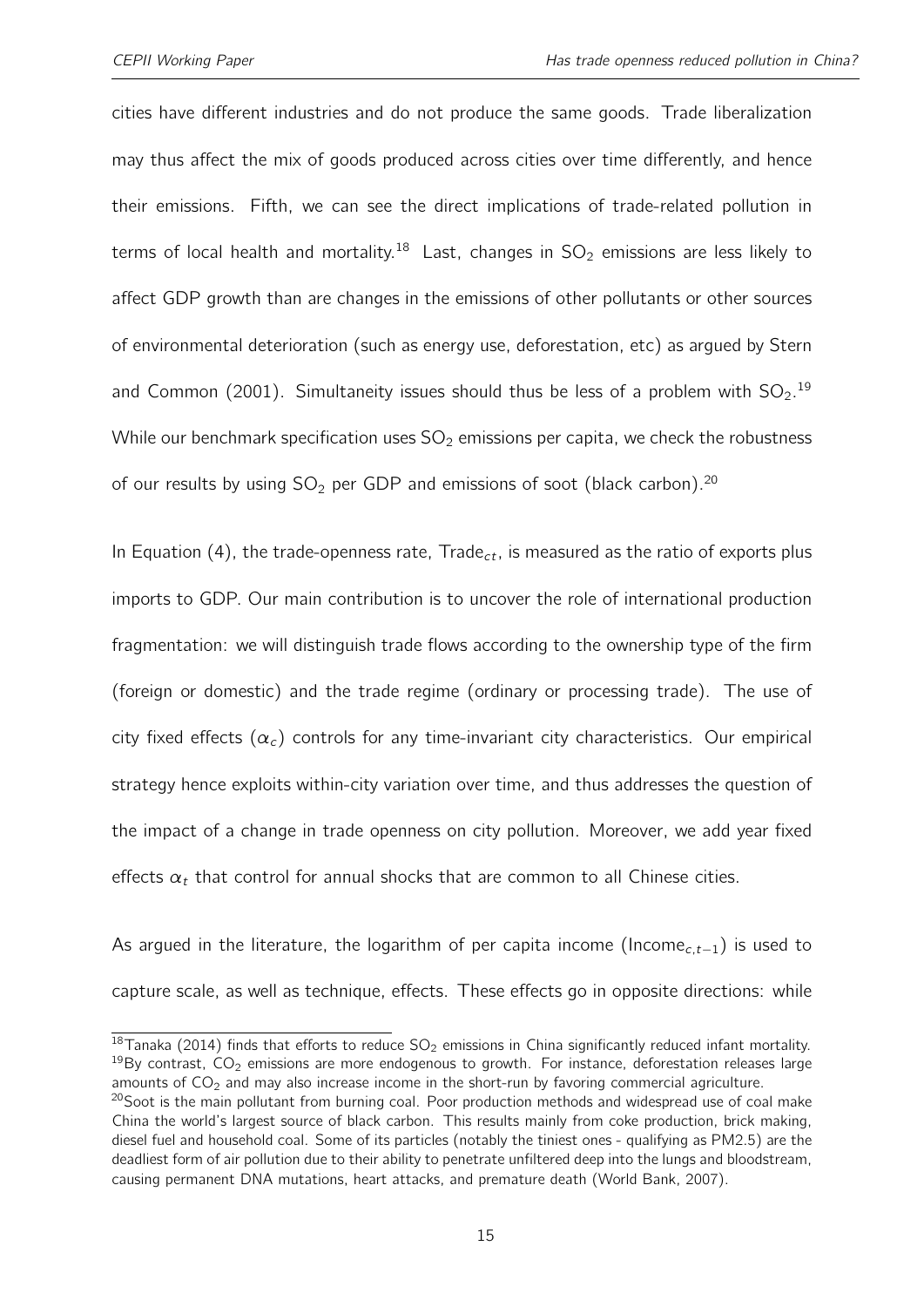cities have different industries and do not produce the same goods. Trade liberalization may thus affect the mix of goods produced across cities over time differently, and hence their emissions. Fifth, we can see the direct implications of trade-related pollution in terms of local health and mortality.[18] Last, changes in $SO_2$ emissions are less likely to affect GDP growth than are changes in the emissions of other pollutants or other sources of environmental deterioration (such as energy use, deforestation, etc) as argued by Stern and Common (2001). Simultaneity issues should thus be less of a problem with $SO_2$.[19] While our benchmark specification uses $SO_2$ emissions per capita, we check the robustness of our results by using $SO_2$ per GDP and emissions of soot (black carbon).[20]

In Equation (4), the trade-openness rate, $\text{Trade}_{ct}$, is measured as the ratio of exports plus imports to GDP. Our main contribution is to uncover the role of international production fragmentation: we will distinguish trade flows according to the ownership type of the firm (foreign or domestic) and the trade regime (ordinary or processing trade). The use of city fixed effects ($\alpha_c$) controls for any time-invariant city characteristics. Our empirical strategy hence exploits within-city variation over time, and thus addresses the question of the impact of a change in trade openness on city pollution. Moreover, we add year fixed effects $\alpha_t$ that control for annual shocks that are common to all Chinese cities.

As argued in the literature, the logarithm of per capita income ($\text{Income}_{c,t-1}$) is used to capture scale, as well as technique, effects. These effects go in opposite directions: while

[18] Tanaka (2014) finds that efforts to reduce $SO_2$ emissions in China significantly reduced infant mortality.

[19] By contrast, $CO_2$ emissions are more endogenous to growth. For instance, deforestation releases large amounts of $CO_2$ and may also increase income in the short-run by favoring commercial agriculture.

[20] Soot is the main pollutant from burning coal. Poor production methods and widespread use of coal make China the world's largest source of black carbon. This results mainly from coke production, brick making, diesel fuel and household coal. Some of its particles (notably the tiniest ones - qualifying as PM2.5) are the deadliest form of air pollution due to their ability to penetrate unfiltered deep into the lungs and bloodstream, causing permanent DNA mutations, heart attacks, and premature death (World Bank, 2007).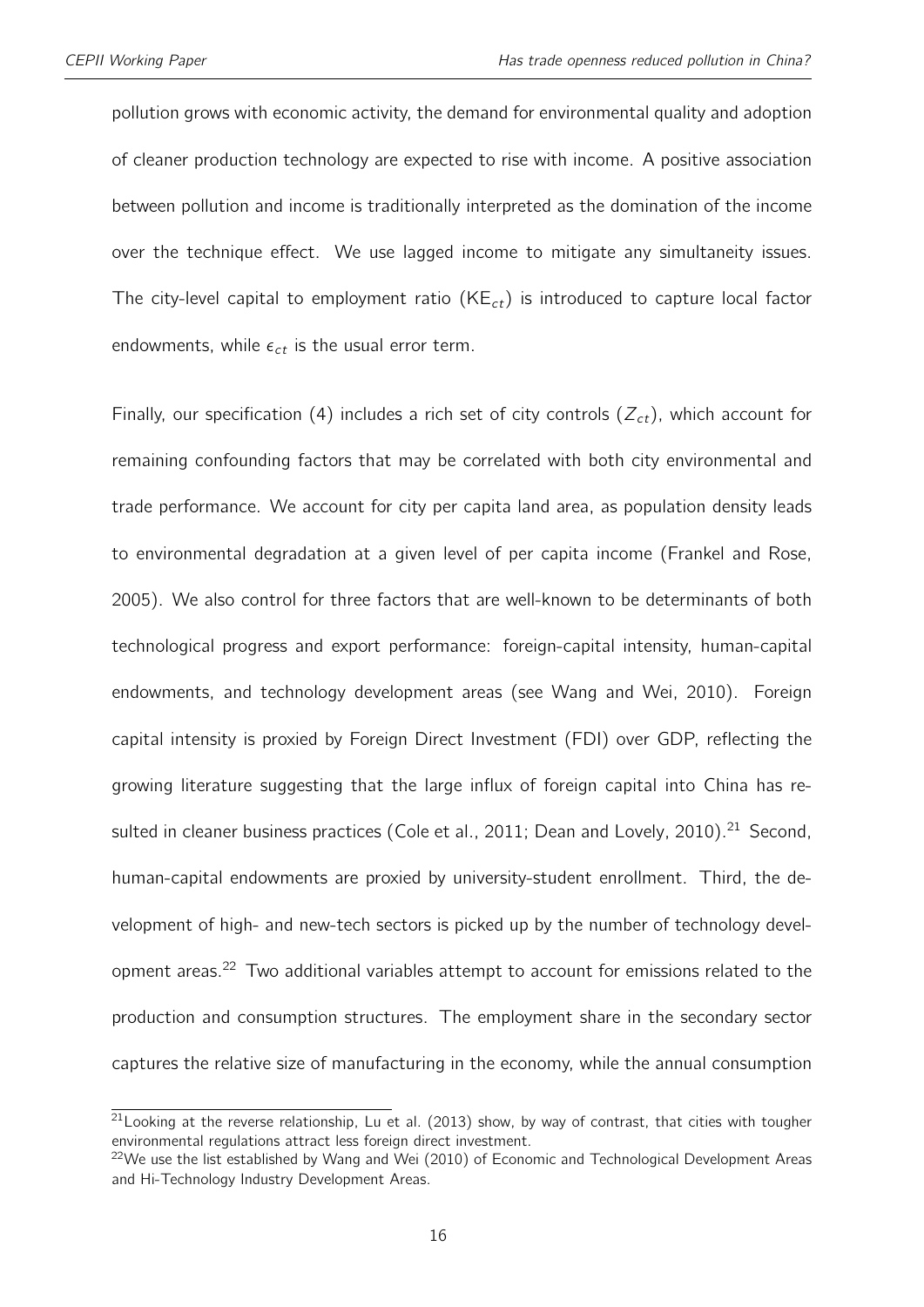pollution grows with economic activity, the demand for environmental quality and adoption of cleaner production technology are expected to rise with income. A positive association between pollution and income is traditionally interpreted as the domination of the income over the technique effect. We use lagged income to mitigate any simultaneity issues. The city-level capital to employment ratio ($\text{KE}_{ct}$) is introduced to capture local factor endowments, while $\epsilon_{ct}$ is the usual error term.

Finally, our specification (4) includes a rich set of city controls ($Z_{ct}$), which account for remaining confounding factors that may be correlated with both city environmental and trade performance. We account for city per capita land area, as population density leads to environmental degradation at a given level of per capita income (Frankel and Rose, 2005). We also control for three factors that are well-known to be determinants of both technological progress and export performance: foreign-capital intensity, human-capital endowments, and technology development areas (see Wang and Wei, 2010). Foreign capital intensity is proxied by Foreign Direct Investment (FDI) over GDP, reflecting the growing literature suggesting that the large influx of foreign capital into China has resulted in cleaner business practices (Cole et al., 2011; Dean and Lovely, 2010).[21] Second, human-capital endowments are proxied by university-student enrollment. Third, the development of high- and new-tech sectors is picked up by the number of technology development areas.[22] Two additional variables attempt to account for emissions related to the production and consumption structures. The employment share in the secondary sector captures the relative size of manufacturing in the economy, while the annual consumption

[21] Looking at the reverse relationship, Lu et al. (2013) show, by way of contrast, that cities with tougher environmental regulations attract less foreign direct investment.

[22] We use the list established by Wang and Wei (2010) of Economic and Technological Development Areas and Hi-Technology Industry Development Areas.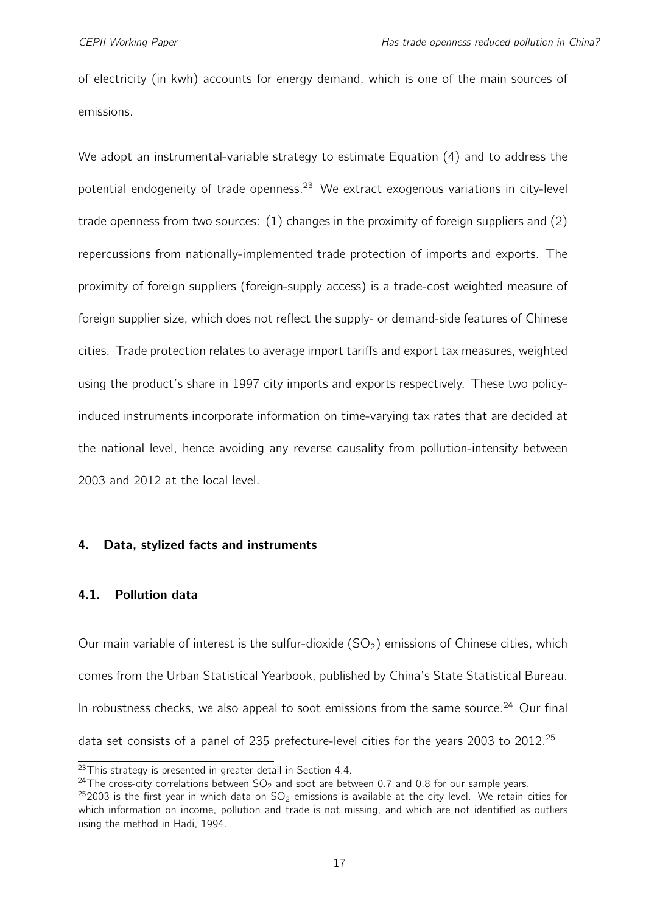of electricity (in kwh) accounts for energy demand, which is one of the main sources of emissions.

We adopt an instrumental-variable strategy to estimate Equation (4) and to address the potential endogeneity of trade openness.[23] We extract exogenous variations in city-level trade openness from two sources: (1) changes in the proximity of foreign suppliers and (2) repercussions from nationally-implemented trade protection of imports and exports. The proximity of foreign suppliers (foreign-supply access) is a trade-cost weighted measure of foreign supplier size, which does not reflect the supply- or demand-side features of Chinese cities. Trade protection relates to average import tariffs and export tax measures, weighted using the product's share in 1997 city imports and exports respectively. These two policy-induced instruments incorporate information on time-varying tax rates that are decided at the national level, hence avoiding any reverse causality from pollution-intensity between 2003 and 2012 at the local level.

## 4. Data, stylized facts and instruments

### 4.1. Pollution data

Our main variable of interest is the sulfur-dioxide ($SO_2$) emissions of Chinese cities, which comes from the Urban Statistical Yearbook, published by China's State Statistical Bureau. In robustness checks, we also appeal to soot emissions from the same source.[24] Our final data set consists of a panel of 235 prefecture-level cities for the years 2003 to 2012.[25]

[23] This strategy is presented in greater detail in Section 4.4.

[24] The cross-city correlations between $SO_2$ and soot are between 0.7 and 0.8 for our sample years.

[25] 2003 is the first year in which data on $SO_2$ emissions is available at the city level. We retain cities for which information on income, pollution and trade is not missing, and which are not identified as outliers using the method in Hadi, 1994.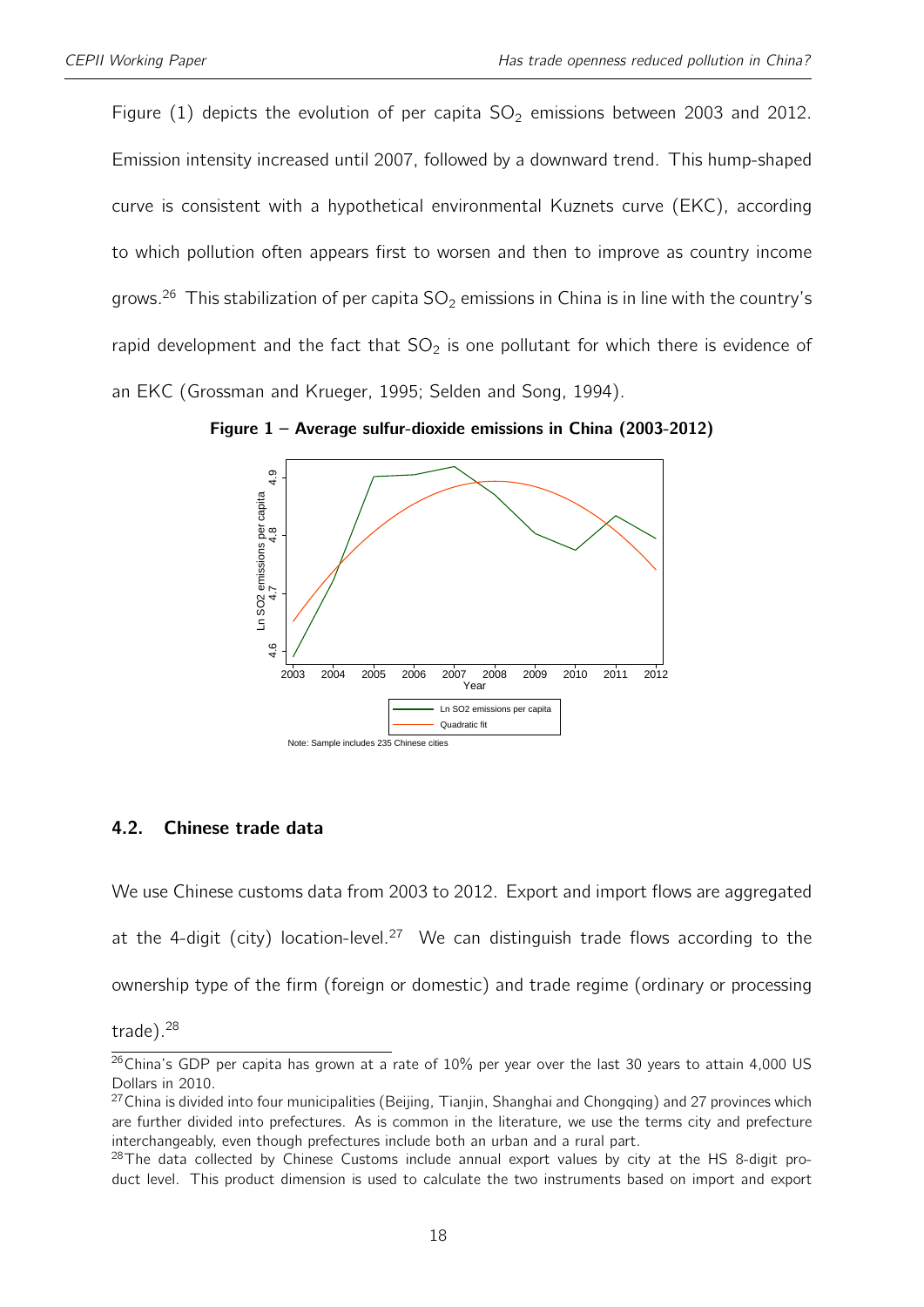Figure (1) depicts the evolution of per capita $SO_2$ emissions between 2003 and 2012. Emission intensity increased until 2007, followed by a downward trend. This hump-shaped curve is consistent with a hypothetical environmental Kuznets curve (EKC), according to which pollution often appears first to worsen and then to improve as country income grows.[26] This stabilization of per capita $SO_2$ emissions in China is in line with the country's rapid development and the fact that $SO_2$ is one pollutant for which there is evidence of an EKC (Grossman and Krueger, 1995; Selden and Song, 1994).

**Figure 1 – Average sulfur-dioxide emissions in China (2003-2012)**

Note: Sample includes 235 Chinese cities

### 4.2. Chinese trade data

We use Chinese customs data from 2003 to 2012. Export and import flows are aggregated at the 4-digit (city) location-level.[27] We can distinguish trade flows according to the ownership type of the firm (foreign or domestic) and trade regime (ordinary or processing trade).[28]

---

[26] China's GDP per capita has grown at a rate of 10% per year over the last 30 years to attain 4,000 US Dollars in 2010.

[27] China is divided into four municipalities (Beijing, Tianjin, Shanghai and Chongqing) and 27 provinces which are further divided into prefectures. As is common in the literature, we use the terms city and prefecture interchangeably, even though prefectures include both an urban and a rural part.

[28] The data collected by Chinese Customs include annual export values by city at the HS 8-digit product level. This product dimension is used to calculate the two instruments based on import and export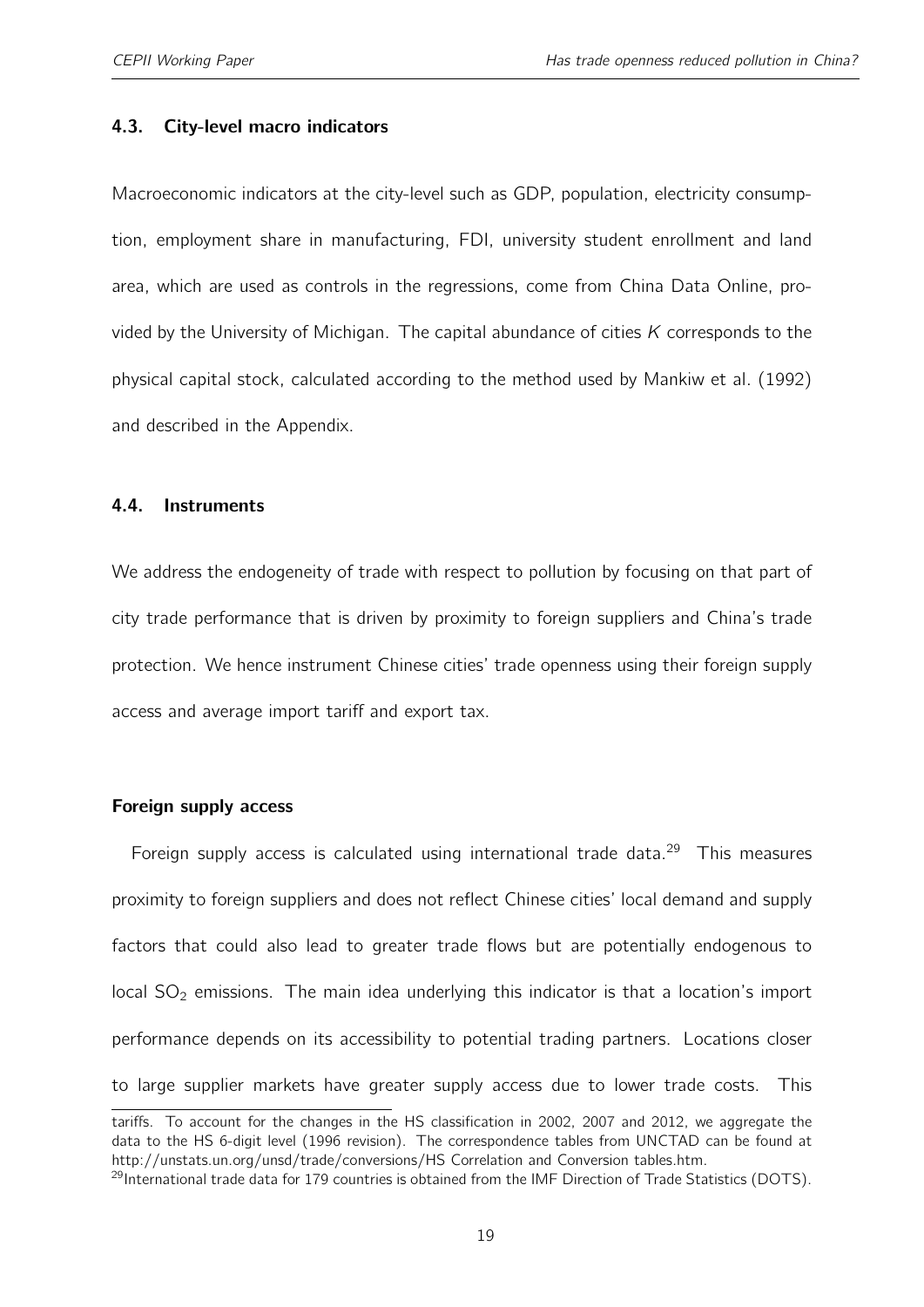## 4.3. City-level macro indicators

Macroeconomic indicators at the city-level such as GDP, population, electricity consumption, employment share in manufacturing, FDI, university student enrollment and land area, which are used as controls in the regressions, come from China Data Online, provided by the University of Michigan. The capital abundance of cities $K$ corresponds to the physical capital stock, calculated according to the method used by Mankiw et al. (1992) and described in the Appendix.

## 4.4. Instruments

We address the endogeneity of trade with respect to pollution by focusing on that part of city trade performance that is driven by proximity to foreign suppliers and China's trade protection. We hence instrument Chinese cities' trade openness using their foreign supply access and average import tariff and export tax.

### Foreign supply access

Foreign supply access is calculated using international trade data.[29] This measures proximity to foreign suppliers and does not reflect Chinese cities' local demand and supply factors that could also lead to greater trade flows but are potentially endogenous to local $SO_2$ emissions. The main idea underlying this indicator is that a location's import performance depends on its accessibility to potential trading partners. Locations closer to large supplier markets have greater supply access due to lower trade costs. This

tariffs. To account for the changes in the HS classification in 2002, 2007 and 2012, we aggregate the data to the HS 6-digit level (1996 revision). The correspondence tables from UNCTAD can be found at http://unstats.un.org/unsd/trade/conversions/HS Correlation and Conversion tables.htm.

[29] International trade data for 179 countries is obtained from the IMF Direction of Trade Statistics (DOTS).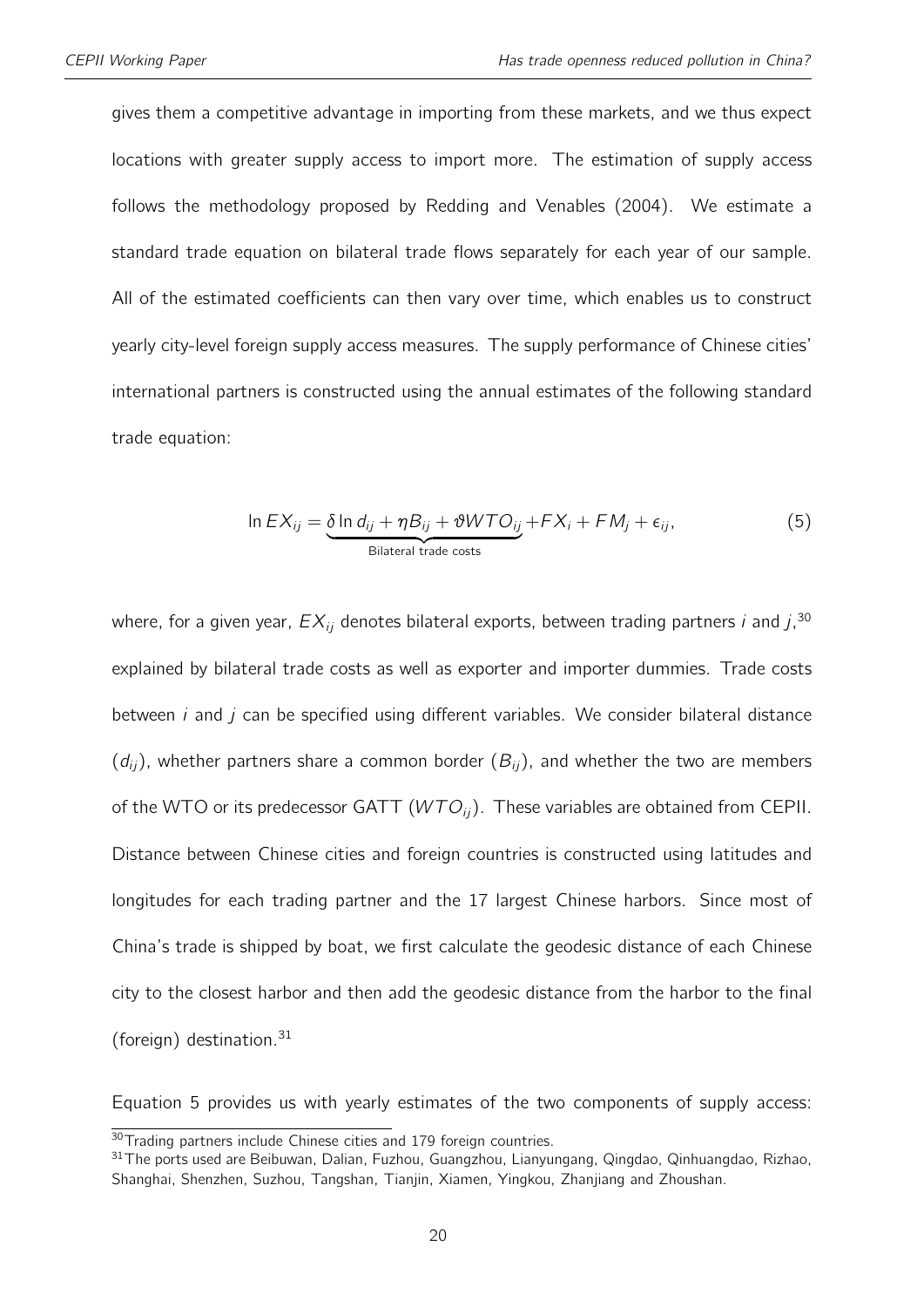gives them a competitive advantage in importing from these markets, and we thus expect locations with greater supply access to import more. The estimation of supply access follows the methodology proposed by Redding and Venables (2004). We estimate a standard trade equation on bilateral trade flows separately for each year of our sample. All of the estimated coefficients can then vary over time, which enables us to construct yearly city-level foreign supply access measures. The supply performance of Chinese cities' international partners is constructed using the annual estimates of the following standard trade equation:

$$\ln EX_{ij} = \underbrace{\delta \ln d_{ij} + \eta B_{ij} + \vartheta WTO_{ij}}_{\text{Bilateral trade costs}} + FX_i + FM_j + \epsilon_{ij}, \tag{5}$$

where, for a given year, $EX_{ij}$ denotes bilateral exports, between trading partners $i$ and $j$,[30] explained by bilateral trade costs as well as exporter and importer dummies. Trade costs between $i$ and $j$ can be specified using different variables. We consider bilateral distance ($d_{ij}$), whether partners share a common border ($B_{ij}$), and whether the two are members of the WTO or its predecessor GATT ($WTO_{ij}$). These variables are obtained from CEPII. Distance between Chinese cities and foreign countries is constructed using latitudes and longitudes for each trading partner and the 17 largest Chinese harbors. Since most of China's trade is shipped by boat, we first calculate the geodesic distance of each Chinese city to the closest harbor and then add the geodesic distance from the harbor to the final (foreign) destination.[31]

Equation 5 provides us with yearly estimates of the two components of supply access:

[30] Trading partners include Chinese cities and 179 foreign countries.

[31] The ports used are Beibuwan, Dalian, Fuzhou, Guangzhou, Lianyungang, Qingdao, Qinhuangdao, Rizhao, Shanghai, Shenzhen, Suzhou, Tangshan, Tianjin, Xiamen, Yingkou, Zhanjiang and Zhoushan.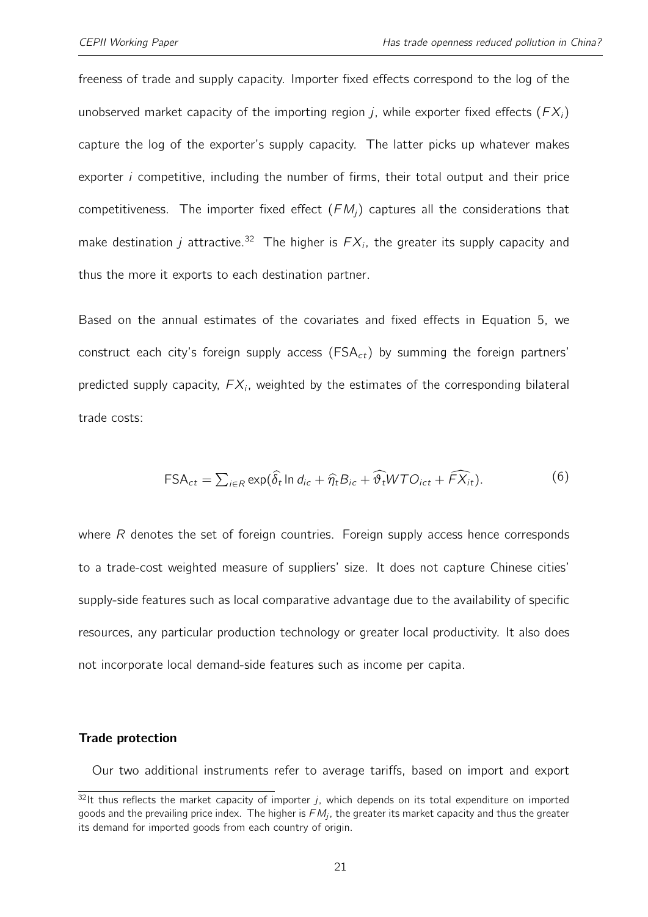freeness of trade and supply capacity. Importer fixed effects correspond to the log of the unobserved market capacity of the importing region $j$, while exporter fixed effects ($FX_i$) capture the log of the exporter's supply capacity. The latter picks up whatever makes exporter $i$ competitive, including the number of firms, their total output and their price competitiveness. The importer fixed effect ($FM_j$) captures all the considerations that make destination $j$ attractive.[32] The higher is $FX_i$, the greater its supply capacity and thus the more it exports to each destination partner.

Based on the annual estimates of the covariates and fixed effects in Equation 5, we construct each city's foreign supply access ($\text{FSA}_{ct}$) by summing the foreign partners' predicted supply capacity, $FX_i$, weighted by the estimates of the corresponding bilateral trade costs:

$$\text{FSA}_{ct} = \sum_{i \in R} \exp(\widehat{\delta}_t \ln d_{ic} + \widehat{\eta}_t B_{ic} + \widehat{\vartheta}_t WTO_{ict} + \widehat{FX_{it}}). \tag{6}$$

where $R$ denotes the set of foreign countries. Foreign supply access hence corresponds to a trade-cost weighted measure of suppliers' size. It does not capture Chinese cities' supply-side features such as local comparative advantage due to the availability of specific resources, any particular production technology or greater local productivity. It also does not incorporate local demand-side features such as income per capita.

**Trade protection**

Our two additional instruments refer to average tariffs, based on import and export

[32] It thus reflects the market capacity of importer $j$, which depends on its total expenditure on imported goods and the prevailing price index. The higher is $FM_j$, the greater its market capacity and thus the greater its demand for imported goods from each country of origin.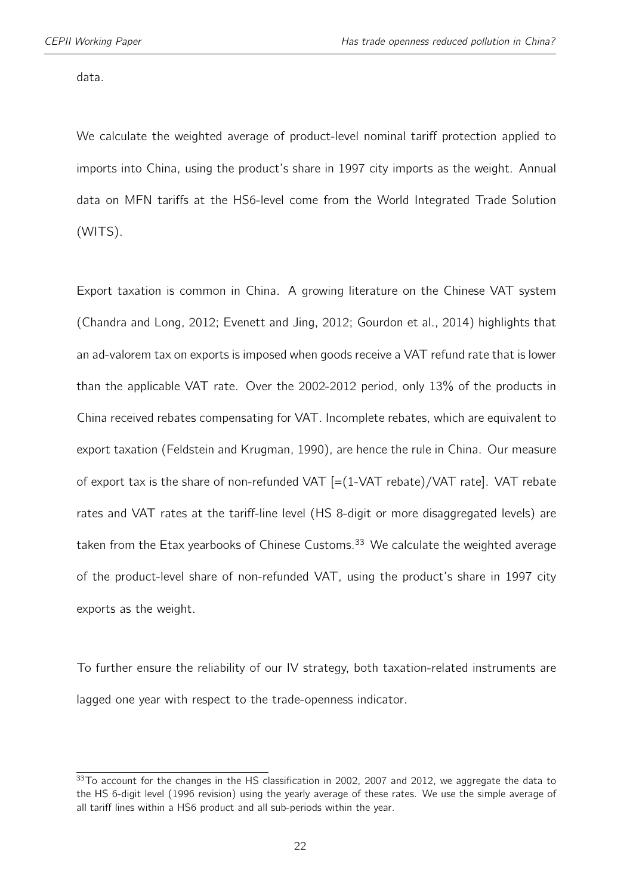data.

We calculate the weighted average of product-level nominal tariff protection applied to imports into China, using the product's share in 1997 city imports as the weight. Annual data on MFN tariffs at the HS6-level come from the World Integrated Trade Solution (WITS).

Export taxation is common in China. A growing literature on the Chinese VAT system (Chandra and Long, 2012; Evenett and Jing, 2012; Gourdon et al., 2014) highlights that an ad-valorem tax on exports is imposed when goods receive a VAT refund rate that is lower than the applicable VAT rate. Over the 2002-2012 period, only 13% of the products in China received rebates compensating for VAT. Incomplete rebates, which are equivalent to export taxation (Feldstein and Krugman, 1990), are hence the rule in China. Our measure of export tax is the share of non-refunded VAT [=(1-VAT rebate)/VAT rate]. VAT rebate rates and VAT rates at the tariff-line level (HS 8-digit or more disaggregated levels) are taken from the Etax yearbooks of Chinese Customs.[33] We calculate the weighted average of the product-level share of non-refunded VAT, using the product's share in 1997 city exports as the weight.

To further ensure the reliability of our IV strategy, both taxation-related instruments are lagged one year with respect to the trade-openness indicator.

[33] To account for the changes in the HS classification in 2002, 2007 and 2012, we aggregate the data to the HS 6-digit level (1996 revision) using the yearly average of these rates. We use the simple average of all tariff lines within a HS6 product and all sub-periods within the year.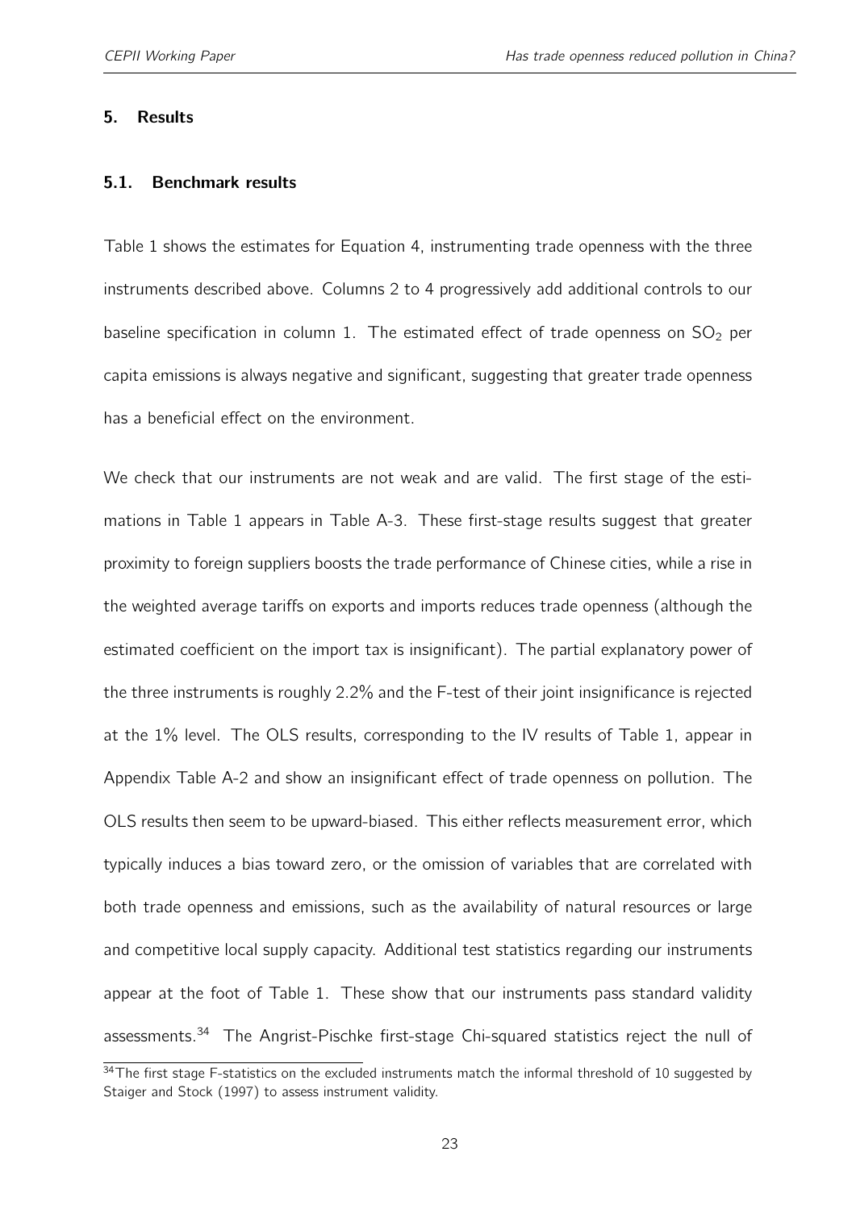## 5. Results

### 5.1. Benchmark results

Table 1 shows the estimates for Equation 4, instrumenting trade openness with the three instruments described above. Columns 2 to 4 progressively add additional controls to our baseline specification in column 1. The estimated effect of trade openness on $SO_2$ per capita emissions is always negative and significant, suggesting that greater trade openness has a beneficial effect on the environment.

We check that our instruments are not weak and are valid. The first stage of the estimations in Table 1 appears in Table A-3. These first-stage results suggest that greater proximity to foreign suppliers boosts the trade performance of Chinese cities, while a rise in the weighted average tariffs on exports and imports reduces trade openness (although the estimated coefficient on the import tax is insignificant). The partial explanatory power of the three instruments is roughly 2.2% and the F-test of their joint insignificance is rejected at the 1% level. The OLS results, corresponding to the IV results of Table 1, appear in Appendix Table A-2 and show an insignificant effect of trade openness on pollution. The OLS results then seem to be upward-biased. This either reflects measurement error, which typically induces a bias toward zero, or the omission of variables that are correlated with both trade openness and emissions, such as the availability of natural resources or large and competitive local supply capacity. Additional test statistics regarding our instruments appear at the foot of Table 1. These show that our instruments pass standard validity assessments.[34] The Angrist-Pischke first-stage Chi-squared statistics reject the null of

[34] The first stage F-statistics on the excluded instruments match the informal threshold of 10 suggested by Staiger and Stock (1997) to assess instrument validity.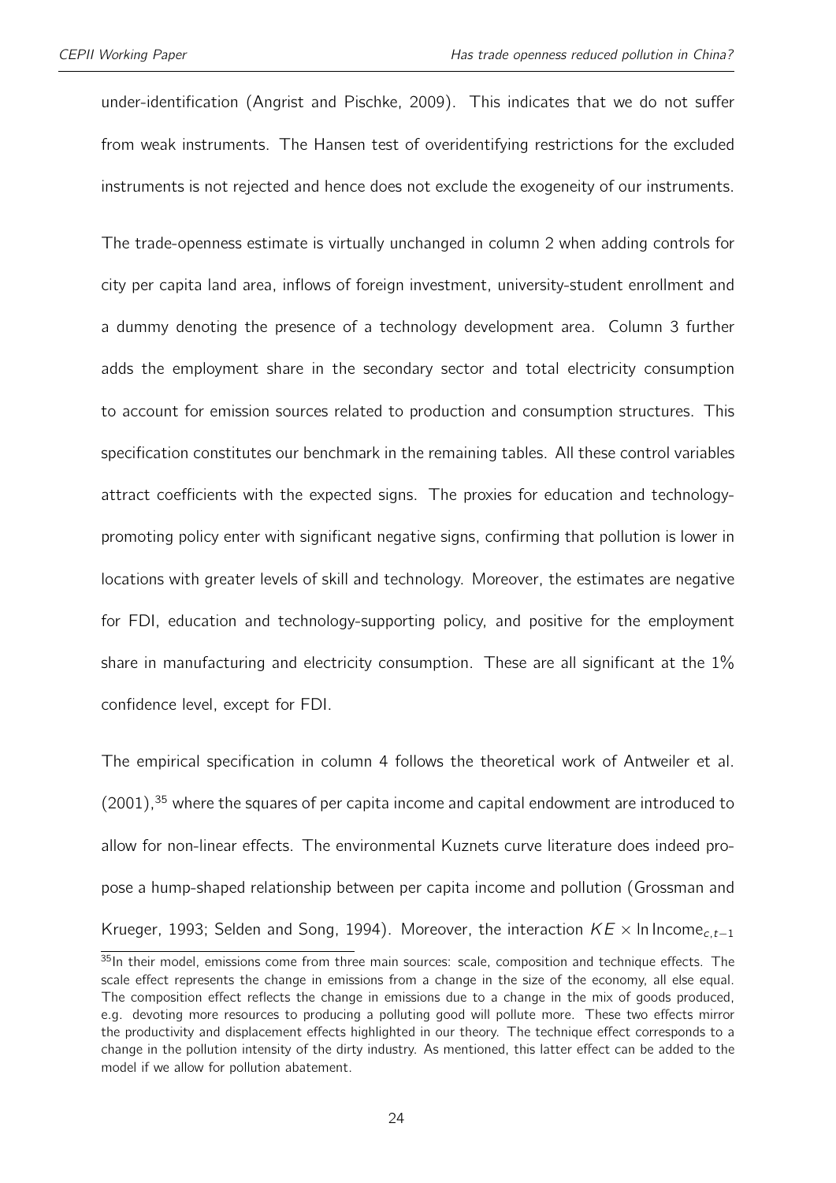under-identification (Angrist and Pischke, 2009). This indicates that we do not suffer from weak instruments. The Hansen test of overidentifying restrictions for the excluded instruments is not rejected and hence does not exclude the exogeneity of our instruments.

The trade-openness estimate is virtually unchanged in column 2 when adding controls for city per capita land area, inflows of foreign investment, university-student enrollment and a dummy denoting the presence of a technology development area. Column 3 further adds the employment share in the secondary sector and total electricity consumption to account for emission sources related to production and consumption structures. This specification constitutes our benchmark in the remaining tables. All these control variables attract coefficients with the expected signs. The proxies for education and technology-promoting policy enter with significant negative signs, confirming that pollution is lower in locations with greater levels of skill and technology. Moreover, the estimates are negative for FDI, education and technology-supporting policy, and positive for the employment share in manufacturing and electricity consumption. These are all significant at the 1% confidence level, except for FDI.

The empirical specification in column 4 follows the theoretical work of Antweiler et al. (2001),[35] where the squares of per capita income and capital endowment are introduced to allow for non-linear effects. The environmental Kuznets curve literature does indeed propose a hump-shaped relationship between per capita income and pollution (Grossman and Krueger, 1993; Selden and Song, 1994). Moreover, the interaction $KE \times \ln \text{Income}_{c,t-1}$

[35] In their model, emissions come from three main sources: scale, composition and technique effects. The scale effect represents the change in emissions from a change in the size of the economy, all else equal. The composition effect reflects the change in emissions due to a change in the mix of goods produced, e.g. devoting more resources to producing a polluting good will pollute more. These two effects mirror the productivity and displacement effects highlighted in our theory. The technique effect corresponds to a change in the pollution intensity of the dirty industry. As mentioned, this latter effect can be added to the model if we allow for pollution abatement.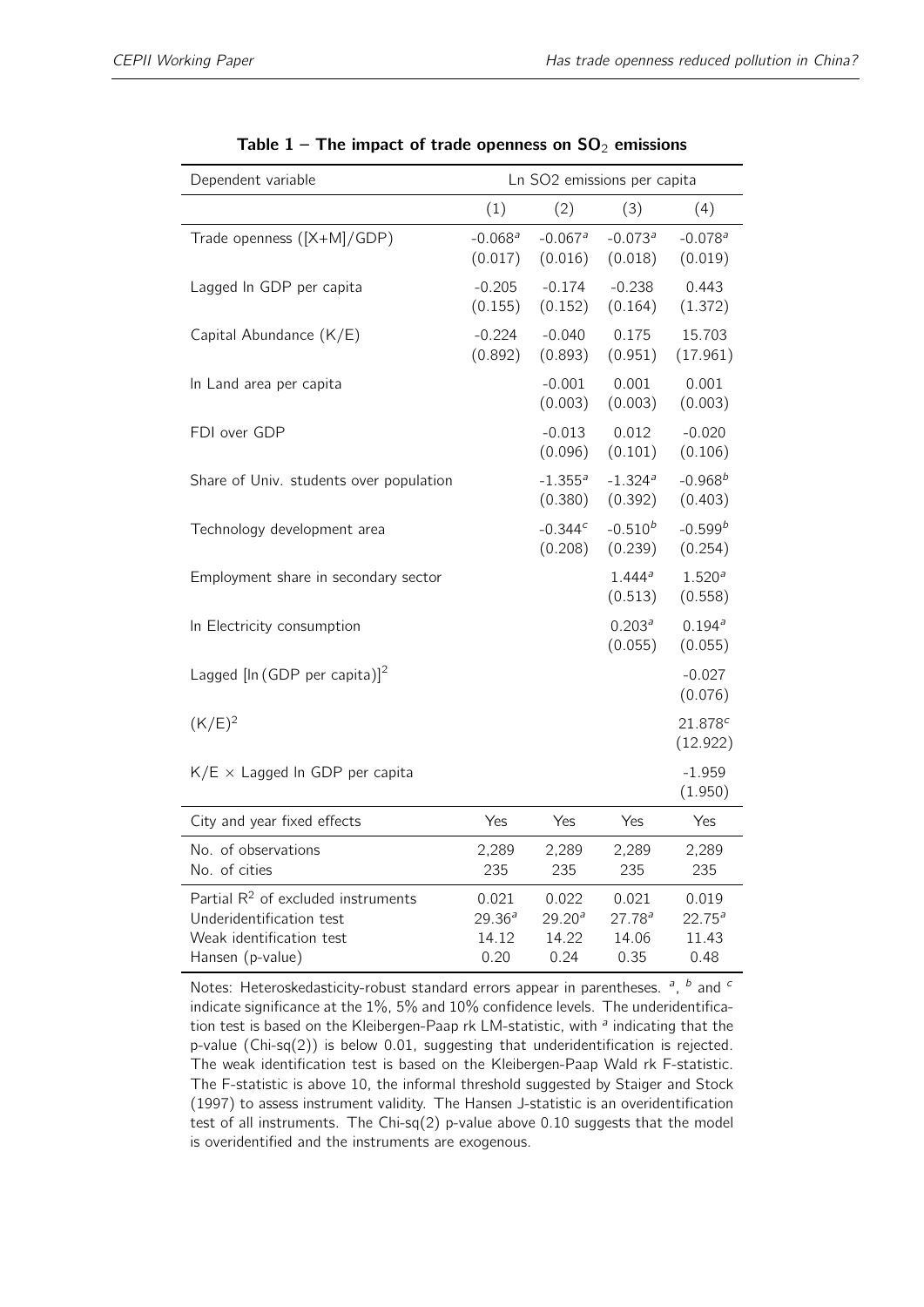**Table 1 – The impact of trade openness on $SO_2$ emissions**

| Dependent variable | Ln SO2 emissions per capita | | | |
|---|---|---|---|---|
| | (1) | (2) | (3) | (4) |
| Trade openness ([X+M]/GDP) | -0.068[a] | -0.067[a] | -0.073[a] | -0.078[a] |
| | (0.017) | (0.016) | (0.018) | (0.019) |
| Lagged ln GDP per capita | -0.205 | -0.174 | -0.238 | 0.443 |
| | (0.155) | (0.152) | (0.164) | (1.372) |
| Capital Abundance (K/E) | -0.224 | -0.040 | 0.175 | 15.703 |
| | (0.892) | (0.893) | (0.951) | (17.961) |
| ln Land area per capita | | -0.001 | 0.001 | 0.001 |
| | | (0.003) | (0.003) | (0.003) |
| FDI over GDP | | -0.013 | 0.012 | -0.020 |
| | | (0.096) | (0.101) | (0.106) |
| Share of Univ. students over population | | -1.355[a] | -1.324[a] | -0.968[b] |
| | | (0.380) | (0.392) | (0.403) |
| Technology development area | | -0.344[c] | -0.510[b] | -0.599[b] |
| | | (0.208) | (0.239) | (0.254) |
| Employment share in secondary sector | | | 1.444[a] | 1.520[a] |
| | | | (0.513) | (0.558) |
| ln Electricity consumption | | | 0.203[a] | 0.194[a] |
| | | | (0.055) | (0.055) |
| Lagged [ln (GDP per capita)]$^2$ | | | | -0.027 |
| | | | | (0.076) |
| $(K/E)^2$ | | | | 21.878[c] |
| | | | | (12.922) |
| K/E × Lagged ln GDP per capita | | | | -1.959 |
| | | | | (1.950) |
| City and year fixed effects | Yes | Yes | Yes | Yes |
| No. of observations | 2,289 | 2,289 | 2,289 | 2,289 |
| No. of cities | 235 | 235 | 235 | 235 |
| Partial $R^2$ of excluded instruments | 0.021 | 0.022 | 0.021 | 0.019 |
| Underidentification test | 29.36[a] | 29.20[a] | 27.78[a] | 22.75[a] |
| Weak identification test | 14.12 | 14.22 | 14.06 | 11.43 |
| Hansen (p-value) | 0.20 | 0.24 | 0.35 | 0.48 |

Notes: Heteroskedasticity-robust standard errors appear in parentheses. [a], [b] and [c] indicate significance at the 1%, 5% and 10% confidence levels. The underidentification test is based on the Kleibergen-Paap rk LM-statistic, with [a] indicating that the p-value (Chi-sq(2)) is below 0.01, suggesting that underidentification is rejected. The weak identification test is based on the Kleibergen-Paap Wald rk F-statistic. The F-statistic is above 10, the informal threshold suggested by Staiger and Stock (1997) to assess instrument validity. The Hansen J-statistic is an overidentification test of all instruments. The Chi-sq(2) p-value above 0.10 suggests that the model is overidentified and the instruments are exogenous.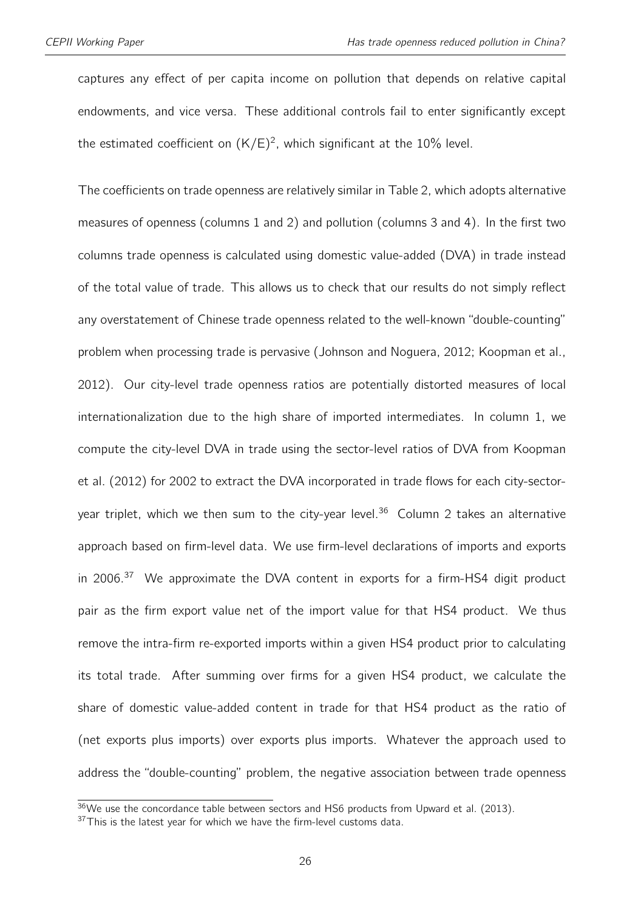captures any effect of per capita income on pollution that depends on relative capital endowments, and vice versa. These additional controls fail to enter significantly except the estimated coefficient on $(K/E)^2$, which significant at the 10% level.

The coefficients on trade openness are relatively similar in Table 2, which adopts alternative measures of openness (columns 1 and 2) and pollution (columns 3 and 4). In the first two columns trade openness is calculated using domestic value-added (DVA) in trade instead of the total value of trade. This allows us to check that our results do not simply reflect any overstatement of Chinese trade openness related to the well-known "double-counting" problem when processing trade is pervasive (Johnson and Noguera, 2012; Koopman et al., 2012). Our city-level trade openness ratios are potentially distorted measures of local internationalization due to the high share of imported intermediates. In column 1, we compute the city-level DVA in trade using the sector-level ratios of DVA from Koopman et al. (2012) for 2002 to extract the DVA incorporated in trade flows for each city-sector-year triplet, which we then sum to the city-year level.[36] Column 2 takes an alternative approach based on firm-level data. We use firm-level declarations of imports and exports in 2006.[37] We approximate the DVA content in exports for a firm-HS4 digit product pair as the firm export value net of the import value for that HS4 product. We thus remove the intra-firm re-exported imports within a given HS4 product prior to calculating its total trade. After summing over firms for a given HS4 product, we calculate the share of domestic value-added content in trade for that HS4 product as the ratio of (net exports plus imports) over exports plus imports. Whatever the approach used to address the "double-counting" problem, the negative association between trade openness

[36] We use the concordance table between sectors and HS6 products from Upward et al. (2013).

[37] This is the latest year for which we have the firm-level customs data.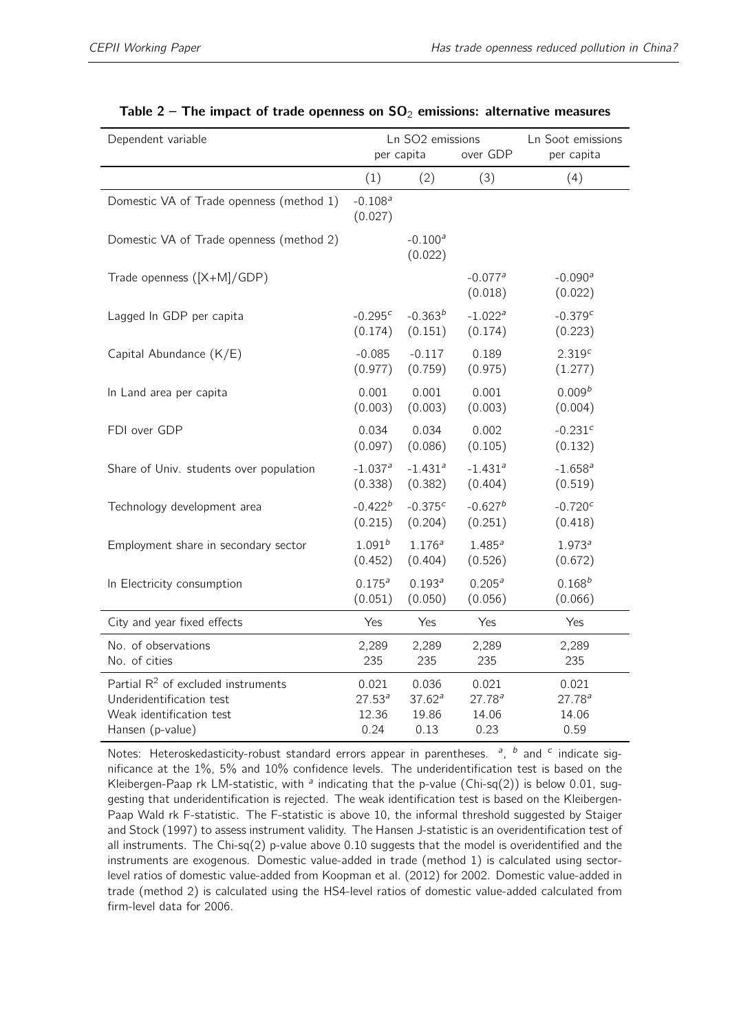**Table 2 – The impact of trade openness on $SO_2$ emissions: alternative measures**

| Dependent variable | Ln SO2 emissions per capita | | Ln SO2 emissions over GDP | Ln Soot emissions per capita |
|---|---|---|---|---|
| | (1) | (2) | (3) | (4) |
| Domestic VA of Trade openness (method 1) | -0.108[a] (0.027) | | | |
| Domestic VA of Trade openness (method 2) | | -0.100[a] (0.022) | | |
| Trade openness ([X+M]/GDP) | | | -0.077[a] (0.018) | -0.090[a] (0.022) |
| Lagged ln GDP per capita | -0.295[c] (0.174) | -0.363[b] (0.151) | -1.022[a] (0.174) | -0.379[c] (0.223) |
| Capital Abundance (K/E) | -0.085 (0.977) | -0.117 (0.759) | 0.189 (0.975) | 2.319[c] (1.277) |
| ln Land area per capita | 0.001 (0.003) | 0.001 (0.003) | 0.001 (0.003) | 0.009[b] (0.004) |
| FDI over GDP | 0.034 (0.097) | 0.034 (0.086) | 0.002 (0.105) | -0.231[c] (0.132) |
| Share of Univ. students over population | -1.037[a] (0.338) | -1.431[a] (0.382) | -1.431[a] (0.404) | -1.658[a] (0.519) |
| Technology development area | -0.422[b] (0.215) | -0.375[c] (0.204) | -0.627[b] (0.251) | -0.720[c] (0.418) |
| Employment share in secondary sector | 1.091[b] (0.452) | 1.176[a] (0.404) | 1.485[a] (0.526) | 1.973[a] (0.672) |
| ln Electricity consumption | 0.175[a] (0.051) | 0.193[a] (0.050) | 0.205[a] (0.056) | 0.168[b] (0.066) |
| City and year fixed effects | Yes | Yes | Yes | Yes |
| No. of observations | 2,289 | 2,289 | 2,289 | 2,289 |
| No. of cities | 235 | 235 | 235 | 235 |
| Partial $R^2$ of excluded instruments | 0.021 | 0.036 | 0.021 | 0.021 |
| Underidentification test | 27.53[a] | 37.62[a] | 27.78[a] | 27.78[a] |
| Weak identification test | 12.36 | 19.86 | 14.06 | 14.06 |
| Hansen (p-value) | 0.24 | 0.13 | 0.23 | 0.59 |

Notes: Heteroskedasticity-robust standard errors appear in parentheses. [a], [b] and [c] indicate significance at the 1%, 5% and 10% confidence levels. The underidentification test is based on the Kleibergen-Paap rk LM-statistic, with [a] indicating that the p-value (Chi-sq(2)) is below 0.01, suggesting that underidentification is rejected. The weak identification test is based on the Kleibergen-Paap Wald rk F-statistic. The F-statistic is above 10, the informal threshold suggested by Staiger and Stock (1997) to assess instrument validity. The Hansen J-statistic is an overidentification test of all instruments. The Chi-sq(2) p-value above 0.10 suggests that the model is overidentified and the instruments are exogenous. Domestic value-added in trade (method 1) is calculated using sector-level ratios of domestic value-added from Koopman et al. (2012) for 2002. Domestic value-added in trade (method 2) is calculated using the HS4-level ratios of domestic value-added calculated from firm-level data for 2006.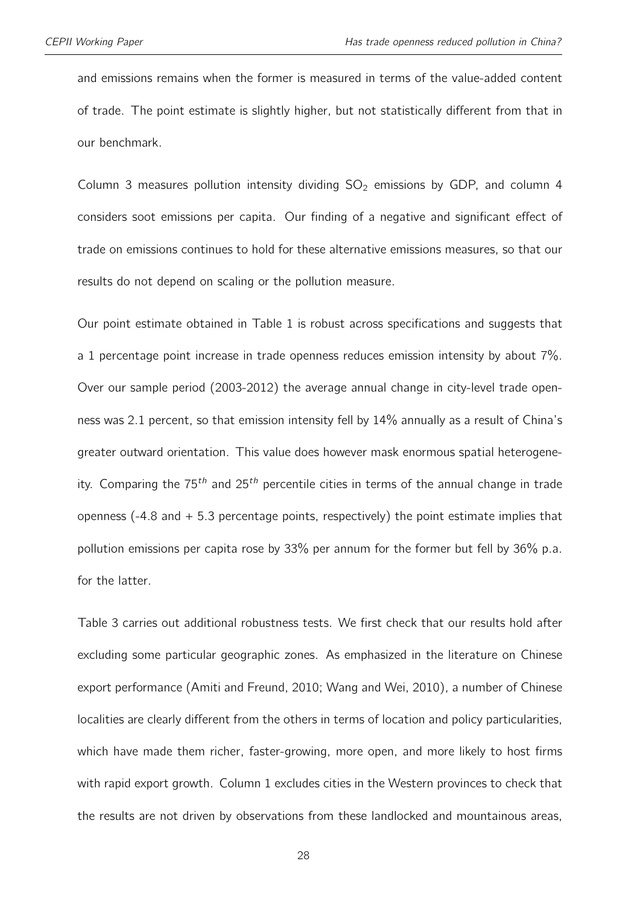and emissions remains when the former is measured in terms of the value-added content of trade. The point estimate is slightly higher, but not statistically different from that in our benchmark.

Column 3 measures pollution intensity dividing $SO_2$ emissions by GDP, and column 4 considers soot emissions per capita. Our finding of a negative and significant effect of trade on emissions continues to hold for these alternative emissions measures, so that our results do not depend on scaling or the pollution measure.

Our point estimate obtained in Table 1 is robust across specifications and suggests that a 1 percentage point increase in trade openness reduces emission intensity by about 7%. Over our sample period (2003-2012) the average annual change in city-level trade openness was 2.1 percent, so that emission intensity fell by 14% annually as a result of China's greater outward orientation. This value does however mask enormous spatial heterogeneity. Comparing the $75^{th}$ and $25^{th}$ percentile cities in terms of the annual change in trade openness (-4.8 and + 5.3 percentage points, respectively) the point estimate implies that pollution emissions per capita rose by 33% per annum for the former but fell by 36% p.a. for the latter.

Table 3 carries out additional robustness tests. We first check that our results hold after excluding some particular geographic zones. As emphasized in the literature on Chinese export performance (Amiti and Freund, 2010; Wang and Wei, 2010), a number of Chinese localities are clearly different from the others in terms of location and policy particularities, which have made them richer, faster-growing, more open, and more likely to host firms with rapid export growth. Column 1 excludes cities in the Western provinces to check that the results are not driven by observations from these landlocked and mountainous areas,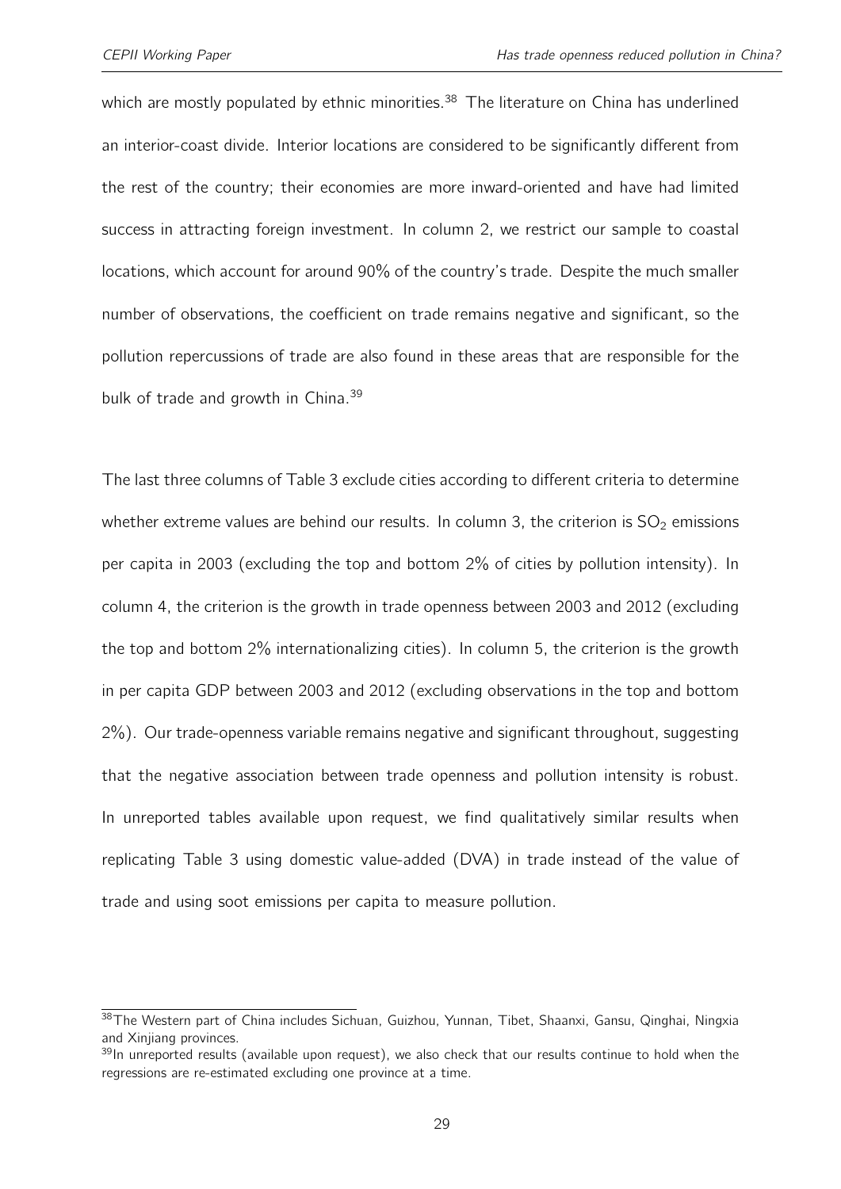which are mostly populated by ethnic minorities.[38] The literature on China has underlined an interior-coast divide. Interior locations are considered to be significantly different from the rest of the country; their economies are more inward-oriented and have had limited success in attracting foreign investment. In column 2, we restrict our sample to coastal locations, which account for around 90% of the country's trade. Despite the much smaller number of observations, the coefficient on trade remains negative and significant, so the pollution repercussions of trade are also found in these areas that are responsible for the bulk of trade and growth in China.[39]

The last three columns of Table 3 exclude cities according to different criteria to determine whether extreme values are behind our results. In column 3, the criterion is $SO_2$ emissions per capita in 2003 (excluding the top and bottom 2% of cities by pollution intensity). In column 4, the criterion is the growth in trade openness between 2003 and 2012 (excluding the top and bottom 2% internationalizing cities). In column 5, the criterion is the growth in per capita GDP between 2003 and 2012 (excluding observations in the top and bottom 2%). Our trade-openness variable remains negative and significant throughout, suggesting that the negative association between trade openness and pollution intensity is robust. In unreported tables available upon request, we find qualitatively similar results when replicating Table 3 using domestic value-added (DVA) in trade instead of the value of trade and using soot emissions per capita to measure pollution.

---

[38] The Western part of China includes Sichuan, Guizhou, Yunnan, Tibet, Shaanxi, Gansu, Qinghai, Ningxia and Xinjiang provinces.

[39] In unreported results (available upon request), we also check that our results continue to hold when the regressions are re-estimated excluding one province at a time.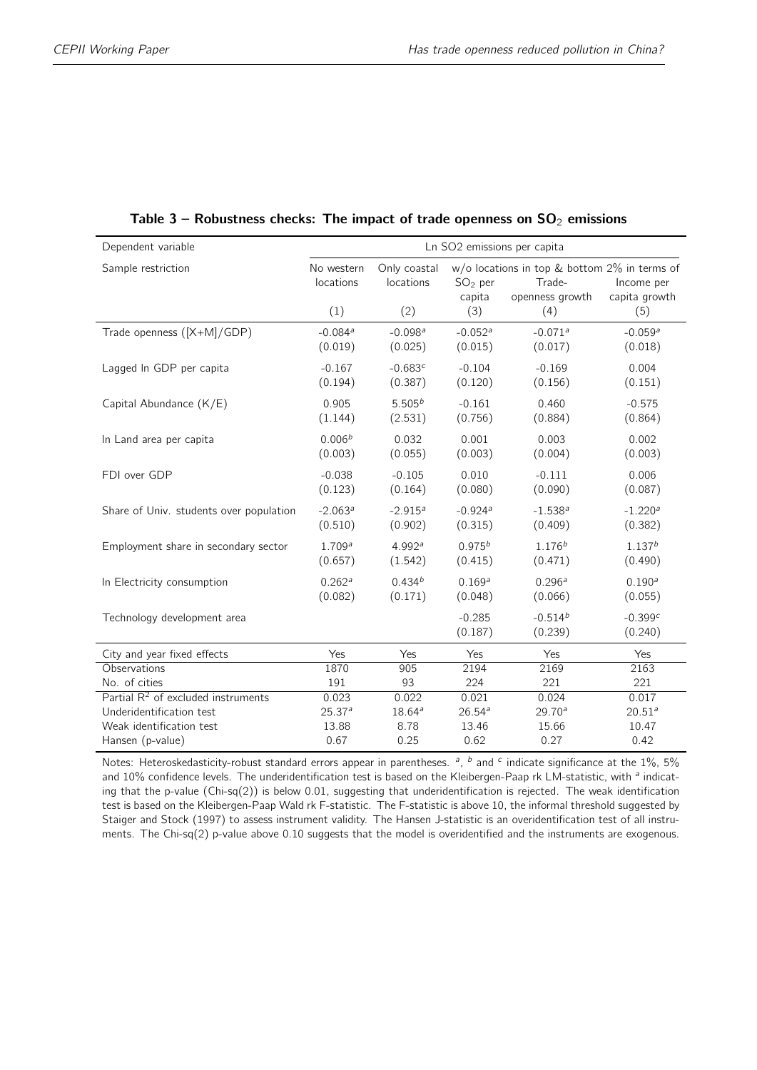**Table 3 – Robustness checks: The impact of trade openness on $SO_2$ emissions**

| Dependent variable | Ln SO2 emissions per capita | | | | |
|---|---|---|---|---|---|
| Sample restriction | No western locations | Only coastal locations | w/o locations in top & bottom 2% in terms of | | |
| | | | $SO_2$ per capita | Trade-openness growth | Income per capita growth |
| | (1) | (2) | (3) | (4) | (5) |
| Trade openness ([X+M]/GDP) | -0.084[a] | -0.098[a] | -0.052[a] | -0.071[a] | -0.059[a] |
| | (0.019) | (0.025) | (0.015) | (0.017) | (0.018) |
| Lagged ln GDP per capita | -0.167 | -0.683[c] | -0.104 | -0.169 | 0.004 |
| | (0.194) | (0.387) | (0.120) | (0.156) | (0.151) |
| Capital Abundance (K/E) | 0.905 | 5.505[b] | -0.161 | 0.460 | -0.575 |
| | (1.144) | (2.531) | (0.756) | (0.884) | (0.864) |
| ln Land area per capita | 0.006[b] | 0.032 | 0.001 | 0.003 | 0.002 |
| | (0.003) | (0.055) | (0.003) | (0.004) | (0.003) |
| FDI over GDP | -0.038 | -0.105 | 0.010 | -0.111 | 0.006 |
| | (0.123) | (0.164) | (0.080) | (0.090) | (0.087) |
| Share of Univ. students over population | -2.063[a] | -2.915[a] | -0.924[a] | -1.538[a] | -1.220[a] |
| | (0.510) | (0.902) | (0.315) | (0.409) | (0.382) |
| Employment share in secondary sector | 1.709[a] | 4.992[a] | 0.975[b] | 1.176[b] | 1.137[b] |
| | (0.657) | (1.542) | (0.415) | (0.471) | (0.490) |
| ln Electricity consumption | 0.262[a] | 0.434[b] | 0.169[a] | 0.296[a] | 0.190[a] |
| | (0.082) | (0.171) | (0.048) | (0.066) | (0.055) |
| Technology development area | | | -0.285 | -0.514[b] | -0.399[c] |
| | | | (0.187) | (0.239) | (0.240) |
| City and year fixed effects | Yes | Yes | Yes | Yes | Yes |
| Observations | 1870 | 905 | 2194 | 2169 | 2163 |
| No. of cities | 191 | 93 | 224 | 221 | 221 |
| Partial $R^2$ of excluded instruments | 0.023 | 0.022 | 0.021 | 0.024 | 0.017 |
| Underidentification test | 25.37[a] | 18.64[a] | 26.54[a] | 29.70[a] | 20.51[a] |
| Weak identification test | 13.88 | 8.78 | 13.46 | 15.66 | 10.47 |
| Hansen (p-value) | 0.67 | 0.25 | 0.62 | 0.27 | 0.42 |

Notes: Heteroskedasticity-robust standard errors appear in parentheses. [a], [b] and [c] indicate significance at the 1%, 5% and 10% confidence levels. The underidentification test is based on the Kleibergen-Paap rk LM-statistic, with [a] indicating that the p-value (Chi-sq(2)) is below 0.01, suggesting that underidentification is rejected. The weak identification test is based on the Kleibergen-Paap Wald rk F-statistic. The F-statistic is above 10, the informal threshold suggested by Staiger and Stock (1997) to assess instrument validity. The Hansen J-statistic is an overidentification test of all instruments. The Chi-sq(2) p-value above 0.10 suggests that the model is overidentified and the instruments are exogenous.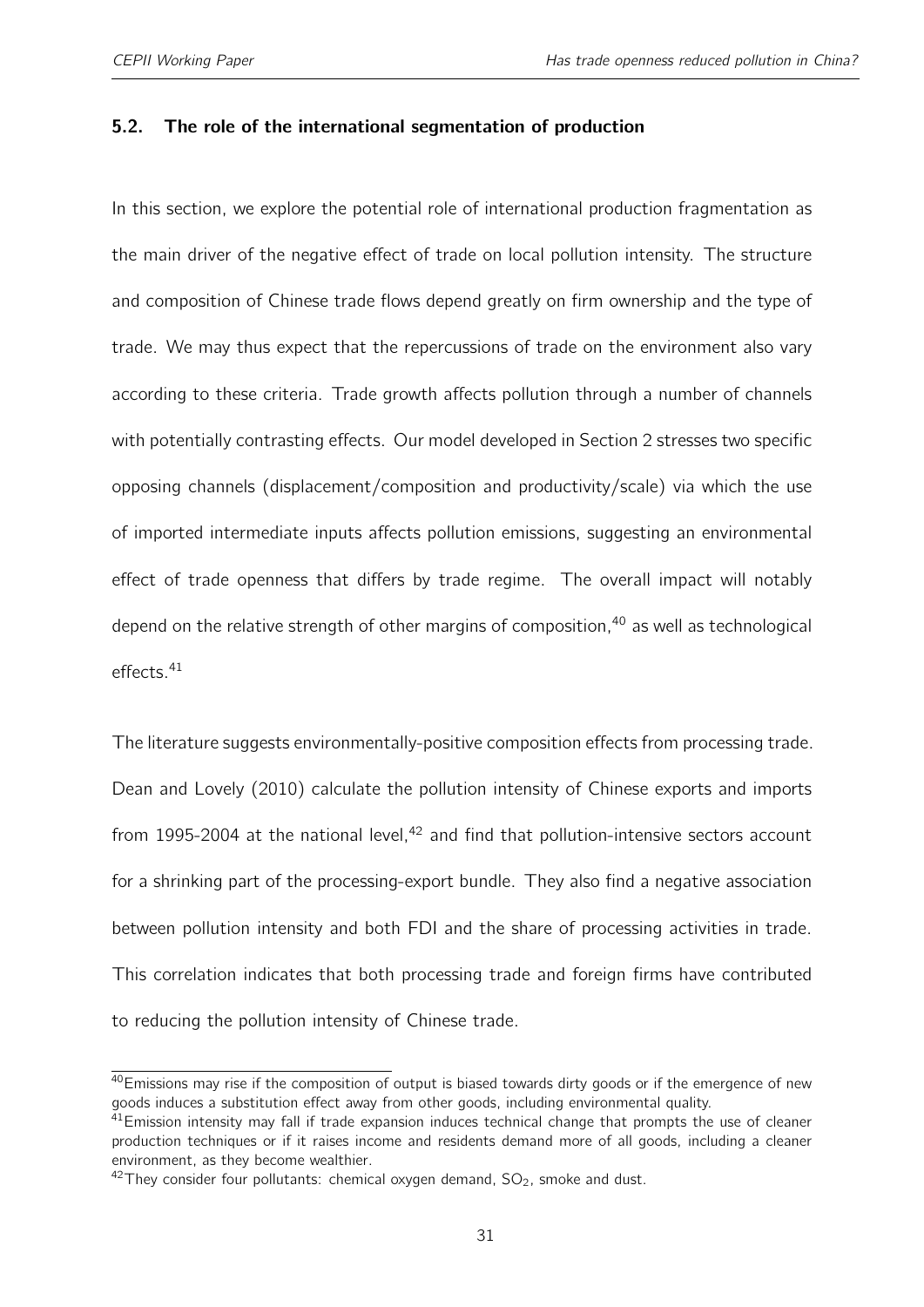### 5.2. The role of the international segmentation of production

In this section, we explore the potential role of international production fragmentation as the main driver of the negative effect of trade on local pollution intensity. The structure and composition of Chinese trade flows depend greatly on firm ownership and the type of trade. We may thus expect that the repercussions of trade on the environment also vary according to these criteria. Trade growth affects pollution through a number of channels with potentially contrasting effects. Our model developed in Section 2 stresses two specific opposing channels (displacement/composition and productivity/scale) via which the use of imported intermediate inputs affects pollution emissions, suggesting an environmental effect of trade openness that differs by trade regime. The overall impact will notably depend on the relative strength of other margins of composition,[40] as well as technological effects.[41]

The literature suggests environmentally-positive composition effects from processing trade. Dean and Lovely (2010) calculate the pollution intensity of Chinese exports and imports from 1995-2004 at the national level,[42] and find that pollution-intensive sectors account for a shrinking part of the processing-export bundle. They also find a negative association between pollution intensity and both FDI and the share of processing activities in trade. This correlation indicates that both processing trade and foreign firms have contributed to reducing the pollution intensity of Chinese trade.

[40] Emissions may rise if the composition of output is biased towards dirty goods or if the emergence of new goods induces a substitution effect away from other goods, including environmental quality.

[41] Emission intensity may fall if trade expansion induces technical change that prompts the use of cleaner production techniques or if it raises income and residents demand more of all goods, including a cleaner environment, as they become wealthier.

[42] They consider four pollutants: chemical oxygen demand, $SO_2$, smoke and dust.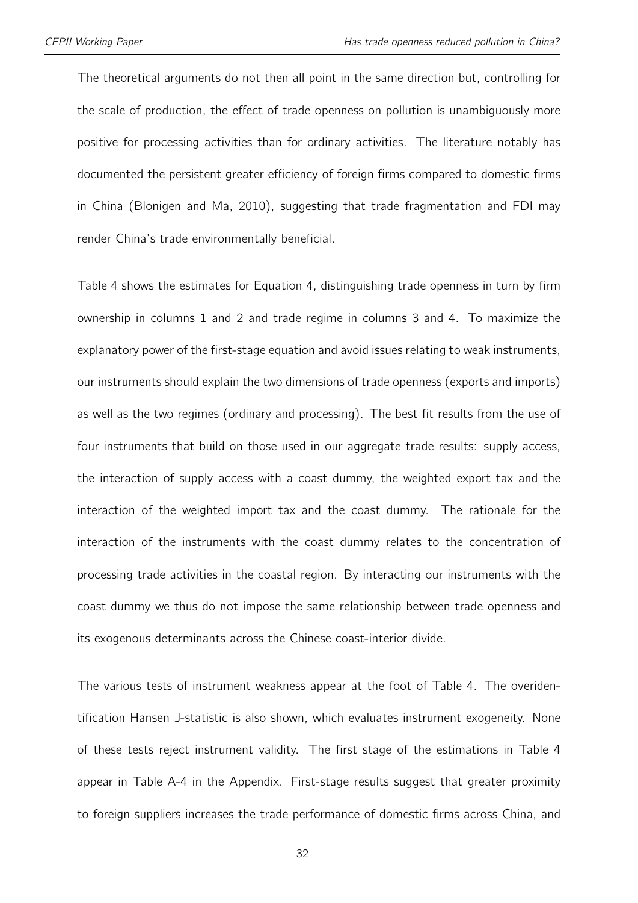The theoretical arguments do not then all point in the same direction but, controlling for the scale of production, the effect of trade openness on pollution is unambiguously more positive for processing activities than for ordinary activities. The literature notably has documented the persistent greater efficiency of foreign firms compared to domestic firms in China (Blonigen and Ma, 2010), suggesting that trade fragmentation and FDI may render China's trade environmentally beneficial.

Table 4 shows the estimates for Equation 4, distinguishing trade openness in turn by firm ownership in columns 1 and 2 and trade regime in columns 3 and 4. To maximize the explanatory power of the first-stage equation and avoid issues relating to weak instruments, our instruments should explain the two dimensions of trade openness (exports and imports) as well as the two regimes (ordinary and processing). The best fit results from the use of four instruments that build on those used in our aggregate trade results: supply access, the interaction of supply access with a coast dummy, the weighted export tax and the interaction of the weighted import tax and the coast dummy. The rationale for the interaction of the instruments with the coast dummy relates to the concentration of processing trade activities in the coastal region. By interacting our instruments with the coast dummy we thus do not impose the same relationship between trade openness and its exogenous determinants across the Chinese coast-interior divide.

The various tests of instrument weakness appear at the foot of Table 4. The overidentification Hansen J-statistic is also shown, which evaluates instrument exogeneity. None of these tests reject instrument validity. The first stage of the estimations in Table 4 appear in Table A-4 in the Appendix. First-stage results suggest that greater proximity to foreign suppliers increases the trade performance of domestic firms across China, and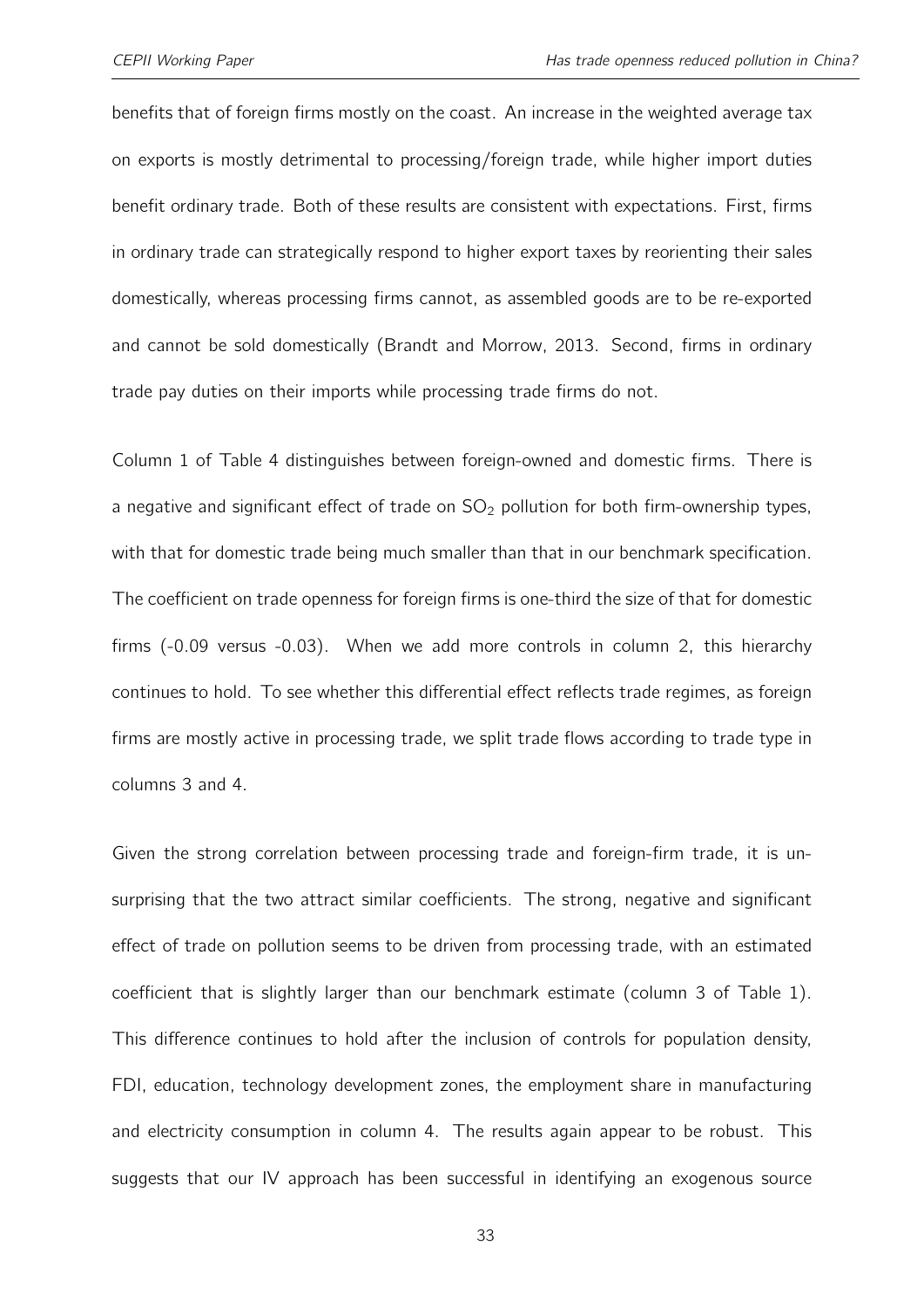benefits that of foreign firms mostly on the coast. An increase in the weighted average tax on exports is mostly detrimental to processing/foreign trade, while higher import duties benefit ordinary trade. Both of these results are consistent with expectations. First, firms in ordinary trade can strategically respond to higher export taxes by reorienting their sales domestically, whereas processing firms cannot, as assembled goods are to be re-exported and cannot be sold domestically (Brandt and Morrow, 2013. Second, firms in ordinary trade pay duties on their imports while processing trade firms do not.

Column 1 of Table 4 distinguishes between foreign-owned and domestic firms. There is a negative and significant effect of trade on $SO_2$ pollution for both firm-ownership types, with that for domestic trade being much smaller than that in our benchmark specification. The coefficient on trade openness for foreign firms is one-third the size of that for domestic firms (-0.09 versus -0.03). When we add more controls in column 2, this hierarchy continues to hold. To see whether this differential effect reflects trade regimes, as foreign firms are mostly active in processing trade, we split trade flows according to trade type in columns 3 and 4.

Given the strong correlation between processing trade and foreign-firm trade, it is unsurprising that the two attract similar coefficients. The strong, negative and significant effect of trade on pollution seems to be driven from processing trade, with an estimated coefficient that is slightly larger than our benchmark estimate (column 3 of Table 1). This difference continues to hold after the inclusion of controls for population density, FDI, education, technology development zones, the employment share in manufacturing and electricity consumption in column 4. The results again appear to be robust. This suggests that our IV approach has been successful in identifying an exogenous source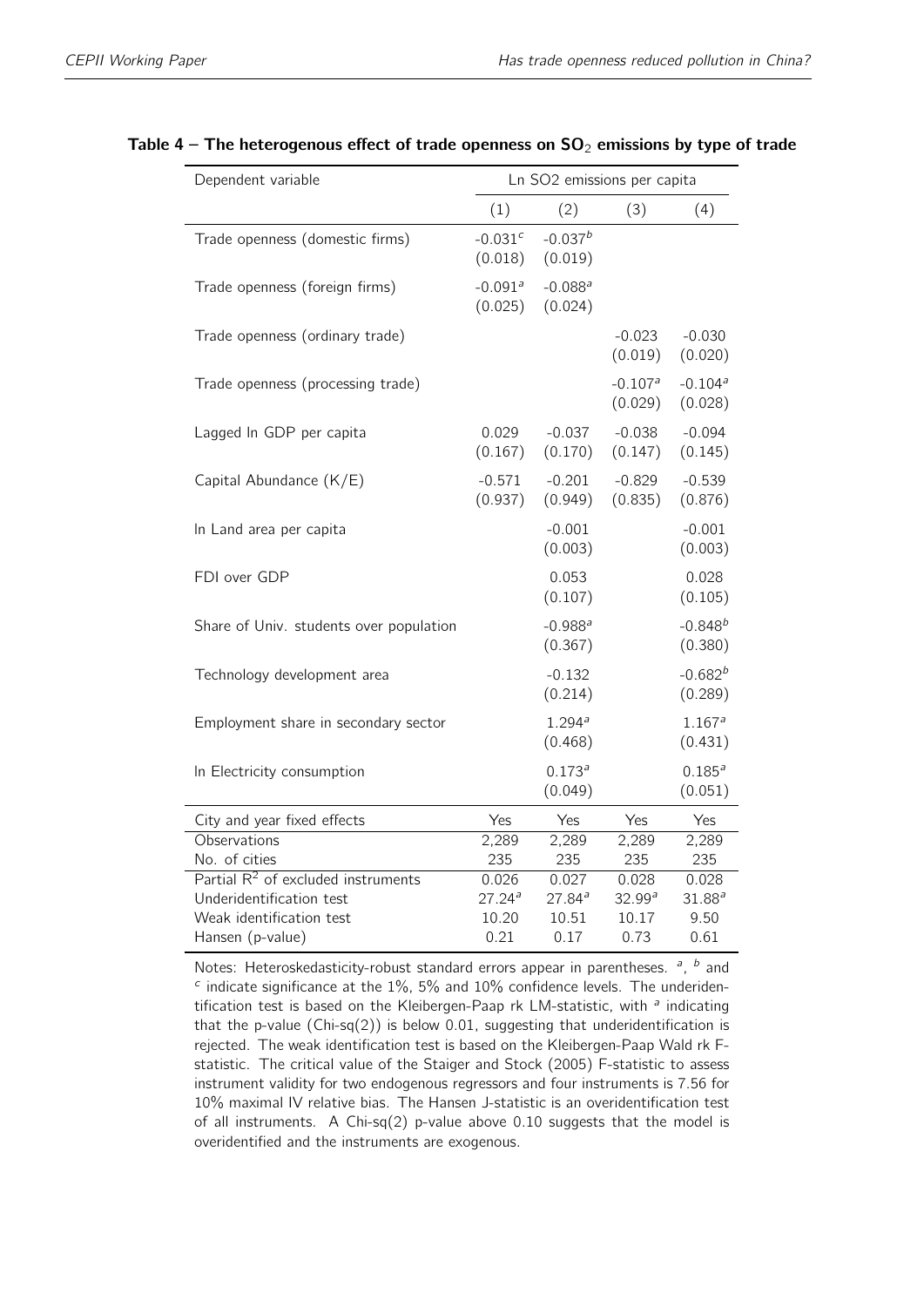**Table 4 – The heterogenous effect of trade openness on $SO_2$ emissions by type of trade**

| Dependent variable | Ln SO2 emissions per capita | | | |
|---|---|---|---|---|
| | (1) | (2) | (3) | (4) |
| Trade openness (domestic firms) | -0.031[c] (0.018) | -0.037[b] (0.019) | | |
| Trade openness (foreign firms) | -0.091[a] (0.025) | -0.088[a] (0.024) | | |
| Trade openness (ordinary trade) | | | -0.023 (0.019) | -0.030 (0.020) |
| Trade openness (processing trade) | | | -0.107[a] (0.029) | -0.104[a] (0.028) |
| Lagged ln GDP per capita | 0.029 (0.167) | -0.037 (0.170) | -0.038 (0.147) | -0.094 (0.145) |
| Capital Abundance (K/E) | -0.571 (0.937) | -0.201 (0.949) | -0.829 (0.835) | -0.539 (0.876) |
| ln Land area per capita | | -0.001 (0.003) | | -0.001 (0.003) |
| FDI over GDP | | 0.053 (0.107) | | 0.028 (0.105) |
| Share of Univ. students over population | | -0.988[a] (0.367) | | -0.848[b] (0.380) |
| Technology development area | | -0.132 (0.214) | | -0.682[b] (0.289) |
| Employment share in secondary sector | | 1.294[a] (0.468) | | 1.167[a] (0.431) |
| ln Electricity consumption | | 0.173[a] (0.049) | | 0.185[a] (0.051) |
| City and year fixed effects | Yes | Yes | Yes | Yes |
| Observations | 2,289 | 2,289 | 2,289 | 2,289 |
| No. of cities | 235 | 235 | 235 | 235 |
| Partial $R^2$ of excluded instruments | 0.026 | 0.027 | 0.028 | 0.028 |
| Underidentification test | 27.24[a] | 27.84[a] | 32.99[a] | 31.88[a] |
| Weak identification test | 10.20 | 10.51 | 10.17 | 9.50 |
| Hansen (p-value) | 0.21 | 0.17 | 0.73 | 0.61 |

Notes: Heteroskedasticity-robust standard errors appear in parentheses. [a], [b] and [c] indicate significance at the 1%, 5% and 10% confidence levels. The underidentification test is based on the Kleibergen-Paap rk LM-statistic, with [a] indicating that the p-value (Chi-sq(2)) is below 0.01, suggesting that underidentification is rejected. The weak identification test is based on the Kleibergen-Paap Wald rk F-statistic. The critical value of the Staiger and Stock (2005) F-statistic to assess instrument validity for two endogenous regressors and four instruments is 7.56 for 10% maximal IV relative bias. The Hansen J-statistic is an overidentification test of all instruments. A Chi-sq(2) p-value above 0.10 suggests that the model is overidentified and the instruments are exogenous.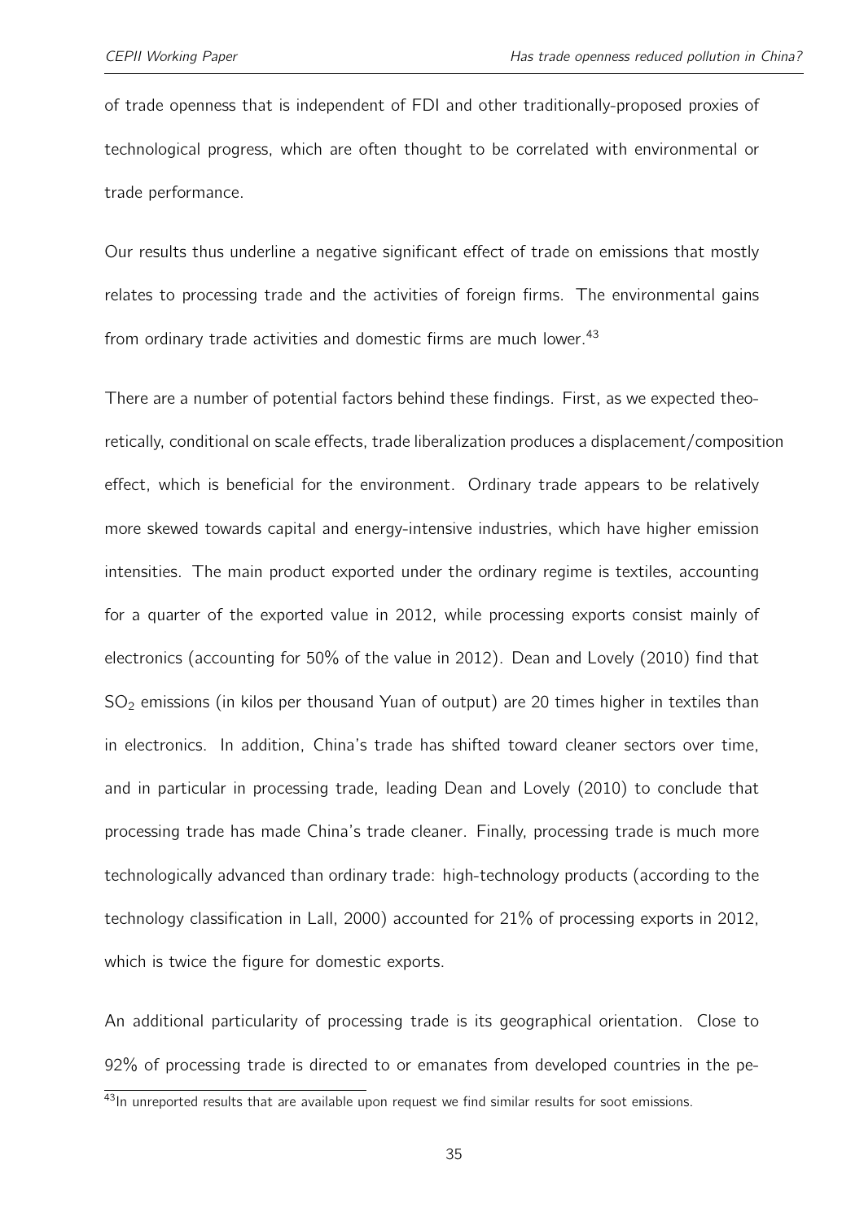of trade openness that is independent of FDI and other traditionally-proposed proxies of technological progress, which are often thought to be correlated with environmental or trade performance.

Our results thus underline a negative significant effect of trade on emissions that mostly relates to processing trade and the activities of foreign firms. The environmental gains from ordinary trade activities and domestic firms are much lower.[43]

There are a number of potential factors behind these findings. First, as we expected theoretically, conditional on scale effects, trade liberalization produces a displacement/composition effect, which is beneficial for the environment. Ordinary trade appears to be relatively more skewed towards capital and energy-intensive industries, which have higher emission intensities. The main product exported under the ordinary regime is textiles, accounting for a quarter of the exported value in 2012, while processing exports consist mainly of electronics (accounting for 50% of the value in 2012). Dean and Lovely (2010) find that $SO_2$ emissions (in kilos per thousand Yuan of output) are 20 times higher in textiles than in electronics. In addition, China's trade has shifted toward cleaner sectors over time, and in particular in processing trade, leading Dean and Lovely (2010) to conclude that processing trade has made China's trade cleaner. Finally, processing trade is much more technologically advanced than ordinary trade: high-technology products (according to the technology classification in Lall, 2000) accounted for 21% of processing exports in 2012, which is twice the figure for domestic exports.

An additional particularity of processing trade is its geographical orientation. Close to 92% of processing trade is directed to or emanates from developed countries in the pe-

[43] In unreported results that are available upon request we find similar results for soot emissions.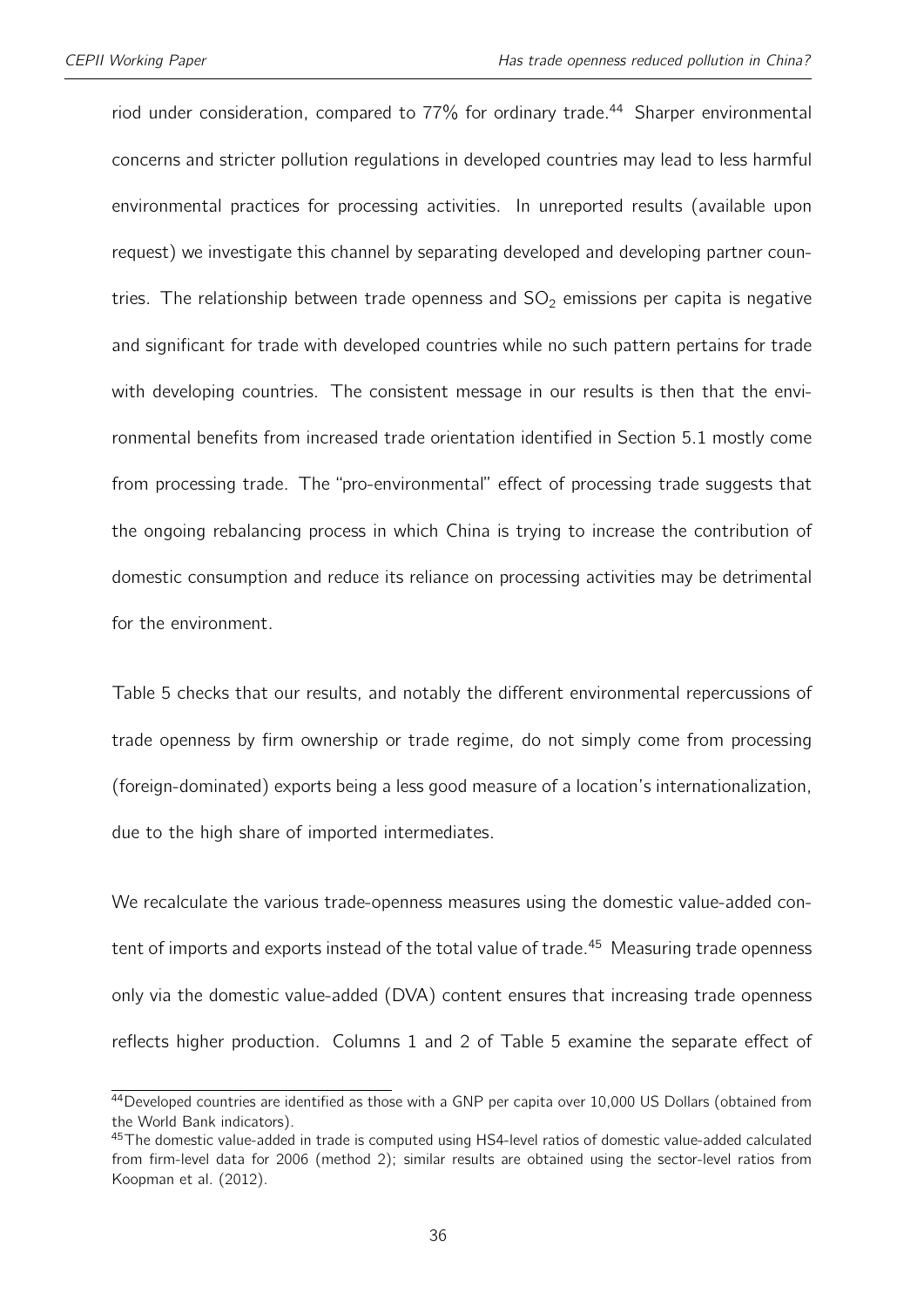riod under consideration, compared to 77% for ordinary trade.[44] Sharper environmental concerns and stricter pollution regulations in developed countries may lead to less harmful environmental practices for processing activities. In unreported results (available upon request) we investigate this channel by separating developed and developing partner countries. The relationship between trade openness and $SO_2$ emissions per capita is negative and significant for trade with developed countries while no such pattern pertains for trade with developing countries. The consistent message in our results is then that the environmental benefits from increased trade orientation identified in Section 5.1 mostly come from processing trade. The "pro-environmental" effect of processing trade suggests that the ongoing rebalancing process in which China is trying to increase the contribution of domestic consumption and reduce its reliance on processing activities may be detrimental for the environment.

Table 5 checks that our results, and notably the different environmental repercussions of trade openness by firm ownership or trade regime, do not simply come from processing (foreign-dominated) exports being a less good measure of a location's internationalization, due to the high share of imported intermediates.

We recalculate the various trade-openness measures using the domestic value-added content of imports and exports instead of the total value of trade.[45] Measuring trade openness only via the domestic value-added (DVA) content ensures that increasing trade openness reflects higher production. Columns 1 and 2 of Table 5 examine the separate effect of

[44] Developed countries are identified as those with a GNP per capita over 10,000 US Dollars (obtained from the World Bank indicators).

[45] The domestic value-added in trade is computed using HS4-level ratios of domestic value-added calculated from firm-level data for 2006 (method 2); similar results are obtained using the sector-level ratios from Koopman et al. (2012).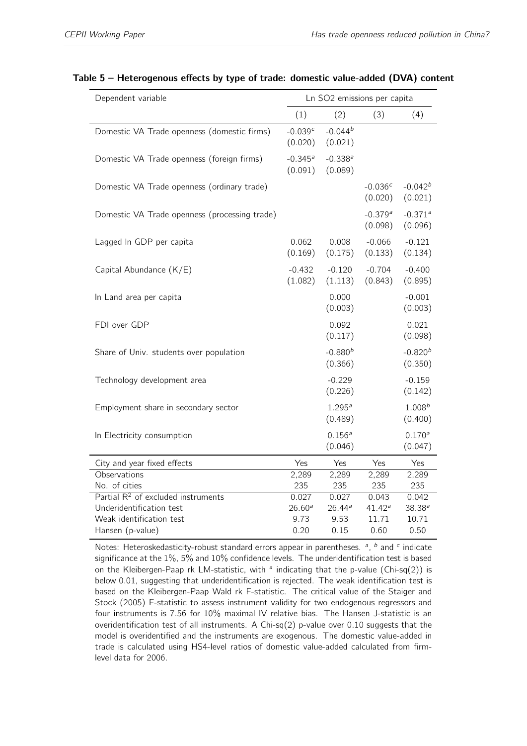**Table 5 – Heterogenous effects by type of trade: domestic value-added (DVA) content**

| Dependent variable | Ln SO2 emissions per capita | | | |
|---|---|---|---|---|
| | (1) | (2) | (3) | (4) |
| Domestic VA Trade openness (domestic firms) | -0.039[c] (0.020) | -0.044[b] (0.021) | | |
| Domestic VA Trade openness (foreign firms) | -0.345[a] (0.091) | -0.338[a] (0.089) | | |
| Domestic VA Trade openness (ordinary trade) | | | -0.036[c] (0.020) | -0.042[b] (0.021) |
| Domestic VA Trade openness (processing trade) | | | -0.379[a] (0.098) | -0.371[a] (0.096) |
| Lagged ln GDP per capita | 0.062 (0.169) | 0.008 (0.175) | -0.066 (0.133) | -0.121 (0.134) |
| Capital Abundance (K/E) | -0.432 (1.082) | -0.120 (1.113) | -0.704 (0.843) | -0.400 (0.895) |
| ln Land area per capita | | 0.000 (0.003) | | -0.001 (0.003) |
| FDI over GDP | | 0.092 (0.117) | | 0.021 (0.098) |
| Share of Univ. students over population | | -0.880[b] (0.366) | | -0.820[b] (0.350) |
| Technology development area | | -0.229 (0.226) | | -0.159 (0.142) |
| Employment share in secondary sector | | 1.295[a] (0.489) | | 1.008[b] (0.400) |
| ln Electricity consumption | | 0.156[a] (0.046) | | 0.170[a] (0.047) |
| City and year fixed effects | Yes | Yes | Yes | Yes |
| Observations | 2,289 | 2,289 | 2,289 | 2,289 |
| No. of cities | 235 | 235 | 235 | 235 |
| Partial $R^2$ of excluded instruments | 0.027 | 0.027 | 0.043 | 0.042 |
| Underidentification test | 26.60[a] | 26.44[a] | 41.42[a] | 38.38[a] |
| Weak identification test | 9.73 | 9.53 | 11.71 | 10.71 |
| Hansen (p-value) | 0.20 | 0.15 | 0.60 | 0.50 |

Notes: Heteroskedasticity-robust standard errors appear in parentheses. [a], [b] and [c] indicate significance at the 1%, 5% and 10% confidence levels. The underidentification test is based on the Kleibergen-Paap rk LM-statistic, with [a] indicating that the p-value (Chi-sq(2)) is below 0.01, suggesting that underidentification is rejected. The weak identification test is based on the Kleibergen-Paap Wald rk F-statistic. The critical value of the Staiger and Stock (2005) F-statistic to assess instrument validity for two endogenous regressors and four instruments is 7.56 for 10% maximal IV relative bias. The Hansen J-statistic is an overidentification test of all instruments. A Chi-sq(2) p-value over 0.10 suggests that the model is overidentified and the instruments are exogenous. The domestic value-added in trade is calculated using HS4-level ratios of domestic value-added calculated from firm-level data for 2006.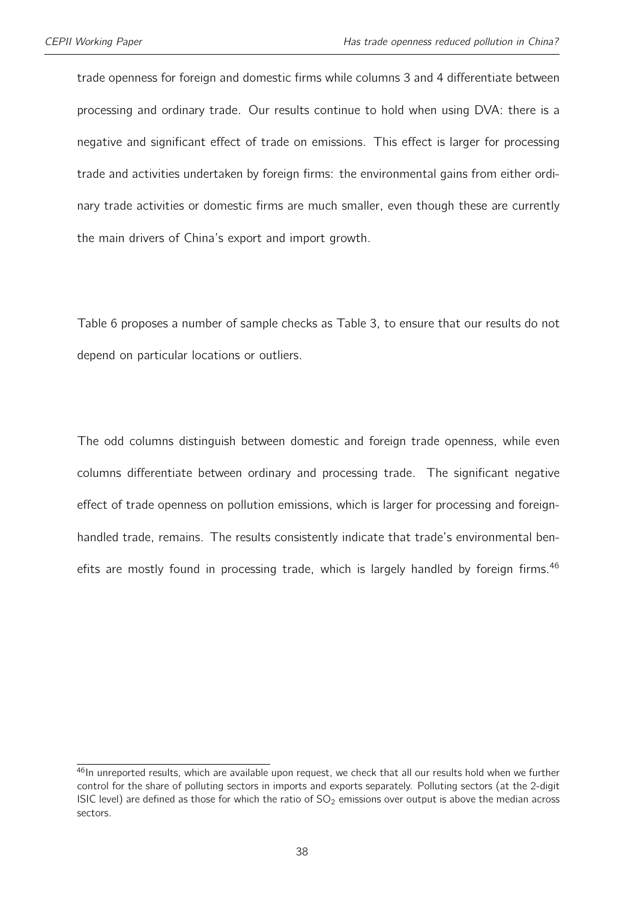trade openness for foreign and domestic firms while columns 3 and 4 differentiate between processing and ordinary trade. Our results continue to hold when using DVA: there is a negative and significant effect of trade on emissions. This effect is larger for processing trade and activities undertaken by foreign firms: the environmental gains from either ordinary trade activities or domestic firms are much smaller, even though these are currently the main drivers of China's export and import growth.

Table 6 proposes a number of sample checks as Table 3, to ensure that our results do not depend on particular locations or outliers.

The odd columns distinguish between domestic and foreign trade openness, while even columns differentiate between ordinary and processing trade. The significant negative effect of trade openness on pollution emissions, which is larger for processing and foreign-handled trade, remains. The results consistently indicate that trade's environmental benefits are mostly found in processing trade, which is largely handled by foreign firms.[46]

[46] In unreported results, which are available upon request, we check that all our results hold when we further control for the share of polluting sectors in imports and exports separately. Polluting sectors (at the 2-digit ISIC level) are defined as those for which the ratio of $SO_2$ emissions over output is above the median across sectors.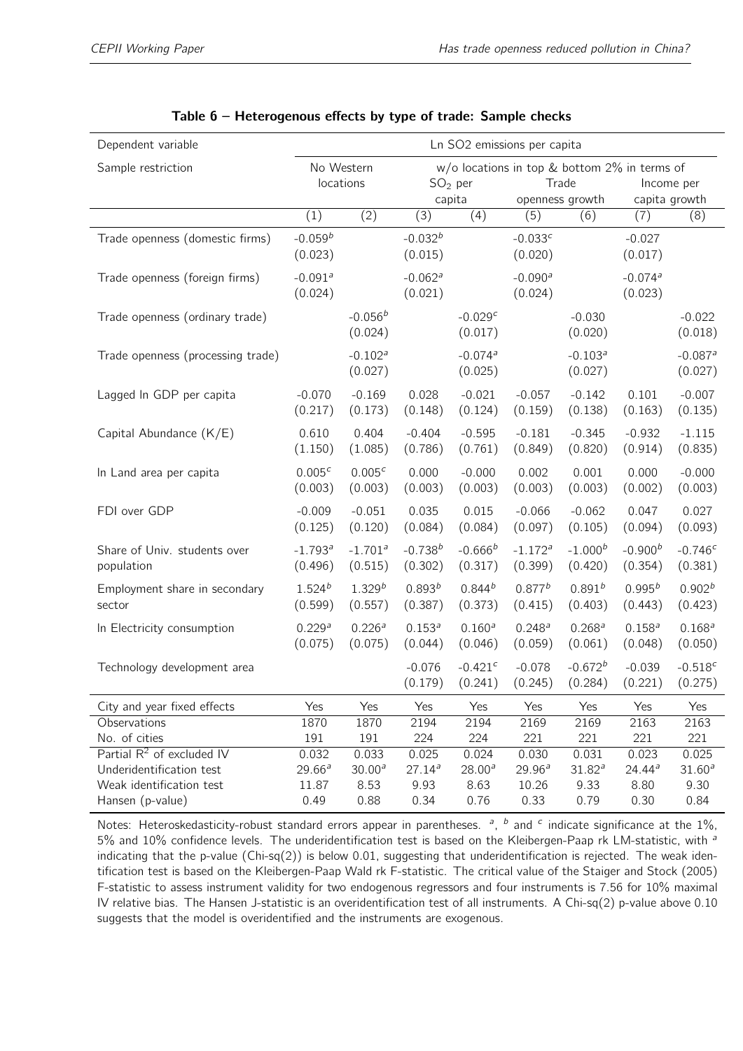**Table 6 – Heterogenous effects by type of trade: Sample checks**

| Dependent variable | Ln SO2 emissions per capita | | | | | | | |
|---|---|---|---|---|---|---|---|---|
| Sample restriction | No Western locations | | w/o locations in top & bottom 2% in terms of | | | | | |
| | | | $SO_2$ per capita | | Trade openness growth | | Income per capita growth | |
| | (1) | (2) | (3) | (4) | (5) | (6) | (7) | (8) |
| Trade openness (domestic firms) | -0.059[b] (0.023) | | -0.032[b] (0.015) | | -0.033[c] (0.020) | | -0.027 (0.017) | |
| Trade openness (foreign firms) | -0.091[a] (0.024) | | -0.062[a] (0.021) | | -0.090[a] (0.024) | | -0.074[a] (0.023) | |
| Trade openness (ordinary trade) | | -0.056[b] (0.024) | | -0.029[c] (0.017) | | -0.030 (0.020) | | -0.022 (0.018) |
| Trade openness (processing trade) | | -0.102[a] (0.027) | | -0.074[a] (0.025) | | -0.103[a] (0.027) | | -0.087[a] (0.027) |
| Lagged ln GDP per capita | -0.070 (0.217) | -0.169 (0.173) | 0.028 (0.148) | -0.021 (0.124) | -0.057 (0.159) | -0.142 (0.138) | 0.101 (0.163) | -0.007 (0.135) |
| Capital Abundance (K/E) | 0.610 (1.150) | 0.404 (1.085) | -0.404 (0.786) | -0.595 (0.761) | -0.181 (0.849) | -0.345 (0.820) | -0.932 (0.914) | -1.115 (0.835) |
| ln Land area per capita | 0.005[c] (0.003) | 0.005[c] (0.003) | 0.000 (0.003) | -0.000 (0.003) | 0.002 (0.003) | 0.001 (0.003) | 0.000 (0.002) | -0.000 (0.003) |
| FDI over GDP | -0.009 (0.125) | -0.051 (0.120) | 0.035 (0.084) | 0.015 (0.084) | -0.066 (0.097) | -0.062 (0.105) | 0.047 (0.094) | 0.027 (0.093) |
| Share of Univ. students over population | -1.793[a] (0.496) | -1.701[a] (0.515) | -0.738[b] (0.302) | -0.666[b] (0.317) | -1.172[a] (0.399) | -1.000[b] (0.420) | -0.900[b] (0.354) | -0.746[c] (0.381) |
| Employment share in secondary sector | 1.524[b] (0.599) | 1.329[b] (0.557) | 0.893[b] (0.387) | 0.844[b] (0.373) | 0.877[b] (0.415) | 0.891[b] (0.403) | 0.995[b] (0.443) | 0.902[b] (0.423) |
| ln Electricity consumption | 0.229[a] (0.075) | 0.226[a] (0.075) | 0.153[a] (0.044) | 0.160[a] (0.046) | 0.248[a] (0.059) | 0.268[a] (0.061) | 0.158[a] (0.048) | 0.168[a] (0.050) |
| Technology development area | | | -0.076 (0.179) | -0.421[c] (0.241) | -0.078 (0.245) | -0.672[b] (0.284) | -0.039 (0.221) | -0.518[c] (0.275) |
| City and year fixed effects | Yes | Yes | Yes | Yes | Yes | Yes | Yes | Yes |
| Observations | 1870 | 1870 | 2194 | 2194 | 2169 | 2169 | 2163 | 2163 |
| No. of cities | 191 | 191 | 224 | 224 | 221 | 221 | 221 | 221 |
| Partial $R^2$ of excluded IV | 0.032 | 0.033 | 0.025 | 0.024 | 0.030 | 0.031 | 0.023 | 0.025 |
| Underidentification test | 29.66[a] | 30.00[a] | 27.14[a] | 28.00[a] | 29.96[a] | 31.82[a] | 24.44[a] | 31.60[a] |
| Weak identification test | 11.87 | 8.53 | 9.93 | 8.63 | 10.26 | 9.33 | 8.80 | 9.30 |
| Hansen (p-value) | 0.49 | 0.88 | 0.34 | 0.76 | 0.33 | 0.79 | 0.30 | 0.84 |

Notes: Heteroskedasticity-robust standard errors appear in parentheses. [a], [b] and [c] indicate significance at the 1%, 5% and 10% confidence levels. The underidentification test is based on the Kleibergen-Paap rk LM-statistic, with [a] indicating that the p-value (Chi-sq(2)) is below 0.01, suggesting that underidentification is rejected. The weak identification test is based on the Kleibergen-Paap Wald rk F-statistic. The critical value of the Staiger and Stock (2005) F-statistic to assess instrument validity for two endogenous regressors and four instruments is 7.56 for 10% maximal IV relative bias. The Hansen J-statistic is an overidentification test of all instruments. A Chi-sq(2) p-value above 0.10 suggests that the model is overidentified and the instruments are exogenous.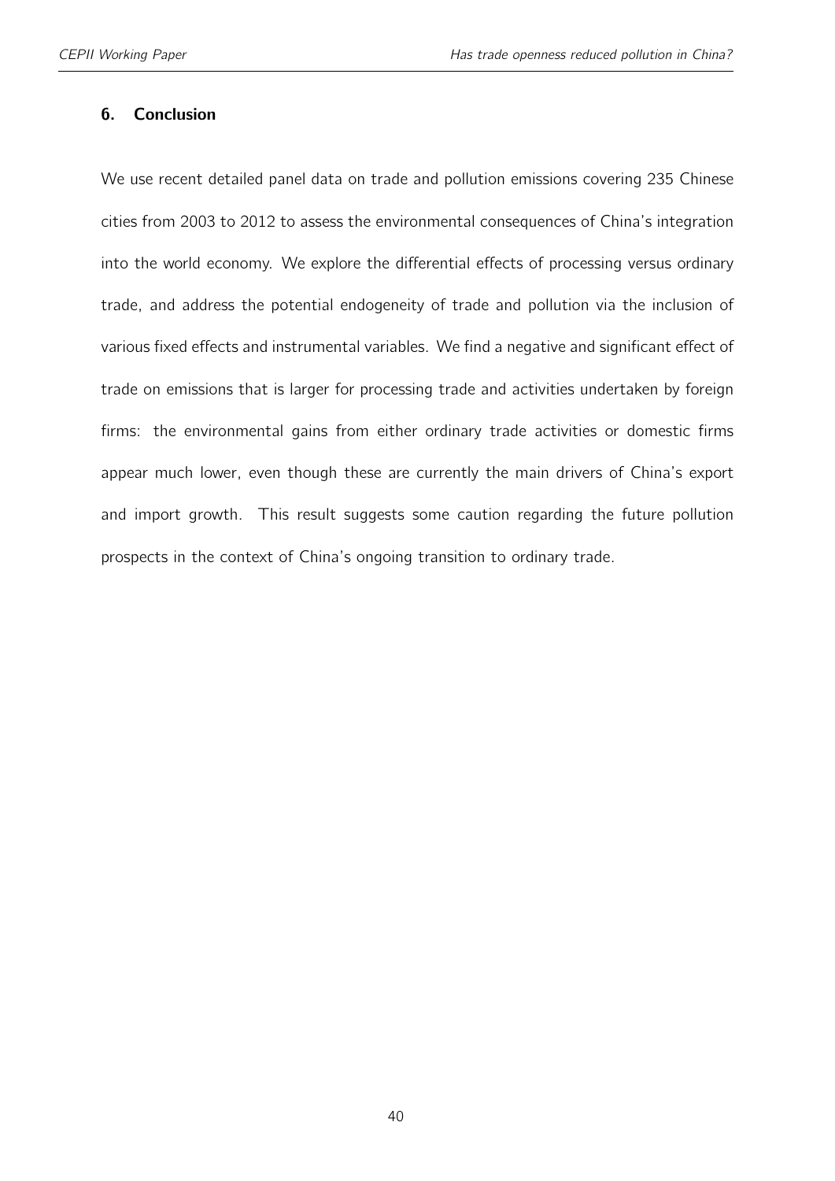## 6. Conclusion

We use recent detailed panel data on trade and pollution emissions covering 235 Chinese cities from 2003 to 2012 to assess the environmental consequences of China's integration into the world economy. We explore the differential effects of processing versus ordinary trade, and address the potential endogeneity of trade and pollution via the inclusion of various fixed effects and instrumental variables. We find a negative and significant effect of trade on emissions that is larger for processing trade and activities undertaken by foreign firms: the environmental gains from either ordinary trade activities or domestic firms appear much lower, even though these are currently the main drivers of China's export and import growth. This result suggests some caution regarding the future pollution prospects in the context of China's ongoing transition to ordinary trade.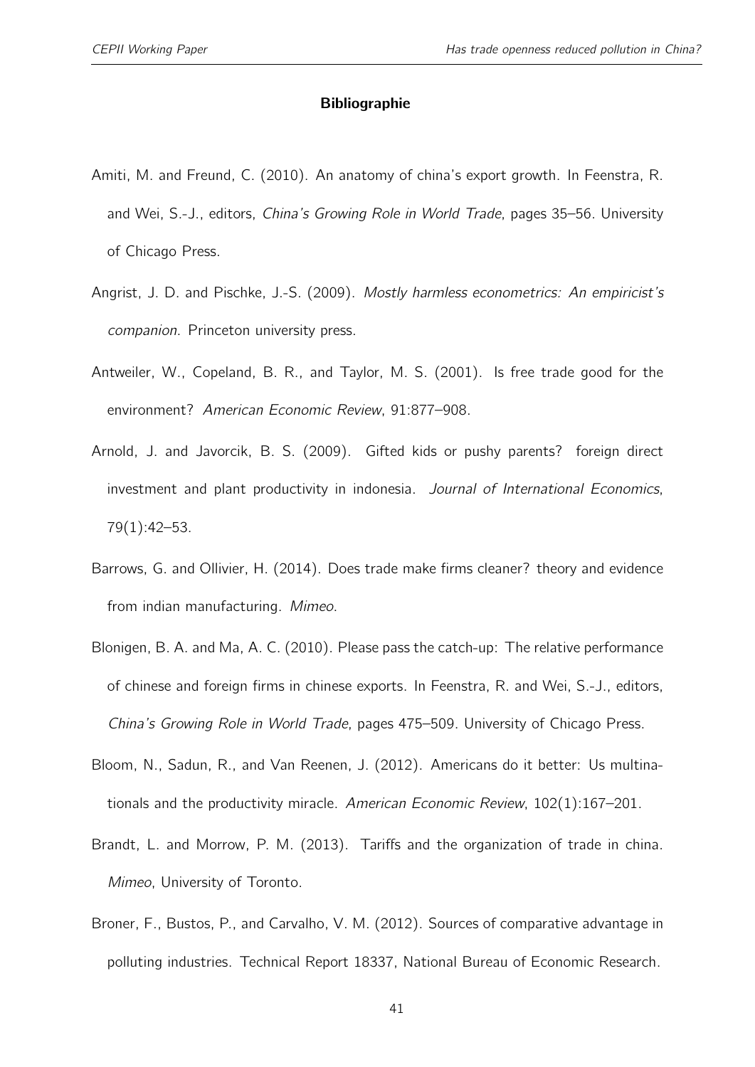**Bibliographie**

Amiti, M. and Freund, C. (2010). An anatomy of china's export growth. In Feenstra, R. and Wei, S.-J., editors, *China's Growing Role in World Trade*, pages 35–56. University of Chicago Press.

Angrist, J. D. and Pischke, J.-S. (2009). *Mostly harmless econometrics: An empiricist's companion*. Princeton university press.

Antweiler, W., Copeland, B. R., and Taylor, M. S. (2001). Is free trade good for the environment? *American Economic Review*, 91:877–908.

Arnold, J. and Javorcik, B. S. (2009). Gifted kids or pushy parents? foreign direct investment and plant productivity in indonesia. *Journal of International Economics*, 79(1):42–53.

Barrows, G. and Ollivier, H. (2014). Does trade make firms cleaner? theory and evidence from indian manufacturing. *Mimeo*.

Blonigen, B. A. and Ma, A. C. (2010). Please pass the catch-up: The relative performance of chinese and foreign firms in chinese exports. In Feenstra, R. and Wei, S.-J., editors, *China's Growing Role in World Trade*, pages 475–509. University of Chicago Press.

Bloom, N., Sadun, R., and Van Reenen, J. (2012). Americans do it better: Us multinationals and the productivity miracle. *American Economic Review*, 102(1):167–201.

Brandt, L. and Morrow, P. M. (2013). Tariffs and the organization of trade in china. *Mimeo*, University of Toronto.

Broner, F., Bustos, P., and Carvalho, V. M. (2012). Sources of comparative advantage in polluting industries. Technical Report 18337, National Bureau of Economic Research.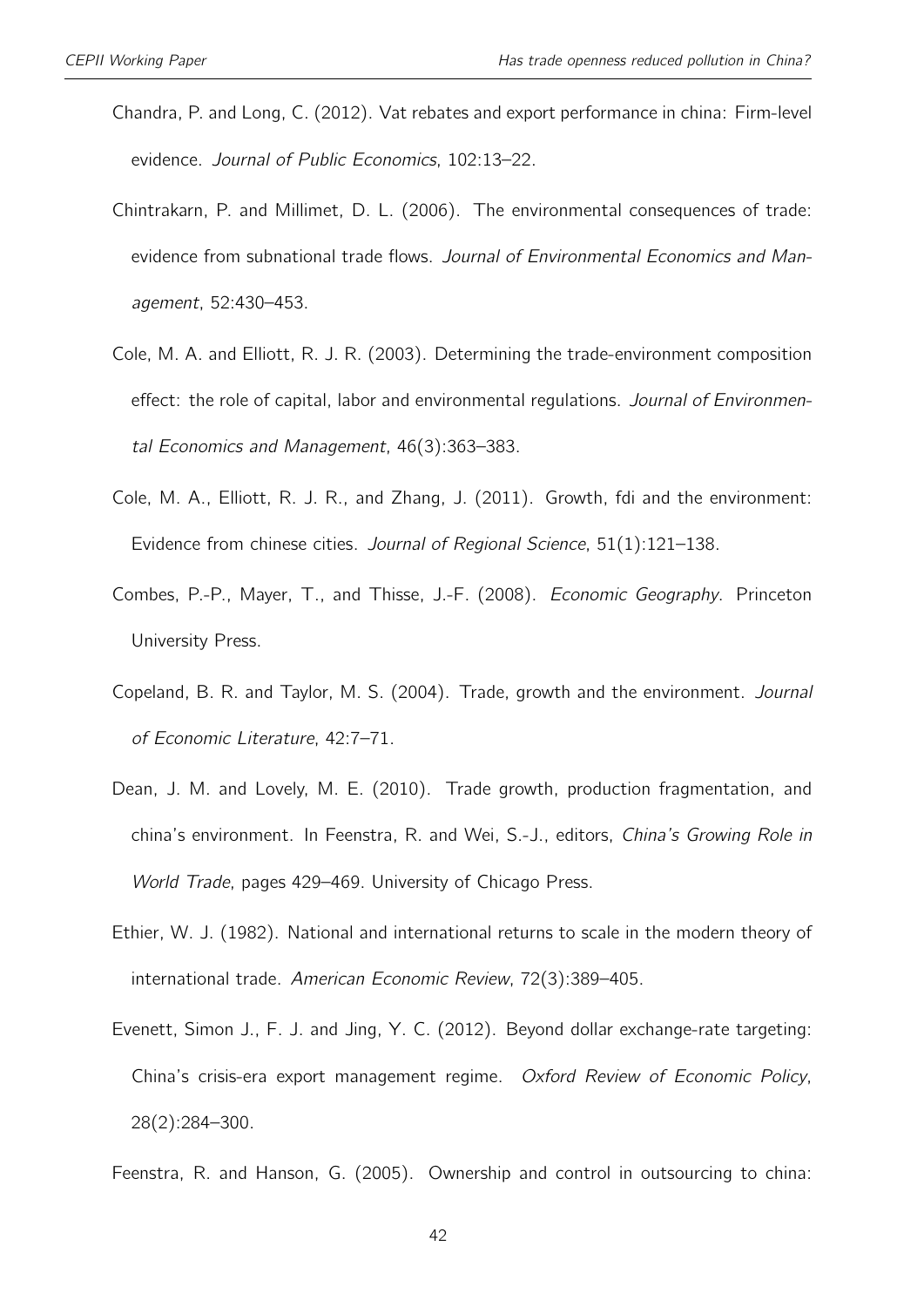Chandra, P. and Long, C. (2012). Vat rebates and export performance in china: Firm-level evidence. *Journal of Public Economics*, 102:13–22.

Chintrakarn, P. and Millimet, D. L. (2006). The environmental consequences of trade: evidence from subnational trade flows. *Journal of Environmental Economics and Management*, 52:430–453.

Cole, M. A. and Elliott, R. J. R. (2003). Determining the trade-environment composition effect: the role of capital, labor and environmental regulations. *Journal of Environmental Economics and Management*, 46(3):363–383.

Cole, M. A., Elliott, R. J. R., and Zhang, J. (2011). Growth, fdi and the environment: Evidence from chinese cities. *Journal of Regional Science*, 51(1):121–138.

Combes, P.-P., Mayer, T., and Thisse, J.-F. (2008). *Economic Geography*. Princeton University Press.

Copeland, B. R. and Taylor, M. S. (2004). Trade, growth and the environment. *Journal of Economic Literature*, 42:7–71.

Dean, J. M. and Lovely, M. E. (2010). Trade growth, production fragmentation, and china's environment. In Feenstra, R. and Wei, S.-J., editors, *China's Growing Role in World Trade*, pages 429–469. University of Chicago Press.

Ethier, W. J. (1982). National and international returns to scale in the modern theory of international trade. *American Economic Review*, 72(3):389–405.

Evenett, Simon J., F. J. and Jing, Y. C. (2012). Beyond dollar exchange-rate targeting: China's crisis-era export management regime. *Oxford Review of Economic Policy*, 28(2):284–300.

Feenstra, R. and Hanson, G. (2005). Ownership and control in outsourcing to china: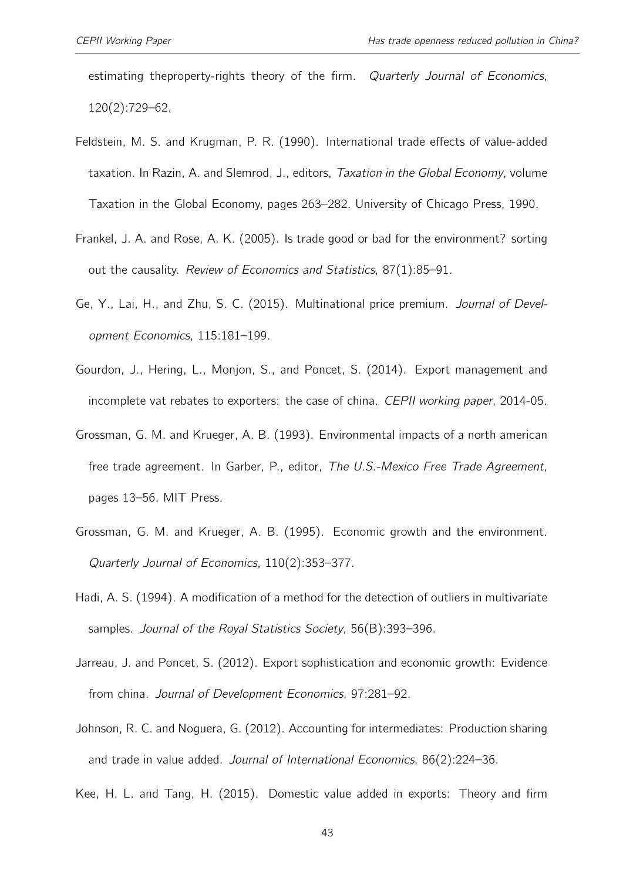estimating theproperty-rights theory of the firm. *Quarterly Journal of Economics*, 120(2):729–62.

Feldstein, M. S. and Krugman, P. R. (1990). International trade effects of value-added taxation. In Razin, A. and Slemrod, J., editors, *Taxation in the Global Economy*, volume Taxation in the Global Economy, pages 263–282. University of Chicago Press, 1990.

Frankel, J. A. and Rose, A. K. (2005). Is trade good or bad for the environment? sorting out the causality. *Review of Economics and Statistics*, 87(1):85–91.

Ge, Y., Lai, H., and Zhu, S. C. (2015). Multinational price premium. *Journal of Development Economics*, 115:181–199.

Gourdon, J., Hering, L., Monjon, S., and Poncet, S. (2014). Export management and incomplete vat rebates to exporters: the case of china. *CEPII working paper*, 2014-05.

Grossman, G. M. and Krueger, A. B. (1993). Environmental impacts of a north american free trade agreement. In Garber, P., editor, *The U.S.-Mexico Free Trade Agreement*, pages 13–56. MIT Press.

Grossman, G. M. and Krueger, A. B. (1995). Economic growth and the environment. *Quarterly Journal of Economics*, 110(2):353–377.

Hadi, A. S. (1994). A modification of a method for the detection of outliers in multivariate samples. *Journal of the Royal Statistics Society*, 56(B):393–396.

Jarreau, J. and Poncet, S. (2012). Export sophistication and economic growth: Evidence from china. *Journal of Development Economics*, 97:281–92.

Johnson, R. C. and Noguera, G. (2012). Accounting for intermediates: Production sharing and trade in value added. *Journal of International Economics*, 86(2):224–36.

Kee, H. L. and Tang, H. (2015). Domestic value added in exports: Theory and firm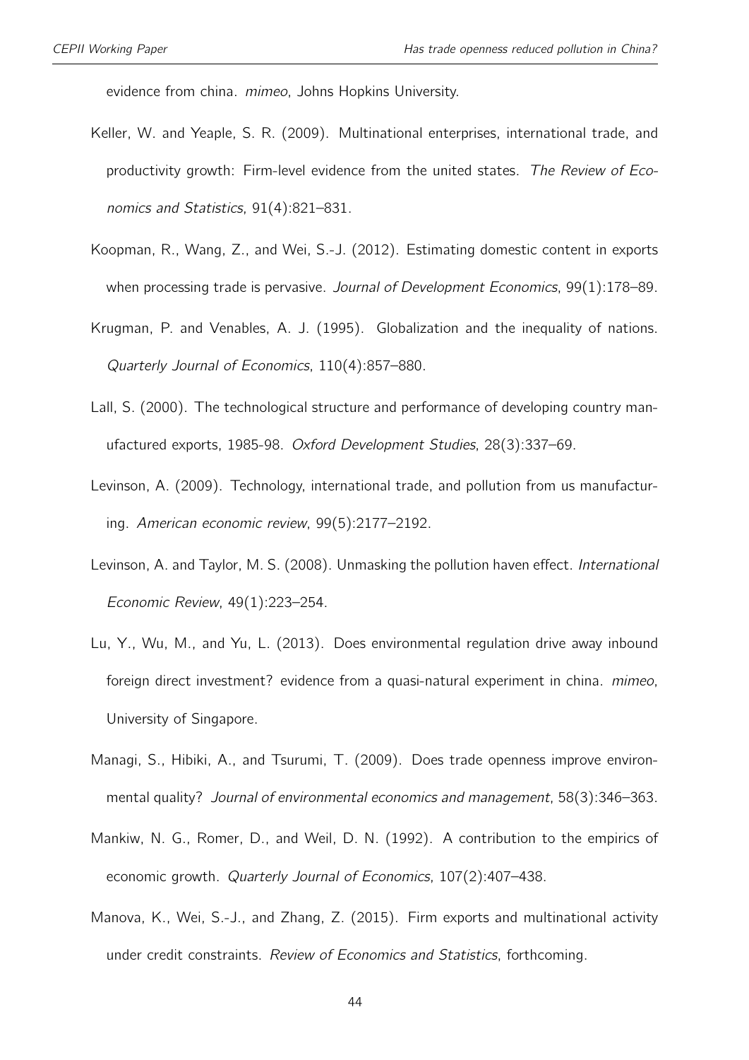evidence from china. *mimeo*, Johns Hopkins University.

Keller, W. and Yeaple, S. R. (2009). Multinational enterprises, international trade, and productivity growth: Firm-level evidence from the united states. *The Review of Economics and Statistics*, 91(4):821–831.

Koopman, R., Wang, Z., and Wei, S.-J. (2012). Estimating domestic content in exports when processing trade is pervasive. *Journal of Development Economics*, 99(1):178–89.

Krugman, P. and Venables, A. J. (1995). Globalization and the inequality of nations. *Quarterly Journal of Economics*, 110(4):857–880.

Lall, S. (2000). The technological structure and performance of developing country manufactured exports, 1985-98. *Oxford Development Studies*, 28(3):337–69.

Levinson, A. (2009). Technology, international trade, and pollution from us manufacturing. *American economic review*, 99(5):2177–2192.

Levinson, A. and Taylor, M. S. (2008). Unmasking the pollution haven effect. *International Economic Review*, 49(1):223–254.

Lu, Y., Wu, M., and Yu, L. (2013). Does environmental regulation drive away inbound foreign direct investment? evidence from a quasi-natural experiment in china. *mimeo*, University of Singapore.

Managi, S., Hibiki, A., and Tsurumi, T. (2009). Does trade openness improve environmental quality? *Journal of environmental economics and management*, 58(3):346–363.

Mankiw, N. G., Romer, D., and Weil, D. N. (1992). A contribution to the empirics of economic growth. *Quarterly Journal of Economics*, 107(2):407–438.

Manova, K., Wei, S.-J., and Zhang, Z. (2015). Firm exports and multinational activity under credit constraints. *Review of Economics and Statistics*, forthcoming.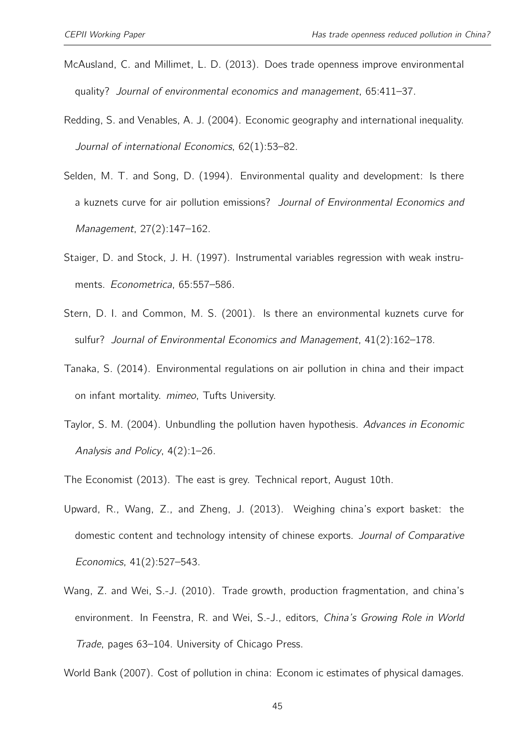McAusland, C. and Millimet, L. D. (2013). Does trade openness improve environmental quality? *Journal of environmental economics and management*, 65:411–37.

Redding, S. and Venables, A. J. (2004). Economic geography and international inequality. *Journal of international Economics*, 62(1):53–82.

Selden, M. T. and Song, D. (1994). Environmental quality and development: Is there a kuznets curve for air pollution emissions? *Journal of Environmental Economics and Management*, 27(2):147–162.

Staiger, D. and Stock, J. H. (1997). Instrumental variables regression with weak instruments. *Econometrica*, 65:557–586.

Stern, D. I. and Common, M. S. (2001). Is there an environmental kuznets curve for sulfur? *Journal of Environmental Economics and Management*, 41(2):162–178.

Tanaka, S. (2014). Environmental regulations on air pollution in china and their impact on infant mortality. *mimeo*, Tufts University.

Taylor, S. M. (2004). Unbundling the pollution haven hypothesis. *Advances in Economic Analysis and Policy*, 4(2):1–26.

The Economist (2013). The east is grey. Technical report, August 10th.

Upward, R., Wang, Z., and Zheng, J. (2013). Weighing china's export basket: the domestic content and technology intensity of chinese exports. *Journal of Comparative Economics*, 41(2):527–543.

Wang, Z. and Wei, S.-J. (2010). Trade growth, production fragmentation, and china's environment. In Feenstra, R. and Wei, S.-J., editors, *China's Growing Role in World Trade*, pages 63–104. University of Chicago Press.

World Bank (2007). Cost of pollution in china: Econom ic estimates of physical damages.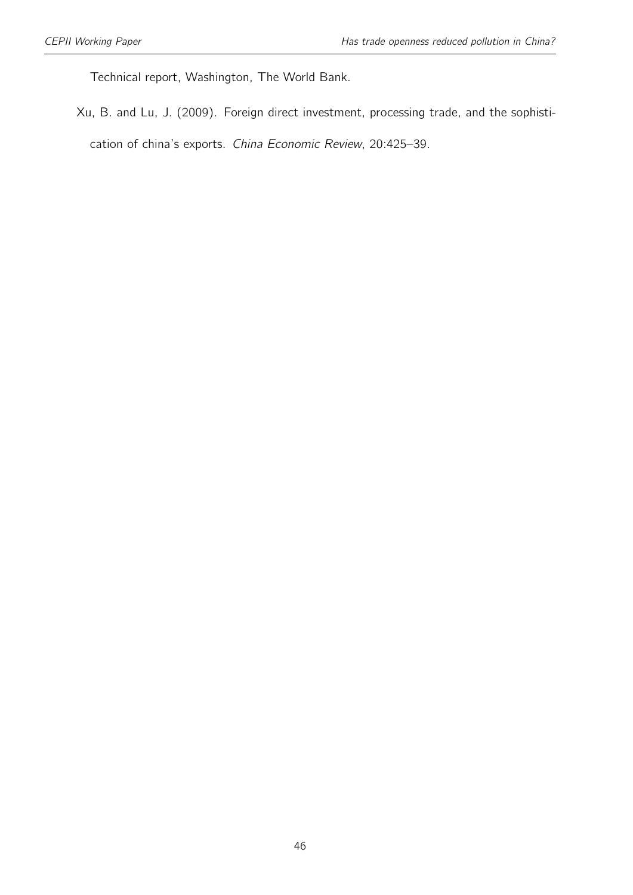Technical report, Washington, The World Bank.

Xu, B. and Lu, J. (2009). Foreign direct investment, processing trade, and the sophistication of china's exports. *China Economic Review*, 20:425–39.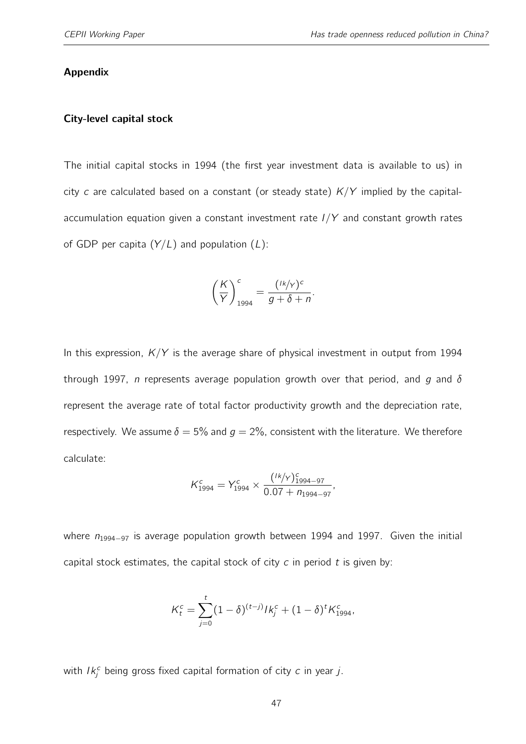## Appendix

### City-level capital stock

The initial capital stocks in 1994 (the first year investment data is available to us) in city $c$ are calculated based on a constant (or steady state) $K/Y$ implied by the capital-accumulation equation given a constant investment rate $I/Y$ and constant growth rates of GDP per capita $(Y/L)$ and population $(L)$:

$$\left(\frac{K}{Y}\right)^c_{1994} = \frac{(Ik/Y)^c}{g + \delta + n}.$$

In this expression, $K/Y$ is the average share of physical investment in output from 1994 through 1997, $n$ represents average population growth over that period, and $g$ and $\delta$ represent the average rate of total factor productivity growth and the depreciation rate, respectively. We assume $\delta = 5\%$ and $g = 2\%$, consistent with the literature. We therefore calculate:

$$K^c_{1994} = Y^c_{1994} \times \frac{(Ik/Y)^c_{1994-97}}{0.07 + n_{1994-97}},$$

where $n_{1994-97}$ is average population growth between 1994 and 1997. Given the initial capital stock estimates, the capital stock of city $c$ in period $t$ is given by:

$$K^c_t = \sum_{j=0}^{t} (1 - \delta)^{(t-j)} Ik^c_j + (1 - \delta)^t K^c_{1994},$$

with $Ik^c_j$ being gross fixed capital formation of city $c$ in year $j$.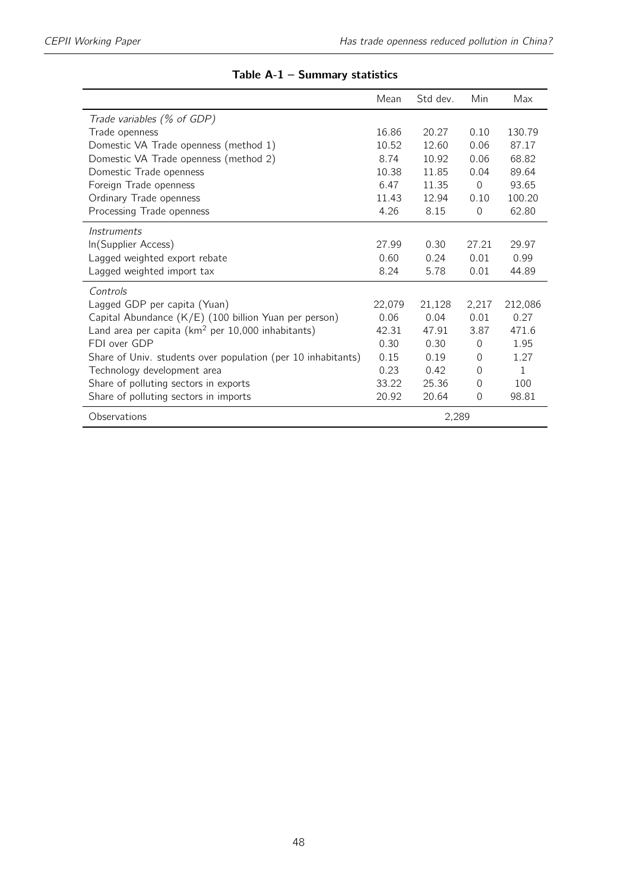**Table A-1 – Summary statistics**

| | Mean | Std dev. | Min | Max |
|---|---|---|---|---|
| *Trade variables (% of GDP)* | | | | |
| Trade openness | 16.86 | 20.27 | 0.10 | 130.79 |
| Domestic VA Trade openness (method 1) | 10.52 | 12.60 | 0.06 | 87.17 |
| Domestic VA Trade openness (method 2) | 8.74 | 10.92 | 0.06 | 68.82 |
| Domestic Trade openness | 10.38 | 11.85 | 0.04 | 89.64 |
| Foreign Trade openness | 6.47 | 11.35 | 0 | 93.65 |
| Ordinary Trade openness | 11.43 | 12.94 | 0.10 | 100.20 |
| Processing Trade openness | 4.26 | 8.15 | 0 | 62.80 |
| *Instruments* | | | | |
| ln(Supplier Access) | 27.99 | 0.30 | 27.21 | 29.97 |
| Lagged weighted export rebate | 0.60 | 0.24 | 0.01 | 0.99 |
| Lagged weighted import tax | 8.24 | 5.78 | 0.01 | 44.89 |
| *Controls* | | | | |
| Lagged GDP per capita (Yuan) | 22,079 | 21,128 | 2,217 | 212,086 |
| Capital Abundance (K/E) (100 billion Yuan per person) | 0.06 | 0.04 | 0.01 | 0.27 |
| Land area per capita ($km^2$ per 10,000 inhabitants) | 42.31 | 47.91 | 3.87 | 471.6 |
| FDI over GDP | 0.30 | 0.30 | 0 | 1.95 |
| Share of Univ. students over population (per 10 inhabitants) | 0.15 | 0.19 | 0 | 1.27 |
| Technology development area | 0.23 | 0.42 | 0 | 1 |
| Share of polluting sectors in exports | 33.22 | 25.36 | 0 | 100 |
| Share of polluting sectors in imports | 20.92 | 20.64 | 0 | 98.81 |
| Observations | | 2,289 | | |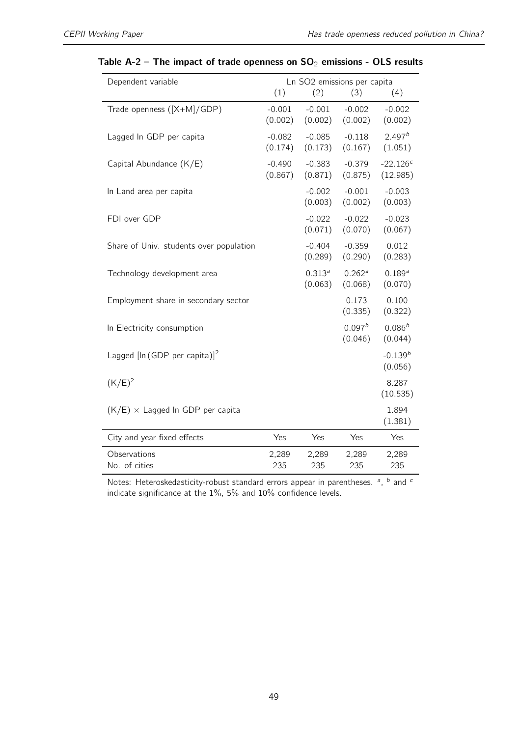**Table A-2 – The impact of trade openness on $SO_2$ emissions - OLS results**

| Dependent variable | Ln SO2 emissions per capita | | | |
|---|---|---|---|---|
| | (1) | (2) | (3) | (4) |
| Trade openness ([X+M]/GDP) | -0.001 | -0.001 | -0.002 | -0.002 |
| | (0.002) | (0.002) | (0.002) | (0.002) |
| Lagged ln GDP per capita | -0.082 | -0.085 | -0.118 | 2.497[b] |
| | (0.174) | (0.173) | (0.167) | (1.051) |
| Capital Abundance (K/E) | -0.490 | -0.383 | -0.379 | -22.126[c] |
| | (0.867) | (0.871) | (0.875) | (12.985) |
| ln Land area per capita | | -0.002 | -0.001 | -0.003 |
| | | (0.003) | (0.002) | (0.003) |
| FDI over GDP | | -0.022 | -0.022 | -0.023 |
| | | (0.071) | (0.070) | (0.067) |
| Share of Univ. students over population | | -0.404 | -0.359 | 0.012 |
| | | (0.289) | (0.290) | (0.283) |
| Technology development area | | 0.313[a] | 0.262[a] | 0.189[a] |
| | | (0.063) | (0.068) | (0.070) |
| Employment share in secondary sector | | | 0.173 | 0.100 |
| | | | (0.335) | (0.322) |
| ln Electricity consumption | | | 0.097[b] | 0.086[b] |
| | | | (0.046) | (0.044) |
| Lagged $[\ln(\text{GDP per capita})]^2$ | | | | -0.139[b] |
| | | | | (0.056) |
| $(K/E)^2$ | | | | 8.287 |
| | | | | (10.535) |
| $(K/E) \times$ Lagged ln GDP per capita | | | | 1.894 |
| | | | | (1.381) |
| City and year fixed effects | Yes | Yes | Yes | Yes |
| Observations | 2,289 | 2,289 | 2,289 | 2,289 |
| No. of cities | 235 | 235 | 235 | 235 |

Notes: Heteroskedasticity-robust standard errors appear in parentheses. [a], [b] and [c] indicate significance at the 1%, 5% and 10% confidence levels.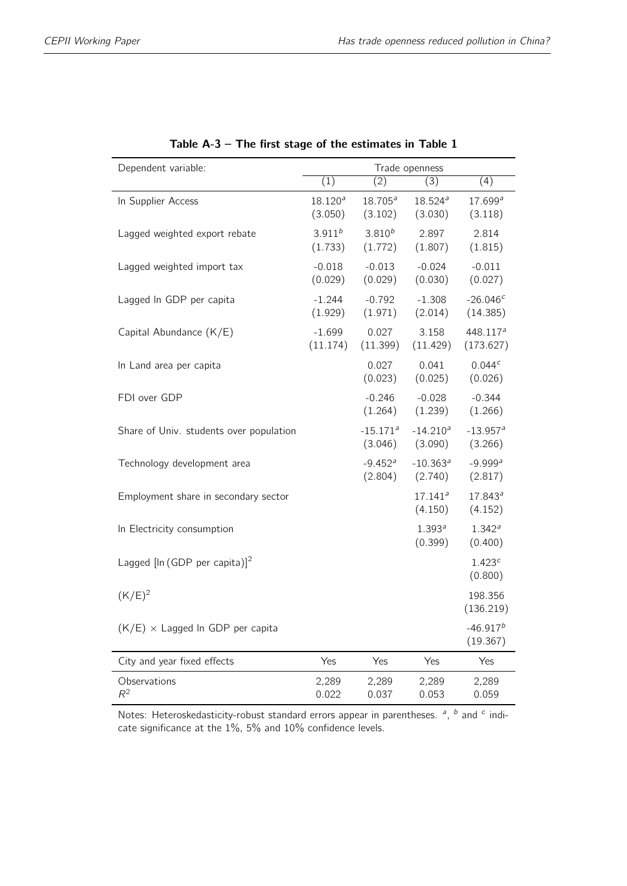**Table A-3 – The first stage of the estimates in Table 1**

| Dependent variable: | Trade openness | | | |
|---|---|---|---|---|
| | (1) | (2) | (3) | (4) |
| ln Supplier Access | 18.120[a] | 18.705[a] | 18.524[a] | 17.699[a] |
| | (3.050) | (3.102) | (3.030) | (3.118) |
| Lagged weighted export rebate | 3.911[b] | 3.810[b] | 2.897 | 2.814 |
| | (1.733) | (1.772) | (1.807) | (1.815) |
| Lagged weighted import tax | -0.018 | -0.013 | -0.024 | -0.011 |
| | (0.029) | (0.029) | (0.030) | (0.027) |
| Lagged ln GDP per capita | -1.244 | -0.792 | -1.308 | -26.046[c] |
| | (1.929) | (1.971) | (2.014) | (14.385) |
| Capital Abundance (K/E) | -1.699 | 0.027 | 3.158 | 448.117[a] |
| | (11.174) | (11.399) | (11.429) | (173.627) |
| ln Land area per capita | | 0.027 | 0.041 | 0.044[c] |
| | | (0.023) | (0.025) | (0.026) |
| FDI over GDP | | -0.246 | -0.028 | -0.344 |
| | | (1.264) | (1.239) | (1.266) |
| Share of Univ. students over population | | -15.171[a] | -14.210[a] | -13.957[a] |
| | | (3.046) | (3.090) | (3.266) |
| Technology development area | | -9.452[a] | -10.363[a] | -9.999[a] |
| | | (2.804) | (2.740) | (2.817) |
| Employment share in secondary sector | | | 17.141[a] | 17.843[a] |
| | | | (4.150) | (4.152) |
| ln Electricity consumption | | | 1.393[a] | 1.342[a] |
| | | | (0.399) | (0.400) |
| Lagged $[\ln(\text{GDP per capita})]^2$ | | | | 1.423[c] |
| | | | | (0.800) |
| $(K/E)^2$ | | | | 198.356 |
| | | | | (136.219) |
| $(K/E) \times$ Lagged ln GDP per capita | | | | -46.917[b] |
| | | | | (19.367) |
| City and year fixed effects | Yes | Yes | Yes | Yes |
| Observations | 2,289 | 2,289 | 2,289 | 2,289 |
| $R^2$ | 0.022 | 0.037 | 0.053 | 0.059 |

Notes: Heteroskedasticity-robust standard errors appear in parentheses. [a], [b] and [c] indicate significance at the 1%, 5% and 10% confidence levels.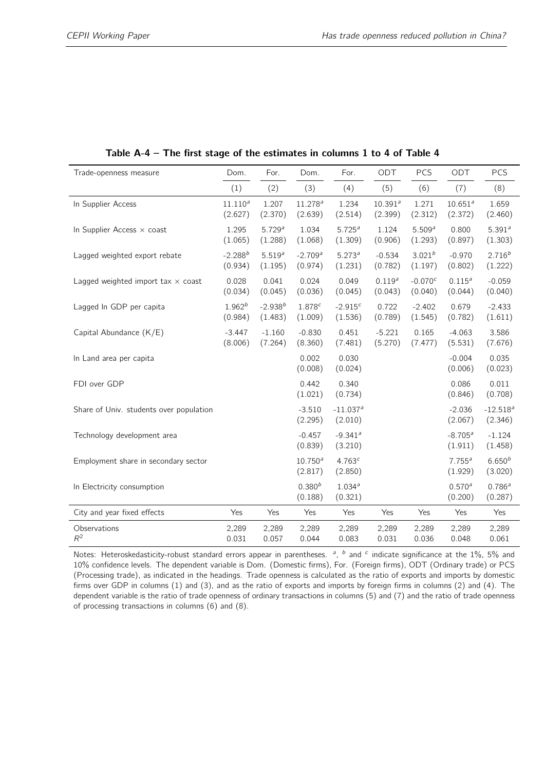**Table A-4 – The first stage of the estimates in columns 1 to 4 of Table 4**

| Trade-openness measure | Dom. | For. | Dom. | For. | ODT | PCS | ODT | PCS |
|---|---|---|---|---|---|---|---|---|
| | (1) | (2) | (3) | (4) | (5) | (6) | (7) | (8) |
| ln Supplier Access | 11.110[a] | 1.207 | 11.278[a] | 1.234 | 10.391[a] | 1.271 | 10.651[a] | 1.659 |
| | (2.627) | (2.370) | (2.639) | (2.514) | (2.399) | (2.312) | (2.372) | (2.460) |
| ln Supplier Access × coast | 1.295 | 5.729[a] | 1.034 | 5.725[a] | 1.124 | 5.509[a] | 0.800 | 5.391[a] |
| | (1.065) | (1.288) | (1.068) | (1.309) | (0.906) | (1.293) | (0.897) | (1.303) |
| Lagged weighted export rebate | -2.288[b] | 5.519[a] | -2.709[a] | 5.273[a] | -0.534 | 3.021[b] | -0.970 | 2.716[b] |
| | (0.934) | (1.195) | (0.974) | (1.231) | (0.782) | (1.197) | (0.802) | (1.222) |
| Lagged weighted import tax × coast | 0.028 | 0.041 | 0.024 | 0.049 | 0.119[a] | -0.070[c] | 0.115[a] | -0.059 |
| | (0.034) | (0.045) | (0.036) | (0.045) | (0.043) | (0.040) | (0.044) | (0.040) |
| Lagged ln GDP per capita | 1.962[b] | -2.938[b] | 1.878[c] | -2.915[c] | 0.722 | -2.402 | 0.679 | -2.433 |
| | (0.984) | (1.483) | (1.009) | (1.536) | (0.789) | (1.545) | (0.782) | (1.611) |
| Capital Abundance (K/E) | -3.447 | -1.160 | -0.830 | 0.451 | -5.221 | 0.165 | -4.063 | 3.586 |
| | (8.006) | (7.264) | (8.360) | (7.481) | (5.270) | (7.477) | (5.531) | (7.676) |
| ln Land area per capita | | | 0.002 | 0.030 | | | -0.004 | 0.035 |
| | | | (0.008) | (0.024) | | | (0.006) | (0.023) |
| FDI over GDP | | | 0.442 | 0.340 | | | 0.086 | 0.011 |
| | | | (1.021) | (0.734) | | | (0.846) | (0.708) |
| Share of Univ. students over population | | | -3.510 | -11.037[a] | | | -2.036 | -12.518[a] |
| | | | (2.295) | (2.010) | | | (2.067) | (2.346) |
| Technology development area | | | -0.457 | -9.341[a] | | | -8.705[a] | -1.124 |
| | | | (0.839) | (3.210) | | | (1.911) | (1.458) |
| Employment share in secondary sector | | | 10.750[a] | 4.763[c] | | | 7.755[a] | 6.650[b] |
| | | | (2.817) | (2.850) | | | (1.929) | (3.020) |
| ln Electricity consumption | | | 0.380[b] | 1.034[a] | | | 0.570[a] | 0.786[a] |
| | | | (0.188) | (0.321) | | | (0.200) | (0.287) |
| City and year fixed effects | Yes | Yes | Yes | Yes | Yes | Yes | Yes | Yes |
| Observations | 2,289 | 2,289 | 2,289 | 2,289 | 2,289 | 2,289 | 2,289 | 2,289 |
| $R^2$ | 0.031 | 0.057 | 0.044 | 0.083 | 0.031 | 0.036 | 0.048 | 0.061 |

Notes: Heteroskedasticity-robust standard errors appear in parentheses. [a], [b] and [c] indicate significance at the 1%, 5% and 10% confidence levels. The dependent variable is Dom. (Domestic firms), For. (Foreign firms), ODT (Ordinary trade) or PCS (Processing trade), as indicated in the headings. Trade openness is calculated as the ratio of exports and imports by domestic firms over GDP in columns (1) and (3), and as the ratio of exports and imports by foreign firms in columns (2) and (4). The dependent variable is the ratio of trade openness of ordinary transactions in columns (5) and (7) and the ratio of trade openness of processing transactions in columns (6) and (8).